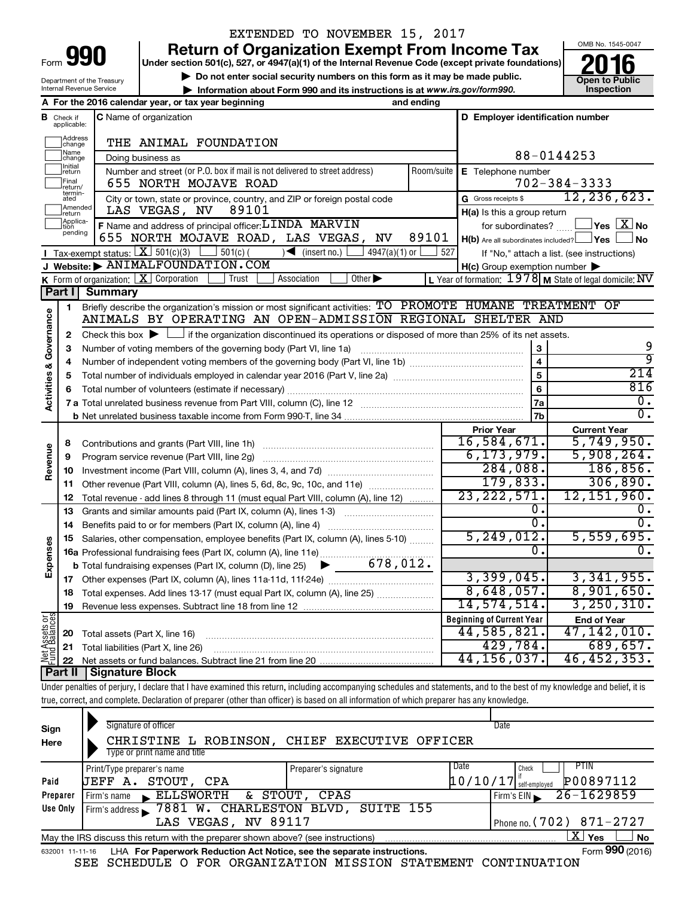EXTENDED TO NOVEMBER 15, 2017

# Form 990 — Return of Organization Exempt From Income Tax (2016)

Under section 501(c), 527, or 4947(a)(1) of the Internal Revenue Code (except private foundations)

▶ Do not enter social security numbers on this form as it may be made public.

▶ Information about Form 990 and its instructions is at www.irs.gov/form990.

Department of the Treasury, Internal Revenue Service

OMB No. 1545-0047 — Open to Public Inspection

**A** For the 2016 calendar year, or tax year beginning and ending

**B** Check if applicable: Address change, Name change, Initial return, Final return/terminated, Amended return, Application pending

**C** Name of organization: THE ANIMAL FOUNDATION

Doing business as

Number and street (or P.O. box if mail is not delivered to street address): 655 NORTH MOJAVE ROAD — Room/suite

City or town, state or province, country, and ZIP or foreign postal code: LAS VEGAS, NV 89101

**D** Employer identification number: 88-0144253

**E** Telephone number: 702-384-3333

**G** Gross receipts $ 12,236,623.

**F** Name and address of principal officer: LINDA MARVIN, 655 NORTH MOJAVE ROAD, LAS VEGAS, NV 89101

**H(a)** Is this a group return for subordinates? Yes [ ] No [X]

**H(b)** Are all subordinates included? Yes [ ] No [ ] — If "No," attach a list. (see instructions)

**H(c)** Group exemption number ▶

**I** Tax-exempt status: [X] 501(c)(3) [ ] 501(c)( ) ◀ (insert no.) [ ] 4947(a)(1) or [ ] 527

**J** Website: ▶ ANIMALFOUNDATION.COM

**K** Form of organization: [X] Corporation [ ] Trust [ ] Association [ ] Other ▶

**L** Year of formation: 1978 **M** State of legal domicile: NV

## Part I Summary

**Activities & Governance**

1. Briefly describe the organization's mission or most significant activities: TO PROMOTE HUMANE TREATMENT OF ANIMALS BY OPERATING AN OPEN-ADMISSION REGIONAL SHELTER AND
2. Check this box ▶ [ ] if the organization discontinued its operations or disposed of more than 25% of its net assets.

| Line | Description | | Value |
|---|---|---|---|
| 3 | Number of voting members of the governing body (Part VI, line 1a) | 3 | 9 |
| 4 | Number of independent voting members of the governing body (Part VI, line 1b) | 4 | 9 |
| 5 | Total number of individuals employed in calendar year 2016 (Part V, line 2a) | 5 | 214 |
| 6 | Total number of volunteers (estimate if necessary) | 6 | 816 |
| 7a | Total unrelated business revenue from Part VIII, column (C), line 12 | 7a | 0. |
| 7b | Net unrelated business taxable income from Form 990-T, line 34 | 7b | 0. |

| | Line | Description | Prior Year | Current Year |
|---|---|---|---|---|
| Revenue | 8 | Contributions and grants (Part VIII, line 1h) | 16,584,671. | 5,749,950. |
| | 9 | Program service revenue (Part VIII, line 2g) | 6,173,979. | 5,908,264. |
| | 10 | Investment income (Part VIII, column (A), lines 3, 4, and 7d) | 284,088. | 186,856. |
| | 11 | Other revenue (Part VIII, column (A), lines 5, 6d, 8c, 9c, 10c, and 11e) | 179,833. | 306,890. |
| | 12 | Total revenue - add lines 8 through 11 (must equal Part VIII, column (A), line 12) | 23,222,571. | 12,151,960. |
| Expenses | 13 | Grants and similar amounts paid (Part IX, column (A), lines 1-3) | 0. | 0. |
| | 14 | Benefits paid to or for members (Part IX, column (A), line 4) | 0. | 0. |
| | 15 | Salaries, other compensation, employee benefits (Part IX, column (A), lines 5-10) | 5,249,012. | 5,559,695. |
| | 16a | Professional fundraising fees (Part IX, column (A), line 11e) | 0. | 0. |
| | b | Total fundraising expenses (Part IX, column (D), line 25) ▶ 678,012. | | |
| | 17 | Other expenses (Part IX, column (A), lines 11a-11d, 11f-24e) | 3,399,045. | 3,341,955. |
| | 18 | Total expenses. Add lines 13-17 (must equal Part IX, column (A), line 25) | 8,648,057. | 8,901,650. |
| | 19 | Revenue less expenses. Subtract line 18 from line 12 | 14,574,514. | 3,250,310. |

| | Line | Description | Beginning of Current Year | End of Year |
|---|---|---|---|---|
| Net Assets or Fund Balances | 20 | Total assets (Part X, line 16) | 44,585,821. | 47,142,010. |
| | 21 | Total liabilities (Part X, line 26) | 429,784. | 689,657. |
| | 22 | Net assets or fund balances. Subtract line 21 from line 20 | 44,156,037. | 46,452,353. |

## Part II Signature Block

Under penalties of perjury, I declare that I have examined this return, including accompanying schedules and statements, and to the best of my knowledge and belief, it is true, correct, and complete. Declaration of preparer (other than officer) is based on all information of which preparer has any knowledge.

**Sign Here** — Signature of officer / Date

CHRISTINE L ROBINSON, CHIEF EXECUTIVE OFFICER

Type or print name and title

**Paid Preparer Use Only**

| Print/Type preparer's name | Preparer's signature | Date | Check if self-employed | PTIN |
|---|---|---|---|---|
| JEFF A. STOUT, CPA | | 10/10/17 | [ ] | P00897112 |

Firm's name ▶ ELLSWORTH & STOUT, CPAS — Firm's EIN ▶ 26-1629859

Firm's address ▶ 7881 W. CHARLESTON BLVD, SUITE 155, LAS VEGAS, NV 89117 — Phone no. (702) 871-2727

May the IRS discuss this return with the preparer shown above? (see instructions) [X] Yes [ ] No

632001 11-11-16 LHA For Paperwork Reduction Act Notice, see the separate instructions. Form **990** (2016)

SEE SCHEDULE O FOR ORGANIZATION MISSION STATEMENT CONTINUATION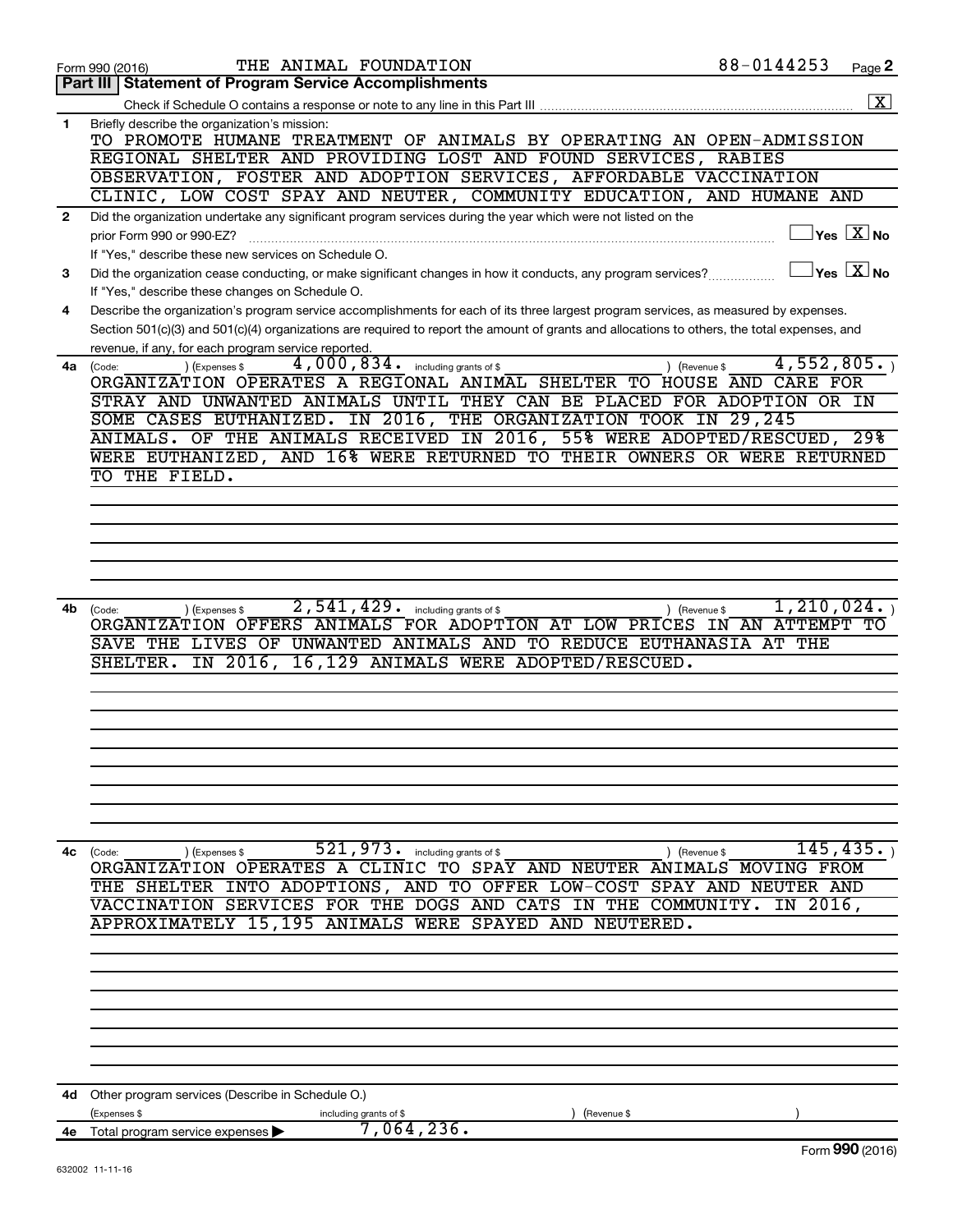Form 990 (2016) THE ANIMAL FOUNDATION 88-0144253 Page 2

**Part III | Statement of Program Service Accomplishments**

Check if Schedule O contains a response or note to any line in this Part III ..... [X]

**1** Briefly describe the organization's mission:
TO PROMOTE HUMANE TREATMENT OF ANIMALS BY OPERATING AN OPEN-ADMISSION REGIONAL SHELTER AND PROVIDING LOST AND FOUND SERVICES, RABIES OBSERVATION, FOSTER AND ADOPTION SERVICES, AFFORDABLE VACCINATION CLINIC, LOW COST SPAY AND NEUTER, COMMUNITY EDUCATION, AND HUMANE AND

**2** Did the organization undertake any significant program services during the year which were not listed on the prior Form 990 or 990-EZ? ..... [ ] Yes [X] No
If "Yes," describe these new services on Schedule O.

**3** Did the organization cease conducting, or make significant changes in how it conducts, any program services? ..... [ ] Yes [X] No
If "Yes," describe these changes on Schedule O.

**4** Describe the organization's program service accomplishments for each of its three largest program services, as measured by expenses. Section 501(c)(3) and 501(c)(4) organizations are required to report the amount of grants and allocations to others, the total expenses, and revenue, if any, for each program service reported.

**4a** (Code: ) (Expenses $ 4,000,834. including grants of $ ) (Revenue $ 4,552,805. )
ORGANIZATION OPERATES A REGIONAL ANIMAL SHELTER TO HOUSE AND CARE FOR STRAY AND UNWANTED ANIMALS UNTIL THEY CAN BE PLACED FOR ADOPTION OR IN SOME CASES EUTHANIZED. IN 2016, THE ORGANIZATION TOOK IN 29,245 ANIMALS. OF THE ANIMALS RECEIVED IN 2016, 55% WERE ADOPTED/RESCUED, 29% WERE EUTHANIZED, AND 16% WERE RETURNED TO THEIR OWNERS OR WERE RETURNED TO THE FIELD.

**4b** (Code: ) (Expenses $ 2,541,429. including grants of $ ) (Revenue $ 1,210,024. )
ORGANIZATION OFFERS ANIMALS FOR ADOPTION AT LOW PRICES IN AN ATTEMPT TO SAVE THE LIVES OF UNWANTED ANIMALS AND TO REDUCE EUTHANASIA AT THE SHELTER. IN 2016, 16,129 ANIMALS WERE ADOPTED/RESCUED.

**4c** (Code: ) (Expenses $ 521,973. including grants of $ ) (Revenue $ 145,435. )
ORGANIZATION OPERATES A CLINIC TO SPAY AND NEUTER ANIMALS MOVING FROM THE SHELTER INTO ADOPTIONS, AND TO OFFER LOW-COST SPAY AND NEUTER AND VACCINATION SERVICES FOR THE DOGS AND CATS IN THE COMMUNITY. IN 2016, APPROXIMATELY 15,195 ANIMALS WERE SPAYED AND NEUTERED.

**4d** Other program services (Describe in Schedule O.)
(Expenses $ including grants of $ ) (Revenue $ )

**4e** Total program service expenses ▶ 7,064,236.

Form **990** (2016)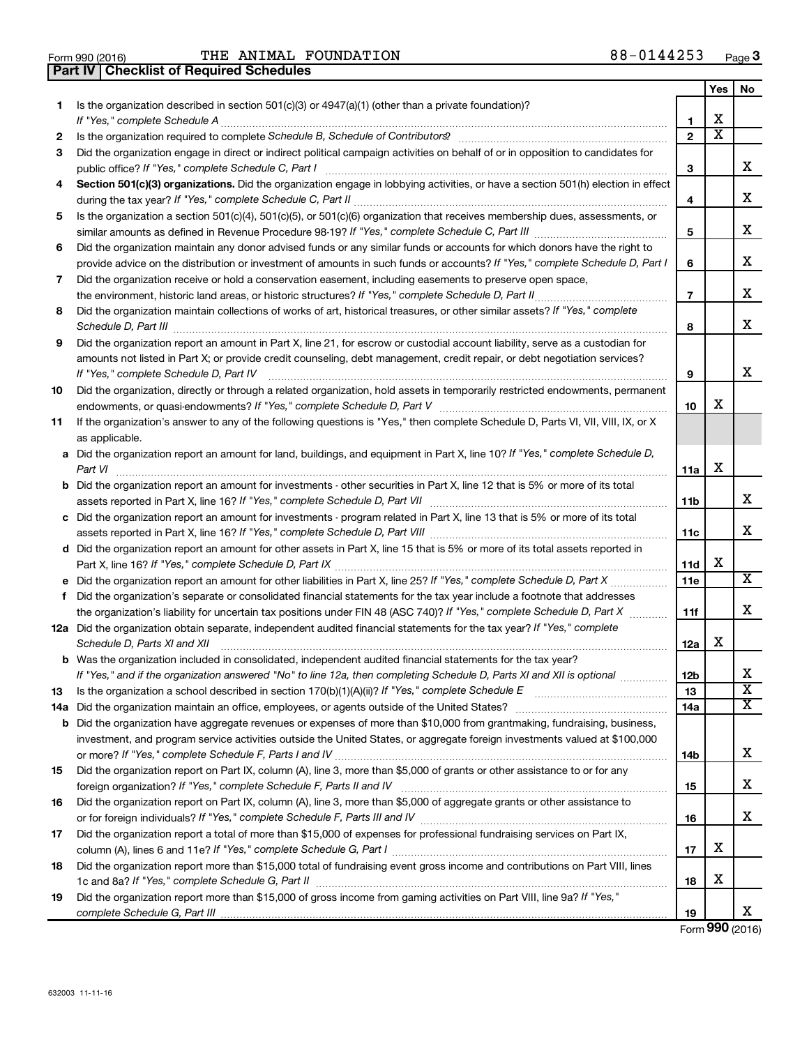Form 990 (2016) THE ANIMAL FOUNDATION 88-0144253

## Part IV | Checklist of Required Schedules

| | | | Yes | No |
|---|---|---|---|---|
| 1 | Is the organization described in section 501(c)(3) or 4947(a)(1) (other than a private foundation)? *If "Yes," complete Schedule A* | 1 | X | |
| 2 | Is the organization required to complete *Schedule B, Schedule of Contributors*? | 2 | X | |
| 3 | Did the organization engage in direct or indirect political campaign activities on behalf of or in opposition to candidates for public office? *If "Yes," complete Schedule C, Part I* | 3 | | X |
| 4 | **Section 501(c)(3) organizations.** Did the organization engage in lobbying activities, or have a section 501(h) election in effect during the tax year? *If "Yes," complete Schedule C, Part II* | 4 | | X |
| 5 | Is the organization a section 501(c)(4), 501(c)(5), or 501(c)(6) organization that receives membership dues, assessments, or similar amounts as defined in Revenue Procedure 98-19? *If "Yes," complete Schedule C, Part III* | 5 | | X |
| 6 | Did the organization maintain any donor advised funds or any similar funds or accounts for which donors have the right to provide advice on the distribution or investment of amounts in such funds or accounts? *If "Yes," complete Schedule D, Part I* | 6 | | X |
| 7 | Did the organization receive or hold a conservation easement, including easements to preserve open space, the environment, historic land areas, or historic structures? *If "Yes," complete Schedule D, Part II* | 7 | | X |
| 8 | Did the organization maintain collections of works of art, historical treasures, or other similar assets? *If "Yes," complete Schedule D, Part III* | 8 | | X |
| 9 | Did the organization report an amount in Part X, line 21, for escrow or custodial account liability, serve as a custodian for amounts not listed in Part X; or provide credit counseling, debt management, credit repair, or debt negotiation services? *If "Yes," complete Schedule D, Part IV* | 9 | | X |
| 10 | Did the organization, directly or through a related organization, hold assets in temporarily restricted endowments, permanent endowments, or quasi-endowments? *If "Yes," complete Schedule D, Part V* | 10 | X | |
| 11 | If the organization's answer to any of the following questions is "Yes," then complete Schedule D, Parts VI, VII, VIII, IX, or X as applicable. | | | |
| a | Did the organization report an amount for land, buildings, and equipment in Part X, line 10? *If "Yes," complete Schedule D, Part VI* | 11a | X | |
| b | Did the organization report an amount for investments - other securities in Part X, line 12 that is 5% or more of its total assets reported in Part X, line 16? *If "Yes," complete Schedule D, Part VII* | 11b | | X |
| c | Did the organization report an amount for investments - program related in Part X, line 13 that is 5% or more of its total assets reported in Part X, line 16? *If "Yes," complete Schedule D, Part VIII* | 11c | | X |
| d | Did the organization report an amount for other assets in Part X, line 15 that is 5% or more of its total assets reported in Part X, line 16? *If "Yes," complete Schedule D, Part IX* | 11d | X | |
| e | Did the organization report an amount for other liabilities in Part X, line 25? *If "Yes," complete Schedule D, Part X* | 11e | | X |
| f | Did the organization's separate or consolidated financial statements for the tax year include a footnote that addresses the organization's liability for uncertain tax positions under FIN 48 (ASC 740)? *If "Yes," complete Schedule D, Part X* | 11f | | X |
| 12a | Did the organization obtain separate, independent audited financial statements for the tax year? *If "Yes," complete Schedule D, Parts XI and XII* | 12a | X | |
| b | Was the organization included in consolidated, independent audited financial statements for the tax year? *If "Yes," and if the organization answered "No" to line 12a, then completing Schedule D, Parts XI and XII is optional* | 12b | | X |
| 13 | Is the organization a school described in section 170(b)(1)(A)(ii)? *If "Yes," complete Schedule E* | 13 | | X |
| 14a | Did the organization maintain an office, employees, or agents outside of the United States? | 14a | | X |
| b | Did the organization have aggregate revenues or expenses of more than $10,000 from grantmaking, fundraising, business, investment, and program service activities outside the United States, or aggregate foreign investments valued at $100,000 or more? *If "Yes," complete Schedule F, Parts I and IV* | 14b | | X |
| 15 | Did the organization report on Part IX, column (A), line 3, more than $5,000 of grants or other assistance to or for any foreign organization? *If "Yes," complete Schedule F, Parts II and IV* | 15 | | X |
| 16 | Did the organization report on Part IX, column (A), line 3, more than $5,000 of aggregate grants or other assistance to or for foreign individuals? *If "Yes," complete Schedule F, Parts III and IV* | 16 | | X |
| 17 | Did the organization report a total of more than $15,000 of expenses for professional fundraising services on Part IX, column (A), lines 6 and 11e? *If "Yes," complete Schedule G, Part I* | 17 | X | |
| 18 | Did the organization report more than $15,000 total of fundraising event gross income and contributions on Part VIII, lines 1c and 8a? *If "Yes," complete Schedule G, Part II* | 18 | X | |
| 19 | Did the organization report more than $15,000 of gross income from gaming activities on Part VIII, line 9a? *If "Yes," complete Schedule G, Part III* | 19 | | X |

Form **990** (2016)

632003 11-11-16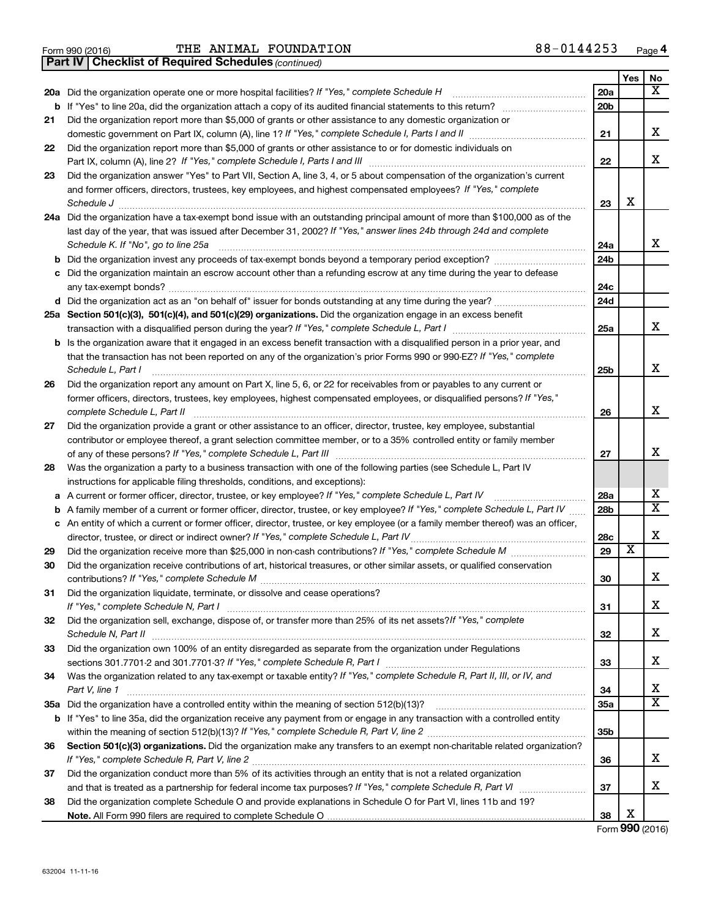Form 990 (2016) THE ANIMAL FOUNDATION 88-0144253

**Part IV | Checklist of Required Schedules** *(continued)*

| | | | Yes | No |
|---|---|---|---|---|
| **20a** | Did the organization operate one or more hospital facilities? *If "Yes," complete Schedule H* | **20a** | | X |
| **b** | If "Yes" to line 20a, did the organization attach a copy of its audited financial statements to this return? | **20b** | | |
| **21** | Did the organization report more than $5,000 of grants or other assistance to any domestic organization or domestic government on Part IX, column (A), line 1? *If "Yes," complete Schedule I, Parts I and II* | **21** | | X |
| **22** | Did the organization report more than $5,000 of grants or other assistance to or for domestic individuals on Part IX, column (A), line 2? *If "Yes," complete Schedule I, Parts I and III* | **22** | | X |
| **23** | Did the organization answer "Yes" to Part VII, Section A, line 3, 4, or 5 about compensation of the organization's current and former officers, directors, trustees, key employees, and highest compensated employees? *If "Yes," complete Schedule J* | **23** | X | |
| **24a** | Did the organization have a tax-exempt bond issue with an outstanding principal amount of more than $100,000 as of the last day of the year, that was issued after December 31, 2002? *If "Yes," answer lines 24b through 24d and complete Schedule K. If "No", go to line 25a* | **24a** | | X |
| **b** | Did the organization invest any proceeds of tax-exempt bonds beyond a temporary period exception? | **24b** | | |
| **c** | Did the organization maintain an escrow account other than a refunding escrow at any time during the year to defease any tax-exempt bonds? | **24c** | | |
| **d** | Did the organization act as an "on behalf of" issuer for bonds outstanding at any time during the year? | **24d** | | |
| **25a** | **Section 501(c)(3), 501(c)(4), and 501(c)(29) organizations.** Did the organization engage in an excess benefit transaction with a disqualified person during the year? *If "Yes," complete Schedule L, Part I* | **25a** | | X |
| **b** | Is the organization aware that it engaged in an excess benefit transaction with a disqualified person in a prior year, and that the transaction has not been reported on any of the organization's prior Forms 990 or 990-EZ? *If "Yes," complete Schedule L, Part I* | **25b** | | X |
| **26** | Did the organization report any amount on Part X, line 5, 6, or 22 for receivables from or payables to any current or former officers, directors, trustees, key employees, highest compensated employees, or disqualified persons? *If "Yes," complete Schedule L, Part II* | **26** | | X |
| **27** | Did the organization provide a grant or other assistance to an officer, director, trustee, key employee, substantial contributor or employee thereof, a grant selection committee member, or to a 35% controlled entity or family member of any of these persons? *If "Yes," complete Schedule L, Part III* | **27** | | X |
| **28** | Was the organization a party to a business transaction with one of the following parties (see Schedule L, Part IV instructions for applicable filing thresholds, conditions, and exceptions): | | | |
| **a** | A current or former officer, director, trustee, or key employee? *If "Yes," complete Schedule L, Part IV* | **28a** | | X |
| **b** | A family member of a current or former officer, director, trustee, or key employee? *If "Yes," complete Schedule L, Part IV* | **28b** | | X |
| **c** | An entity of which a current or former officer, director, trustee, or key employee (or a family member thereof) was an officer, director, trustee, or direct or indirect owner? *If "Yes," complete Schedule L, Part IV* | **28c** | | X |
| **29** | Did the organization receive more than $25,000 in non-cash contributions? *If "Yes," complete Schedule M* | **29** | X | |
| **30** | Did the organization receive contributions of art, historical treasures, or other similar assets, or qualified conservation contributions? *If "Yes," complete Schedule M* | **30** | | X |
| **31** | Did the organization liquidate, terminate, or dissolve and cease operations? *If "Yes," complete Schedule N, Part I* | **31** | | X |
| **32** | Did the organization sell, exchange, dispose of, or transfer more than 25% of its net assets? *If "Yes," complete Schedule N, Part II* | **32** | | X |
| **33** | Did the organization own 100% of an entity disregarded as separate from the organization under Regulations sections 301.7701-2 and 301.7701-3? *If "Yes," complete Schedule R, Part I* | **33** | | X |
| **34** | Was the organization related to any tax-exempt or taxable entity? *If "Yes," complete Schedule R, Part II, III, or IV, and Part V, line 1* | **34** | | X |
| **35a** | Did the organization have a controlled entity within the meaning of section 512(b)(13)? | **35a** | | X |
| **b** | If "Yes" to line 35a, did the organization receive any payment from or engage in any transaction with a controlled entity within the meaning of section 512(b)(13)? *If "Yes," complete Schedule R, Part V, line 2* | **35b** | | |
| **36** | **Section 501(c)(3) organizations.** Did the organization make any transfers to an exempt non-charitable related organization? *If "Yes," complete Schedule R, Part V, line 2* | **36** | | X |
| **37** | Did the organization conduct more than 5% of its activities through an entity that is not a related organization and that is treated as a partnership for federal income tax purposes? *If "Yes," complete Schedule R, Part VI* | **37** | | X |
| **38** | Did the organization complete Schedule O and provide explanations in Schedule O for Part VI, lines 11b and 19? **Note.** All Form 990 filers are required to complete Schedule O | **38** | X | |

Form **990** (2016)

632004 11-11-16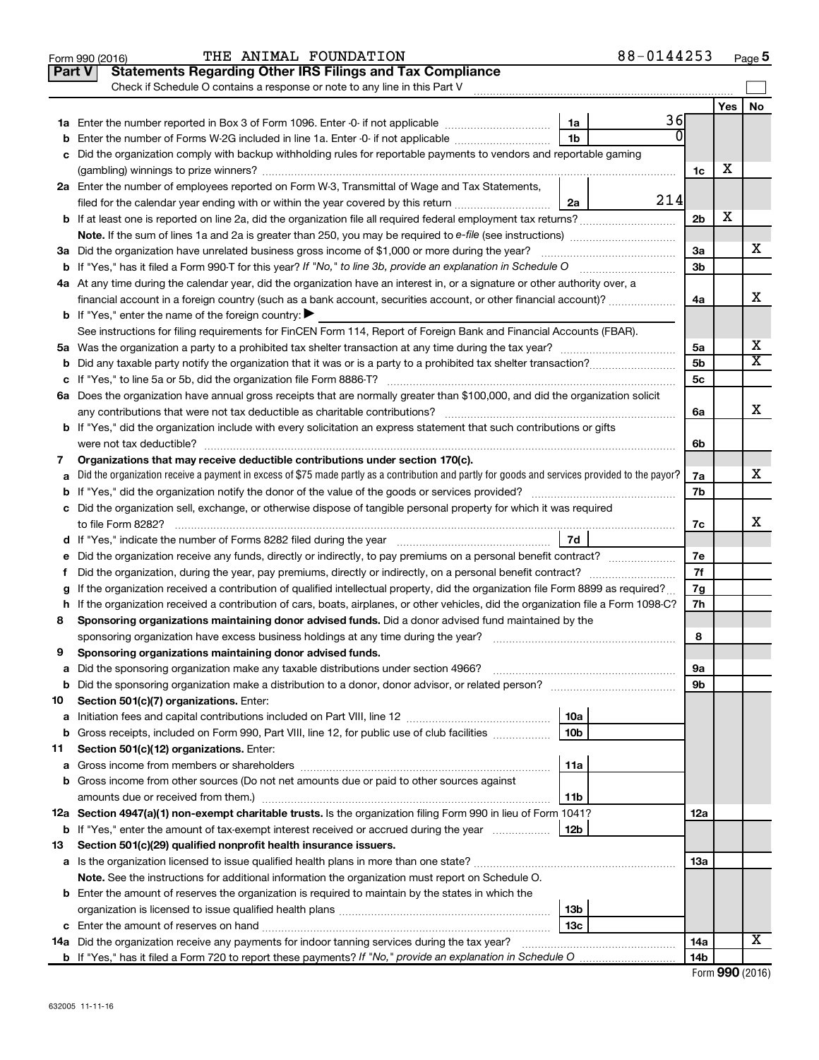Form 990 (2016) THE ANIMAL FOUNDATION 88-0144253 Page 5

**Part V Statements Regarding Other IRS Filings and Tax Compliance**

Check if Schedule O contains a response or note to any line in this Part V

| | | | | | Yes | No |
|---|---|---|---|---|---|---|
| **1a** | Enter the number reported in Box 3 of Form 1096. Enter -0- if not applicable | 1a | 36 | | | |
| **b** | Enter the number of Forms W-2G included in line 1a. Enter -0- if not applicable | 1b | 0 | | | |
| **c** | Did the organization comply with backup withholding rules for reportable payments to vendors and reportable gaming (gambling) winnings to prize winners? | | | 1c | X | |
| **2a** | Enter the number of employees reported on Form W-3, Transmittal of Wage and Tax Statements, filed for the calendar year ending with or within the year covered by this return | 2a | 214 | | | |
| **b** | If at least one is reported on line 2a, did the organization file all required federal employment tax returns? | | | 2b | X | |
| | **Note.** If the sum of lines 1a and 2a is greater than 250, you may be required to *e-file* (see instructions) | | | | | |
| **3a** | Did the organization have unrelated business gross income of $1,000 or more during the year? | | | 3a | | X |
| **b** | If "Yes," has it filed a Form 990-T for this year? *If "No," to line 3b, provide an explanation in Schedule O* | | | 3b | | |
| **4a** | At any time during the calendar year, did the organization have an interest in, or a signature or other authority over, a financial account in a foreign country (such as a bank account, securities account, or other financial account)? | | | 4a | | X |
| **b** | If "Yes," enter the name of the foreign country: ▶ | | | | | |
| | See instructions for filing requirements for FinCEN Form 114, Report of Foreign Bank and Financial Accounts (FBAR). | | | | | |
| **5a** | Was the organization a party to a prohibited tax shelter transaction at any time during the tax year? | | | 5a | | X |
| **b** | Did any taxable party notify the organization that it was or is a party to a prohibited tax shelter transaction? | | | 5b | | X |
| **c** | If "Yes," to line 5a or 5b, did the organization file Form 8886-T? | | | 5c | | |
| **6a** | Does the organization have annual gross receipts that are normally greater than $100,000, and did the organization solicit any contributions that were not tax deductible as charitable contributions? | | | 6a | | X |
| **b** | If "Yes," did the organization include with every solicitation an express statement that such contributions or gifts were not tax deductible? | | | 6b | | |
| **7** | **Organizations that may receive deductible contributions under section 170(c).** | | | | | |
| **a** | Did the organization receive a payment in excess of $75 made partly as a contribution and partly for goods and services provided to the payor? | | | 7a | | X |
| **b** | If "Yes," did the organization notify the donor of the value of the goods or services provided? | | | 7b | | |
| **c** | Did the organization sell, exchange, or otherwise dispose of tangible personal property for which it was required to file Form 8282? | | | 7c | | X |
| **d** | If "Yes," indicate the number of Forms 8282 filed during the year | 7d | | | | |
| **e** | Did the organization receive any funds, directly or indirectly, to pay premiums on a personal benefit contract? | | | 7e | | |
| **f** | Did the organization, during the year, pay premiums, directly or indirectly, on a personal benefit contract? | | | 7f | | |
| **g** | If the organization received a contribution of qualified intellectual property, did the organization file Form 8899 as required? | | | 7g | | |
| **h** | If the organization received a contribution of cars, boats, airplanes, or other vehicles, did the organization file a Form 1098-C? | | | 7h | | |
| **8** | **Sponsoring organizations maintaining donor advised funds.** Did a donor advised fund maintained by the sponsoring organization have excess business holdings at any time during the year? | | | 8 | | |
| **9** | **Sponsoring organizations maintaining donor advised funds.** | | | | | |
| **a** | Did the sponsoring organization make any taxable distributions under section 4966? | | | 9a | | |
| **b** | Did the sponsoring organization make a distribution to a donor, donor advisor, or related person? | | | 9b | | |
| **10** | **Section 501(c)(7) organizations.** Enter: | | | | | |
| **a** | Initiation fees and capital contributions included on Part VIII, line 12 | 10a | | | | |
| **b** | Gross receipts, included on Form 990, Part VIII, line 12, for public use of club facilities | 10b | | | | |
| **11** | **Section 501(c)(12) organizations.** Enter: | | | | | |
| **a** | Gross income from members or shareholders | 11a | | | | |
| **b** | Gross income from other sources (Do not net amounts due or paid to other sources against amounts due or received from them.) | 11b | | | | |
| **12a** | **Section 4947(a)(1) non-exempt charitable trusts.** Is the organization filing Form 990 in lieu of Form 1041? | | | 12a | | |
| **b** | If "Yes," enter the amount of tax-exempt interest received or accrued during the year | 12b | | | | |
| **13** | **Section 501(c)(29) qualified nonprofit health insurance issuers.** | | | | | |
| **a** | Is the organization licensed to issue qualified health plans in more than one state? | | | 13a | | |
| | **Note.** See the instructions for additional information the organization must report on Schedule O. | | | | | |
| **b** | Enter the amount of reserves the organization is required to maintain by the states in which the organization is licensed to issue qualified health plans | 13b | | | | |
| **c** | Enter the amount of reserves on hand | 13c | | | | |
| **14a** | Did the organization receive any payments for indoor tanning services during the tax year? | | | 14a | | X |
| **b** | If "Yes," has it filed a Form 720 to report these payments? *If "No," provide an explanation in Schedule O* | | | 14b | | |

Form **990** (2016)

632005 11-11-16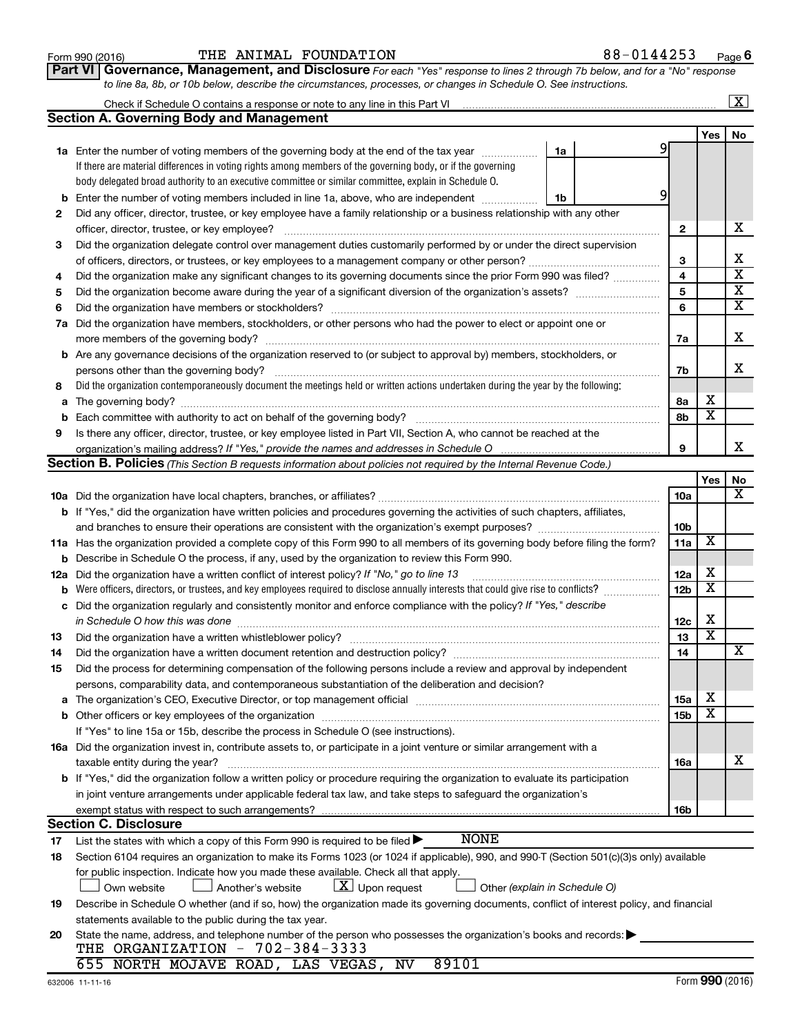Form 990 (2016) THE ANIMAL FOUNDATION 88-0144253

**Part VI | Governance, Management, and Disclosure** *For each "Yes" response to lines 2 through 7b below, and for a "No" response to line 8a, 8b, or 10b below, describe the circumstances, processes, or changes in Schedule O. See instructions.*

Check if Schedule O contains a response or note to any line in this Part VI ... [X]

## Section A. Governing Body and Management

| | | | | Yes | No |
|---|---|---|---|---|---|
| **1a** | Enter the number of voting members of the governing body at the end of the tax year ... **1a** 9 | | | | |
| | If there are material differences in voting rights among members of the governing body, or if the governing body delegated broad authority to an executive committee or similar committee, explain in Schedule O. | | | | |
| **b** | Enter the number of voting members included in line 1a, above, who are independent ... **1b** 9 | | | | |
| **2** | Did any officer, director, trustee, or key employee have a family relationship or a business relationship with any other officer, director, trustee, or key employee? | **2** | | | X |
| **3** | Did the organization delegate control over management duties customarily performed by or under the direct supervision of officers, directors, or trustees, or key employees to a management company or other person? | **3** | | | X |
| **4** | Did the organization make any significant changes to its governing documents since the prior Form 990 was filed? | **4** | | | X |
| **5** | Did the organization become aware during the year of a significant diversion of the organization's assets? | **5** | | | X |
| **6** | Did the organization have members or stockholders? | **6** | | | X |
| **7a** | Did the organization have members, stockholders, or other persons who had the power to elect or appoint one or more members of the governing body? | **7a** | | | X |
| **b** | Are any governance decisions of the organization reserved to (or subject to approval by) members, stockholders, or persons other than the governing body? | **7b** | | | X |
| **8** | Did the organization contemporaneously document the meetings held or written actions undertaken during the year by the following: | | | | |
| **a** | The governing body? | **8a** | | X | |
| **b** | Each committee with authority to act on behalf of the governing body? | **8b** | | X | |
| **9** | Is there any officer, director, trustee, or key employee listed in Part VII, Section A, who cannot be reached at the organization's mailing address? *If "Yes," provide the names and addresses in Schedule O* | **9** | | | X |

## Section B. Policies *(This Section B requests information about policies not required by the Internal Revenue Code.)*

| | | | Yes | No |
|---|---|---|---|---|
| **10a** | Did the organization have local chapters, branches, or affiliates? | **10a** | | X |
| **b** | If "Yes," did the organization have written policies and procedures governing the activities of such chapters, affiliates, and branches to ensure their operations are consistent with the organization's exempt purposes? | **10b** | | |
| **11a** | Has the organization provided a complete copy of this Form 990 to all members of its governing body before filing the form? | **11a** | X | |
| **b** | Describe in Schedule O the process, if any, used by the organization to review this Form 990. | | | |
| **12a** | Did the organization have a written conflict of interest policy? *If "No," go to line 13* | **12a** | X | |
| **b** | Were officers, directors, or trustees, and key employees required to disclose annually interests that could give rise to conflicts? | **12b** | X | |
| **c** | Did the organization regularly and consistently monitor and enforce compliance with the policy? *If "Yes," describe in Schedule O how this was done* | **12c** | X | |
| **13** | Did the organization have a written whistleblower policy? | **13** | X | |
| **14** | Did the organization have a written document retention and destruction policy? | **14** | | X |
| **15** | Did the process for determining compensation of the following persons include a review and approval by independent persons, comparability data, and contemporaneous substantiation of the deliberation and decision? | | | |
| **a** | The organization's CEO, Executive Director, or top management official | **15a** | X | |
| **b** | Other officers or key employees of the organization | **15b** | X | |
| | If "Yes" to line 15a or 15b, describe the process in Schedule O (see instructions). | | | |
| **16a** | Did the organization invest in, contribute assets to, or participate in a joint venture or similar arrangement with a taxable entity during the year? | **16a** | | X |
| **b** | If "Yes," did the organization follow a written policy or procedure requiring the organization to evaluate its participation in joint venture arrangements under applicable federal tax law, and take steps to safeguard the organization's exempt status with respect to such arrangements? | **16b** | | |

## Section C. Disclosure

**17** List the states with which a copy of this Form 990 is required to be filed ▶ NONE

**18** Section 6104 requires an organization to make its Forms 1023 (or 1024 if applicable), 990, and 990-T (Section 501(c)(3)s only) available for public inspection. Indicate how you made these available. Check all that apply.

[ ] Own website [ ] Another's website [X] Upon request [ ] Other *(explain in Schedule O)*

**19** Describe in Schedule O whether (and if so, how) the organization made its governing documents, conflict of interest policy, and financial statements available to the public during the tax year.

**20** State the name, address, and telephone number of the person who possesses the organization's books and records: ▶

THE ORGANIZATION - 702-384-3333
655 NORTH MOJAVE ROAD, LAS VEGAS, NV 89101

632006 11-11-16 Form **990** (2016)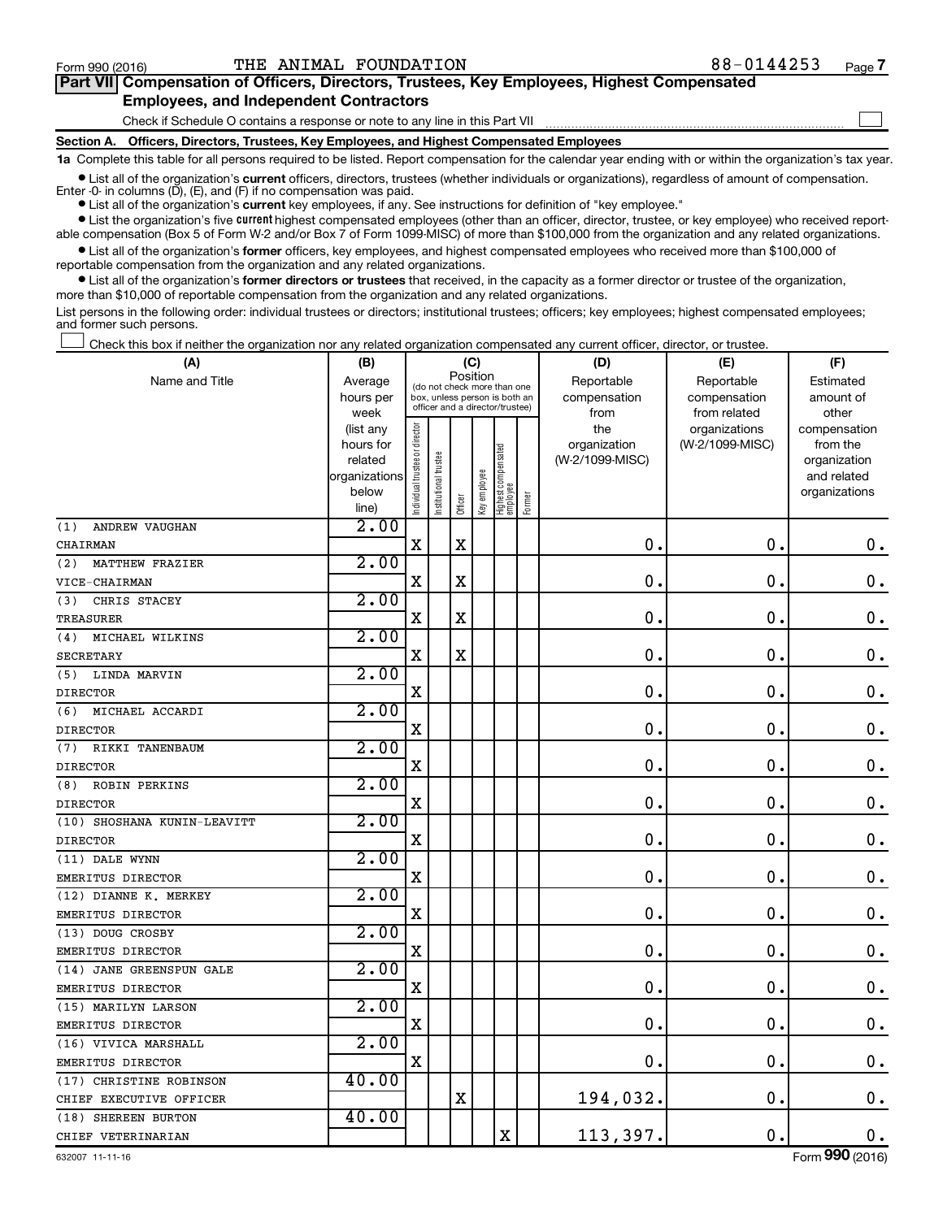Form 990 (2016) THE ANIMAL FOUNDATION 88-0144253

## Part VII Compensation of Officers, Directors, Trustees, Key Employees, Highest Compensated Employees, and Independent Contractors

Check if Schedule O contains a response or note to any line in this Part VII

### Section A. Officers, Directors, Trustees, Key Employees, and Highest Compensated Employees

**1a** Complete this table for all persons required to be listed. Report compensation for the calendar year ending with or within the organization's tax year.

- List all of the organization's **current** officers, directors, trustees (whether individuals or organizations), regardless of amount of compensation. Enter -0- in columns (D), (E), and (F) if no compensation was paid.
- List all of the organization's **current** key employees, if any. See instructions for definition of "key employee."
- List the organization's five **current** highest compensated employees (other than an officer, director, trustee, or key employee) who received reportable compensation (Box 5 of Form W-2 and/or Box 7 of Form 1099-MISC) of more than $100,000 from the organization and any related organizations.
- List all of the organization's **former** officers, key employees, and highest compensated employees who received more than $100,000 of reportable compensation from the organization and any related organizations.
- List all of the organization's **former directors or trustees** that received, in the capacity as a former director or trustee of the organization, more than $10,000 of reportable compensation from the organization and any related organizations.

List persons in the following order: individual trustees or directors; institutional trustees; officers; key employees; highest compensated employees; and former such persons.

Check this box if neither the organization nor any related organization compensated any current officer, director, or trustee.

| (A) Name and Title | (B) Average hours per week (list any hours for related organizations below line) | (C) Position: Individual trustee or director | Institutional trustee | Officer | Key employee | Highest compensated employee | Former | (D) Reportable compensation from the organization (W-2/1099-MISC) | (E) Reportable compensation from related organizations (W-2/1099-MISC) | (F) Estimated amount of other compensation from the organization and related organizations |
|---|---|---|---|---|---|---|---|---|---|---|
| (1) ANDREW VAUGHAN<br>CHAIRMAN | 2.00 | X | | X | | | | 0. | 0. | 0. |
| (2) MATTHEW FRAZIER<br>VICE-CHAIRMAN | 2.00 | X | | X | | | | 0. | 0. | 0. |
| (3) CHRIS STACEY<br>TREASURER | 2.00 | X | | X | | | | 0. | 0. | 0. |
| (4) MICHAEL WILKINS<br>SECRETARY | 2.00 | X | | X | | | | 0. | 0. | 0. |
| (5) LINDA MARVIN<br>DIRECTOR | 2.00 | X | | | | | | 0. | 0. | 0. |
| (6) MICHAEL ACCARDI<br>DIRECTOR | 2.00 | X | | | | | | 0. | 0. | 0. |
| (7) RIKKI TANENBAUM<br>DIRECTOR | 2.00 | X | | | | | | 0. | 0. | 0. |
| (8) ROBIN PERKINS<br>DIRECTOR | 2.00 | X | | | | | | 0. | 0. | 0. |
| (10) SHOSHANA KUNIN-LEAVITT<br>DIRECTOR | 2.00 | X | | | | | | 0. | 0. | 0. |
| (11) DALE WYNN<br>EMERITUS DIRECTOR | 2.00 | X | | | | | | 0. | 0. | 0. |
| (12) DIANNE K. MERKEY<br>EMERITUS DIRECTOR | 2.00 | X | | | | | | 0. | 0. | 0. |
| (13) DOUG CROSBY<br>EMERITUS DIRECTOR | 2.00 | X | | | | | | 0. | 0. | 0. |
| (14) JANE GREENSPUN GALE<br>EMERITUS DIRECTOR | 2.00 | X | | | | | | 0. | 0. | 0. |
| (15) MARILYN LARSON<br>EMERITUS DIRECTOR | 2.00 | X | | | | | | 0. | 0. | 0. |
| (16) VIVICA MARSHALL<br>EMERITUS DIRECTOR | 2.00 | X | | | | | | 0. | 0. | 0. |
| (17) CHRISTINE ROBINSON<br>CHIEF EXECUTIVE OFFICER | 40.00 | | | X | | | | 194,032. | 0. | 0. |
| (18) SHEREEN BURTON<br>CHIEF VETERINARIAN | 40.00 | | | | | X | | 113,397. | 0. | 0. |

632007 11-11-16 Form 990 (2016)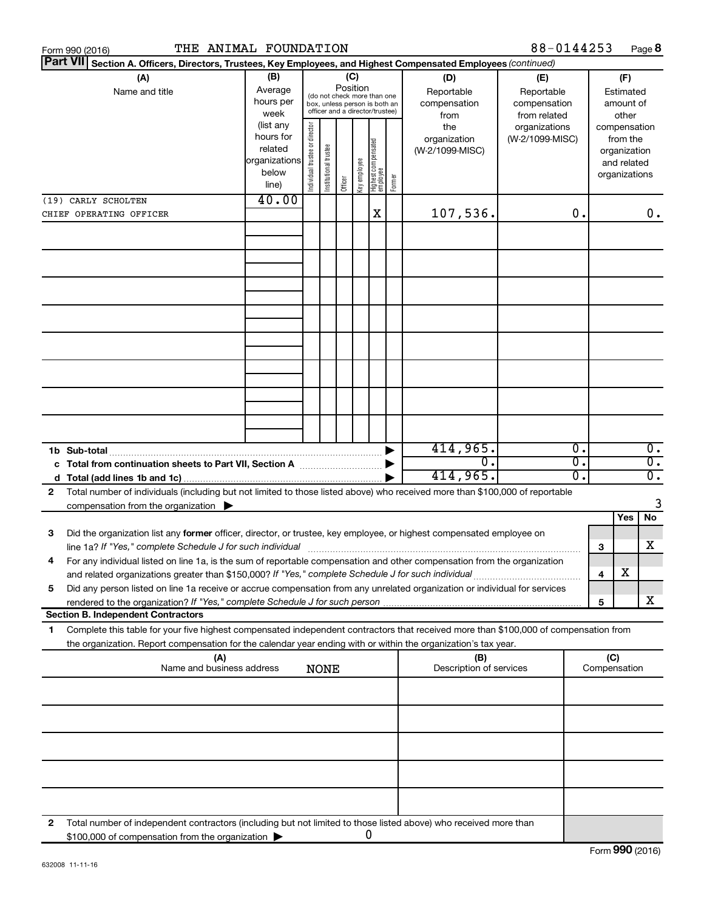Form 990 (2016) THE ANIMAL FOUNDATION 88-0144253 Page 8

**Part VII Section A. Officers, Directors, Trustees, Key Employees, and Highest Compensated Employees** *(continued)*

| (A) Name and title | (B) Average hours per week (list any hours for related organizations below line) | (C) Position (do not check more than one box, unless person is both an officer and a director/trustee) | | | | | | (D) Reportable compensation from the organization (W-2/1099-MISC) | (E) Reportable compensation from related organizations (W-2/1099-MISC) | (F) Estimated amount of other compensation from the organization and related organizations |
|---|---|---|---|---|---|---|---|---|---|---|
| | | Individual trustee or director | Institutional trustee | Officer | Key employee | Highest compensated employee | Former | | | |
| (19) CARLY SCHOLTEN<br>CHIEF OPERATING OFFICER | 40.00 | | | | | X | | 107,536. | 0. | 0. |

| | | (D) | (E) | (F) |
|---|---|---|---|---|
| **1b** | **Sub-total** | 414,965. | 0. | 0. |
| **c** | **Total from continuation sheets to Part VII, Section A** | 0. | 0. | 0. |
| **d** | **Total (add lines 1b and 1c)** | 414,965. | 0. | 0. |

**2** Total number of individuals (including but not limited to those listed above) who received more than $100,000 of reportable compensation from the organization ▶ 3

| | | | Yes | No |
|---|---|---|---|---|
| **3** | Did the organization list any **former** officer, director, or trustee, key employee, or highest compensated employee on line 1a? *If "Yes," complete Schedule J for such individual* | 3 | | X |
| **4** | For any individual listed on line 1a, is the sum of reportable compensation and other compensation from the organization and related organizations greater than $150,000? *If "Yes," complete Schedule J for such individual* | 4 | X | |
| **5** | Did any person listed on line 1a receive or accrue compensation from any unrelated organization or individual for services rendered to the organization? *If "Yes," complete Schedule J for such person* | 5 | | X |

**Section B. Independent Contractors**

**1** Complete this table for your five highest compensated independent contractors that received more than $100,000 of compensation from the organization. Report compensation for the calendar year ending with or within the organization's tax year.

| (A) Name and business address | (B) Description of services | (C) Compensation |
|---|---|---|
| NONE | | |

**2** Total number of independent contractors (including but not limited to those listed above) who received more than $100,000 of compensation from the organization ▶ 0

Form **990** (2016)

632008 11-11-16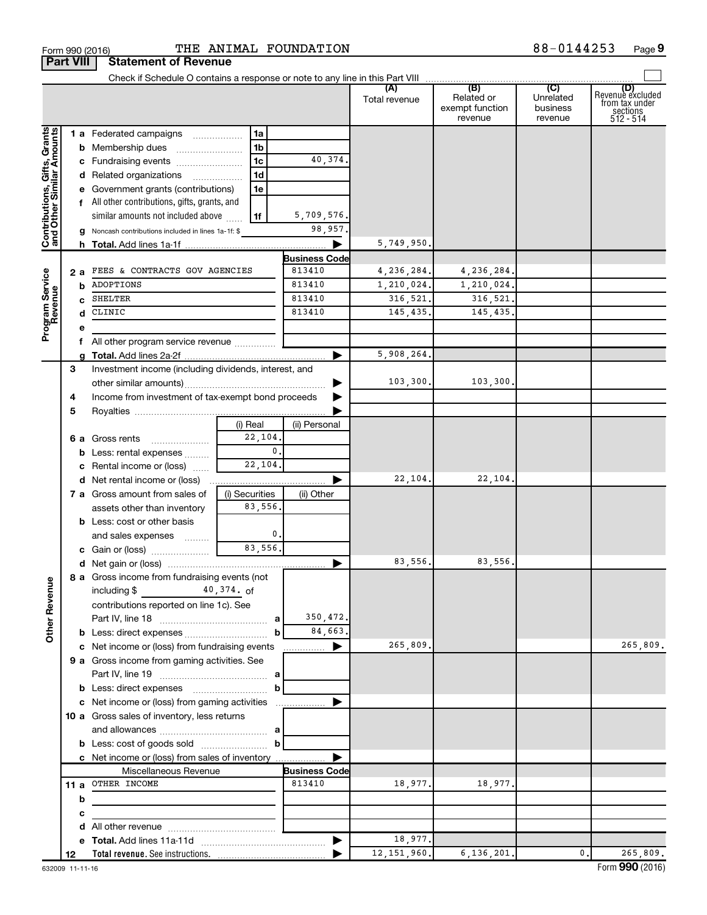Form 990 (2016) THE ANIMAL FOUNDATION 88-0144253

## Part VIII Statement of Revenue

Check if Schedule O contains a response or note to any line in this Part VIII

| | | | | (A) Total revenue | (B) Related or exempt function revenue | (C) Unrelated business revenue | (D) Revenue excluded from tax under sections 512 - 514 |
|---|---|---|---|---|---|---|---|
| **Contributions, Gifts, Grants and Other Similar Amounts** | 1 a Federated campaigns | 1a | | | | | |
| | b Membership dues | 1b | | | | | |
| | c Fundraising events | 1c | 40,374. | | | | |
| | d Related organizations | 1d | | | | | |
| | e Government grants (contributions) | 1e | | | | | |
| | f All other contributions, gifts, grants, and similar amounts not included above | 1f | 5,709,576. | | | | |
| | g Noncash contributions included in lines 1a-1f: $ | | 98,957. | | | | |
| | h **Total.** Add lines 1a-1f | | | 5,749,950. | | | |
| **Program Service Revenue** | | | **Business Code** | | | | |
| | 2 a FEES & CONTRACTS GOV AGENCIES | | 813410 | 4,236,284. | 4,236,284. | | |
| | b ADOPTIONS | | 813410 | 1,210,024. | 1,210,024. | | |
| | c SHELTER | | 813410 | 316,521. | 316,521. | | |
| | d CLINIC | | 813410 | 145,435. | 145,435. | | |
| | e | | | | | | |
| | f All other program service revenue | | | | | | |
| | g **Total.** Add lines 2a-2f | | | 5,908,264. | | | |
| **Other Revenue** | 3 Investment income (including dividends, interest, and other similar amounts) | | | 103,300. | 103,300. | | |
| | 4 Income from investment of tax-exempt bond proceeds | | | | | | |
| | 5 Royalties | | | | | | |
| | | (i) Real | (ii) Personal | | | | |
| | 6 a Gross rents | 22,104. | | | | | |
| | b Less: rental expenses | 0. | | | | | |
| | c Rental income or (loss) | 22,104. | | | | | |
| | d Net rental income or (loss) | | | 22,104. | 22,104. | | |
| | 7 a Gross amount from sales of assets other than inventory | (i) Securities 83,556. | (ii) Other | | | | |
| | b Less: cost or other basis and sales expenses | 0. | | | | | |
| | c Gain or (loss) | 83,556. | | | | | |
| | d Net gain or (loss) | | | 83,556. | 83,556. | | |
| | 8 a Gross income from fundraising events (not including $ 40,374. of contributions reported on line 1c). See Part IV, line 18 | a | 350,472. | | | | |
| | b Less: direct expenses | b | 84,663. | | | | |
| | c Net income or (loss) from fundraising events | | | 265,809. | | | 265,809. |
| | 9 a Gross income from gaming activities. See Part IV, line 19 | a | | | | | |
| | b Less: direct expenses | b | | | | | |
| | c Net income or (loss) from gaming activities | | | | | | |
| | 10 a Gross sales of inventory, less returns and allowances | a | | | | | |
| | b Less: cost of goods sold | b | | | | | |
| | c Net income or (loss) from sales of inventory | | | | | | |
| | Miscellaneous Revenue | | **Business Code** | | | | |
| | 11 a OTHER INCOME | | 813410 | 18,977. | 18,977. | | |
| | b | | | | | | |
| | c | | | | | | |
| | d All other revenue | | | | | | |
| | e **Total.** Add lines 11a-11d | | | 18,977. | | | |
| | 12 **Total revenue.** See instructions. | | | 12,151,960. | 6,136,201. | 0. | 265,809. |

632009 11-11-16 Form **990** (2016)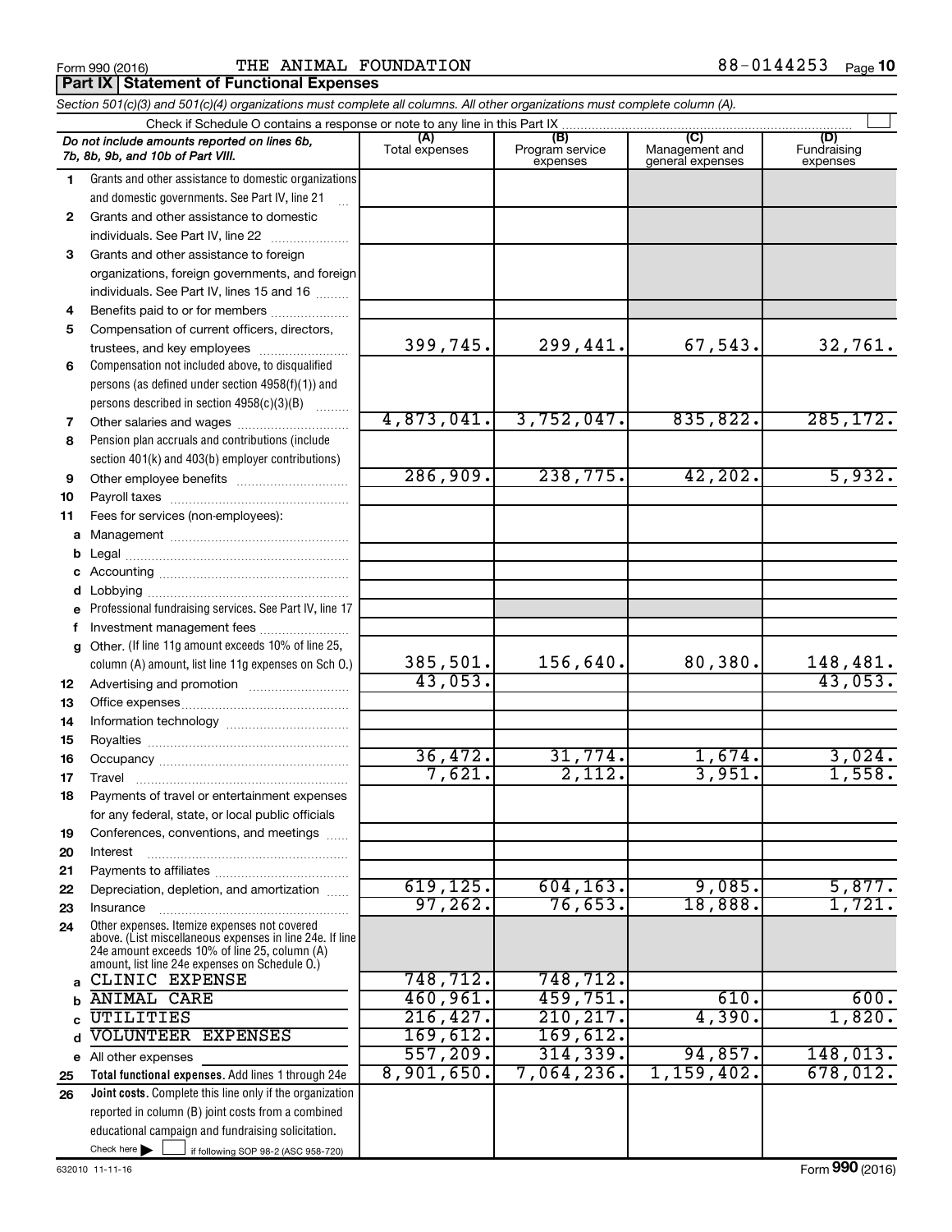Form 990 (2016) THE ANIMAL FOUNDATION 88-0144253 Page 10

**Part IX Statement of Functional Expenses**

*Section 501(c)(3) and 501(c)(4) organizations must complete all columns. All other organizations must complete column (A).*

Check if Schedule O contains a response or note to any line in this Part IX ☐

| | *Do not include amounts reported on lines 6b, 7b, 8b, 9b, and 10b of Part VIII.* | (A) Total expenses | (B) Program service expenses | (C) Management and general expenses | (D) Fundraising expenses |
|---|---|---|---|---|---|
| 1 | Grants and other assistance to domestic organizations and domestic governments. See Part IV, line 21 | | | | |
| 2 | Grants and other assistance to domestic individuals. See Part IV, line 22 | | | | |
| 3 | Grants and other assistance to foreign organizations, foreign governments, and foreign individuals. See Part IV, lines 15 and 16 | | | | |
| 4 | Benefits paid to or for members | | | | |
| 5 | Compensation of current officers, directors, trustees, and key employees | 399,745. | 299,441. | 67,543. | 32,761. |
| 6 | Compensation not included above, to disqualified persons (as defined under section 4958(f)(1)) and persons described in section 4958(c)(3)(B) | | | | |
| 7 | Other salaries and wages | 4,873,041. | 3,752,047. | 835,822. | 285,172. |
| 8 | Pension plan accruals and contributions (include section 401(k) and 403(b) employer contributions) | | | | |
| 9 | Other employee benefits | 286,909. | 238,775. | 42,202. | 5,932. |
| 10 | Payroll taxes | | | | |
| 11 | Fees for services (non-employees): | | | | |
| a | Management | | | | |
| b | Legal | | | | |
| c | Accounting | | | | |
| d | Lobbying | | | | |
| e | Professional fundraising services. See Part IV, line 17 | | | | |
| f | Investment management fees | | | | |
| g | Other. (If line 11g amount exceeds 10% of line 25, column (A) amount, list line 11g expenses on Sch O.) | 385,501. | 156,640. | 80,380. | 148,481. |
| 12 | Advertising and promotion | 43,053. | | | 43,053. |
| 13 | Office expenses | | | | |
| 14 | Information technology | | | | |
| 15 | Royalties | | | | |
| 16 | Occupancy | 36,472. | 31,774. | 1,674. | 3,024. |
| 17 | Travel | 7,621. | 2,112. | 3,951. | 1,558. |
| 18 | Payments of travel or entertainment expenses for any federal, state, or local public officials | | | | |
| 19 | Conferences, conventions, and meetings | | | | |
| 20 | Interest | | | | |
| 21 | Payments to affiliates | | | | |
| 22 | Depreciation, depletion, and amortization | 619,125. | 604,163. | 9,085. | 5,877. |
| 23 | Insurance | 97,262. | 76,653. | 18,888. | 1,721. |
| 24 | Other expenses. Itemize expenses not covered above. (List miscellaneous expenses in line 24e. If line 24e amount exceeds 10% of line 25, column (A) amount, list line 24e expenses on Schedule O.) | | | | |
| a | CLINIC EXPENSE | 748,712. | 748,712. | | |
| b | ANIMAL CARE | 460,961. | 459,751. | 610. | 600. |
| c | UTILITIES | 216,427. | 210,217. | 4,390. | 1,820. |
| d | VOLUNTEER EXPENSES | 169,612. | 169,612. | | |
| e | All other expenses | 557,209. | 314,339. | 94,857. | 148,013. |
| 25 | **Total functional expenses.** Add lines 1 through 24e | 8,901,650. | 7,064,236. | 1,159,402. | 678,012. |
| 26 | **Joint costs.** Complete this line only if the organization reported in column (B) joint costs from a combined educational campaign and fundraising solicitation. Check here ▶ ☐ if following SOP 98-2 (ASC 958-720) | | | | |

632010 11-11-16 Form **990** (2016)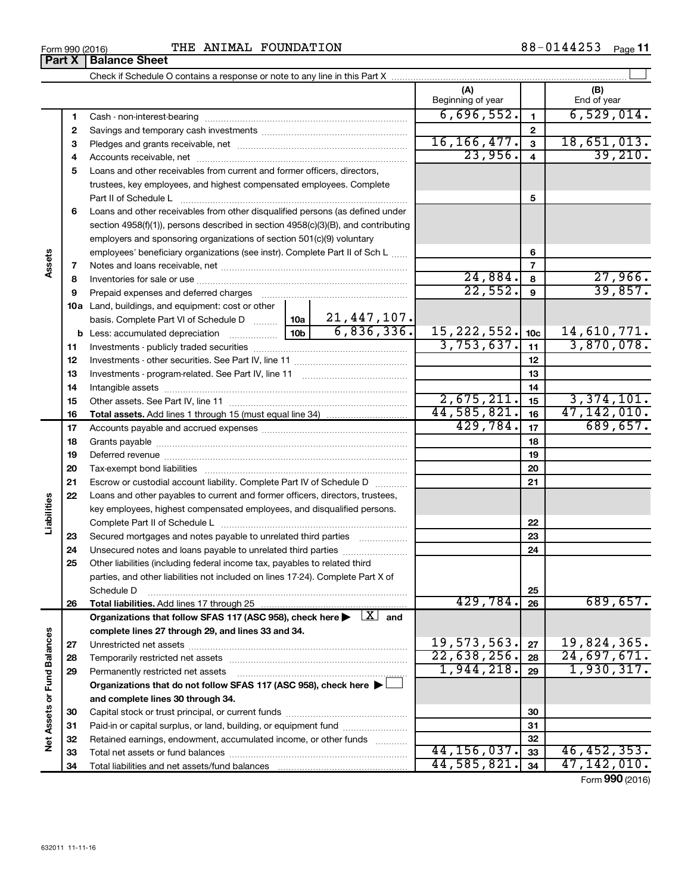Form 990 (2016) THE ANIMAL FOUNDATION 88-0144253 Page **11**

## Part X | Balance Sheet

Check if Schedule O contains a response or note to any line in this Part X ☐

| | | | | (A) Beginning of year | | (B) End of year |
|---|---|---|---|---|---|---|
| **Assets** | 1 | Cash - non-interest-bearing | | 6,696,552. | 1 | 6,529,014. |
| | 2 | Savings and temporary cash investments | | | 2 | |
| | 3 | Pledges and grants receivable, net | | 16,166,477. | 3 | 18,651,013. |
| | 4 | Accounts receivable, net | | 23,956. | 4 | 39,210. |
| | 5 | Loans and other receivables from current and former officers, directors, trustees, key employees, and highest compensated employees. Complete Part II of Schedule L | | | 5 | |
| | 6 | Loans and other receivables from other disqualified persons (as defined under section 4958(f)(1)), persons described in section 4958(c)(3)(B), and contributing employers and sponsoring organizations of section 501(c)(9) voluntary employees' beneficiary organizations (see instr). Complete Part II of Sch L | | | 6 | |
| | 7 | Notes and loans receivable, net | | | 7 | |
| | 8 | Inventories for sale or use | | 24,884. | 8 | 27,966. |
| | 9 | Prepaid expenses and deferred charges | | 22,552. | 9 | 39,857. |
| | 10a | Land, buildings, and equipment: cost or other basis. Complete Part VI of Schedule D | 10a 21,447,107. | | | |
| | b | Less: accumulated depreciation | 10b 6,836,336. | 15,222,552. | 10c | 14,610,771. |
| | 11 | Investments - publicly traded securities | | 3,753,637. | 11 | 3,870,078. |
| | 12 | Investments - other securities. See Part IV, line 11 | | | 12 | |
| | 13 | Investments - program-related. See Part IV, line 11 | | | 13 | |
| | 14 | Intangible assets | | | 14 | |
| | 15 | Other assets. See Part IV, line 11 | | 2,675,211. | 15 | 3,374,101. |
| | 16 | **Total assets.** Add lines 1 through 15 (must equal line 34) | | 44,585,821. | 16 | 47,142,010. |
| **Liabilities** | 17 | Accounts payable and accrued expenses | | 429,784. | 17 | 689,657. |
| | 18 | Grants payable | | | 18 | |
| | 19 | Deferred revenue | | | 19 | |
| | 20 | Tax-exempt bond liabilities | | | 20 | |
| | 21 | Escrow or custodial account liability. Complete Part IV of Schedule D | | | 21 | |
| | 22 | Loans and other payables to current and former officers, directors, trustees, key employees, highest compensated employees, and disqualified persons. Complete Part II of Schedule L | | | 22 | |
| | 23 | Secured mortgages and notes payable to unrelated third parties | | | 23 | |
| | 24 | Unsecured notes and loans payable to unrelated third parties | | | 24 | |
| | 25 | Other liabilities (including federal income tax, payables to related third parties, and other liabilities not included on lines 17-24). Complete Part X of Schedule D | | | 25 | |
| | 26 | **Total liabilities.** Add lines 17 through 25 | | 429,784. | 26 | 689,657. |
| **Net Assets or Fund Balances** | | **Organizations that follow SFAS 117 (ASC 958), check here ▶ ☒ and complete lines 27 through 29, and lines 33 and 34.** | | | | |
| | 27 | Unrestricted net assets | | 19,573,563. | 27 | 19,824,365. |
| | 28 | Temporarily restricted net assets | | 22,638,256. | 28 | 24,697,671. |
| | 29 | Permanently restricted net assets | | 1,944,218. | 29 | 1,930,317. |
| | | **Organizations that do not follow SFAS 117 (ASC 958), check here ▶ ☐ and complete lines 30 through 34.** | | | | |
| | 30 | Capital stock or trust principal, or current funds | | | 30 | |
| | 31 | Paid-in or capital surplus, or land, building, or equipment fund | | | 31 | |
| | 32 | Retained earnings, endowment, accumulated income, or other funds | | | 32 | |
| | 33 | Total net assets or fund balances | | 44,156,037. | 33 | 46,452,353. |
| | 34 | Total liabilities and net assets/fund balances | | 44,585,821. | 34 | 47,142,010. |

Form **990** (2016)

632011 11-11-16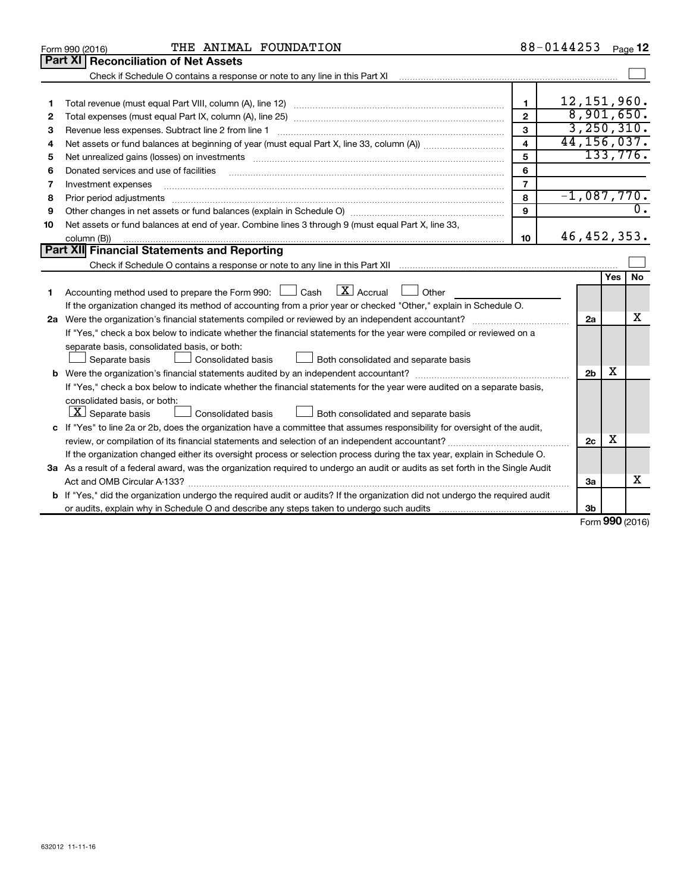Form 990 (2016) THE ANIMAL FOUNDATION 88-0144253 Page 12

## Part XI Reconciliation of Net Assets

Check if Schedule O contains a response or note to any line in this Part XI ☐

| | | | |
|---|---|---|---|
| 1 | Total revenue (must equal Part VIII, column (A), line 12) | 1 | 12,151,960. |
| 2 | Total expenses (must equal Part IX, column (A), line 25) | 2 | 8,901,650. |
| 3 | Revenue less expenses. Subtract line 2 from line 1 | 3 | 3,250,310. |
| 4 | Net assets or fund balances at beginning of year (must equal Part X, line 33, column (A)) | 4 | 44,156,037. |
| 5 | Net unrealized gains (losses) on investments | 5 | 133,776. |
| 6 | Donated services and use of facilities | 6 | |
| 7 | Investment expenses | 7 | |
| 8 | Prior period adjustments | 8 | -1,087,770. |
| 9 | Other changes in net assets or fund balances (explain in Schedule O) | 9 | 0. |
| 10 | Net assets or fund balances at end of year. Combine lines 3 through 9 (must equal Part X, line 33, column (B)) | 10 | 46,452,353. |

## Part XII Financial Statements and Reporting

Check if Schedule O contains a response or note to any line in this Part XII ☐

| | | | Yes | No |
|---|---|---|---|---|
| 1 | Accounting method used to prepare the Form 990: ☐ Cash ☒ Accrual ☐ Other<br>If the organization changed its method of accounting from a prior year or checked "Other," explain in Schedule O. | | | |
| 2a | Were the organization's financial statements compiled or reviewed by an independent accountant? | 2a | | X |
| | If "Yes," check a box below to indicate whether the financial statements for the year were compiled or reviewed on a separate basis, consolidated basis, or both:<br>☐ Separate basis ☐ Consolidated basis ☐ Both consolidated and separate basis | | | |
| b | Were the organization's financial statements audited by an independent accountant? | 2b | X | |
| | If "Yes," check a box below to indicate whether the financial statements for the year were audited on a separate basis, consolidated basis, or both:<br>☒ Separate basis ☐ Consolidated basis ☐ Both consolidated and separate basis | | | |
| c | If "Yes" to line 2a or 2b, does the organization have a committee that assumes responsibility for oversight of the audit, review, or compilation of its financial statements and selection of an independent accountant? | 2c | X | |
| | If the organization changed either its oversight process or selection process during the tax year, explain in Schedule O. | | | |
| 3a | As a result of a federal award, was the organization required to undergo an audit or audits as set forth in the Single Audit Act and OMB Circular A-133? | 3a | | X |
| b | If "Yes," did the organization undergo the required audit or audits? If the organization did not undergo the required audit or audits, explain why in Schedule O and describe any steps taken to undergo such audits | 3b | | |

Form **990** (2016)

632012 11-11-16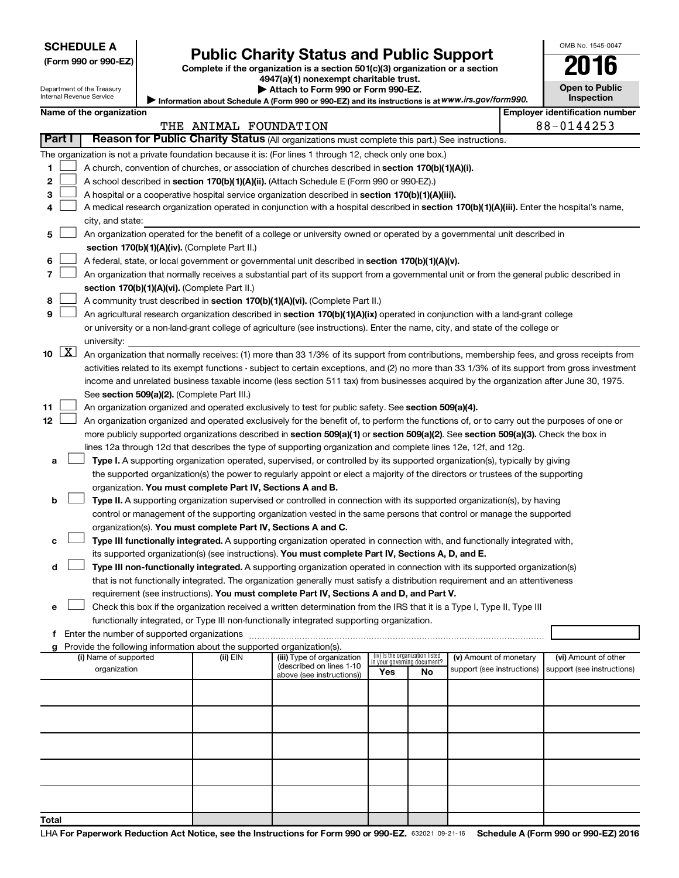**SCHEDULE A**
**(Form 990 or 990-EZ)**

Department of the Treasury
Internal Revenue Service

# Public Charity Status and Public Support

**Complete if the organization is a section 501(c)(3) organization or a section 4947(a)(1) nonexempt charitable trust.**
**▶ Attach to Form 990 or Form 990-EZ.**
▶ Information about Schedule A (Form 990 or 990-EZ) and its instructions is at *www.irs.gov/form990.*

OMB No. 1545-0047
**2016**
**Open to Public Inspection**

| Name of the organization | Employer identification number |
|---|---|
| THE ANIMAL FOUNDATION | 88-0144253 |

**Part I — Reason for Public Charity Status** (All organizations must complete this part.) See instructions.

The organization is not a private foundation because it is: (For lines 1 through 12, check only one box.)

1 ☐ A church, convention of churches, or association of churches described in **section 170(b)(1)(A)(i).**

2 ☐ A school described in **section 170(b)(1)(A)(ii).** (Attach Schedule E (Form 990 or 990-EZ).)

3 ☐ A hospital or a cooperative hospital service organization described in **section 170(b)(1)(A)(iii).**

4 ☐ A medical research organization operated in conjunction with a hospital described in **section 170(b)(1)(A)(iii).** Enter the hospital's name, city, and state:

5 ☐ An organization operated for the benefit of a college or university owned or operated by a governmental unit described in **section 170(b)(1)(A)(iv).** (Complete Part II.)

6 ☐ A federal, state, or local government or governmental unit described in **section 170(b)(1)(A)(v).**

7 ☐ An organization that normally receives a substantial part of its support from a governmental unit or from the general public described in **section 170(b)(1)(A)(vi).** (Complete Part II.)

8 ☐ A community trust described in **section 170(b)(1)(A)(vi).** (Complete Part II.)

9 ☐ An agricultural research organization described in **section 170(b)(1)(A)(ix)** operated in conjunction with a land-grant college or university or a non-land-grant college of agriculture (see instructions). Enter the name, city, and state of the college or university:

10 ☒ An organization that normally receives: (1) more than 33 1/3% of its support from contributions, membership fees, and gross receipts from activities related to its exempt functions - subject to certain exceptions, and (2) no more than 33 1/3% of its support from gross investment income and unrelated business taxable income (less section 511 tax) from businesses acquired by the organization after June 30, 1975. See **section 509(a)(2).** (Complete Part III.)

11 ☐ An organization organized and operated exclusively to test for public safety. See **section 509(a)(4).**

12 ☐ An organization organized and operated exclusively for the benefit of, to perform the functions of, or to carry out the purposes of one or more publicly supported organizations described in **section 509(a)(1)** or **section 509(a)(2)**. See **section 509(a)(3).** Check the box in lines 12a through 12d that describes the type of supporting organization and complete lines 12e, 12f, and 12g.

a ☐ **Type I.** A supporting organization operated, supervised, or controlled by its supported organization(s), typically by giving the supported organization(s) the power to regularly appoint or elect a majority of the directors or trustees of the supporting organization. **You must complete Part IV, Sections A and B.**

b ☐ **Type II.** A supporting organization supervised or controlled in connection with its supported organization(s), by having control or management of the supporting organization vested in the same persons that control or manage the supported organization(s). **You must complete Part IV, Sections A and C.**

c ☐ **Type III functionally integrated.** A supporting organization operated in connection with, and functionally integrated with, its supported organization(s) (see instructions). **You must complete Part IV, Sections A, D, and E.**

d ☐ **Type III non-functionally integrated.** A supporting organization operated in connection with its supported organization(s) that is not functionally integrated. The organization generally must satisfy a distribution requirement and an attentiveness requirement (see instructions). **You must complete Part IV, Sections A and D, and Part V.**

e ☐ Check this box if the organization received a written determination from the IRS that it is a Type I, Type II, Type III functionally integrated, or Type III non-functionally integrated supporting organization.

f Enter the number of supported organizations

g Provide the following information about the supported organization(s).

| (i) Name of supported organization | (ii) EIN | (iii) Type of organization (described on lines 1-10 above (see instructions)) | (iv) Is the organization listed in your governing document? Yes | No | (v) Amount of monetary support (see instructions) | (vi) Amount of other support (see instructions) |
|---|---|---|---|---|---|---|
| | | | | | | |
| | | | | | | |
| | | | | | | |
| | | | | | | |
| | | | | | | |
| **Total** | | | | | | |

LHA **For Paperwork Reduction Act Notice, see the Instructions for Form 990 or 990-EZ.** 632021 09-21-16 **Schedule A (Form 990 or 990-EZ) 2016**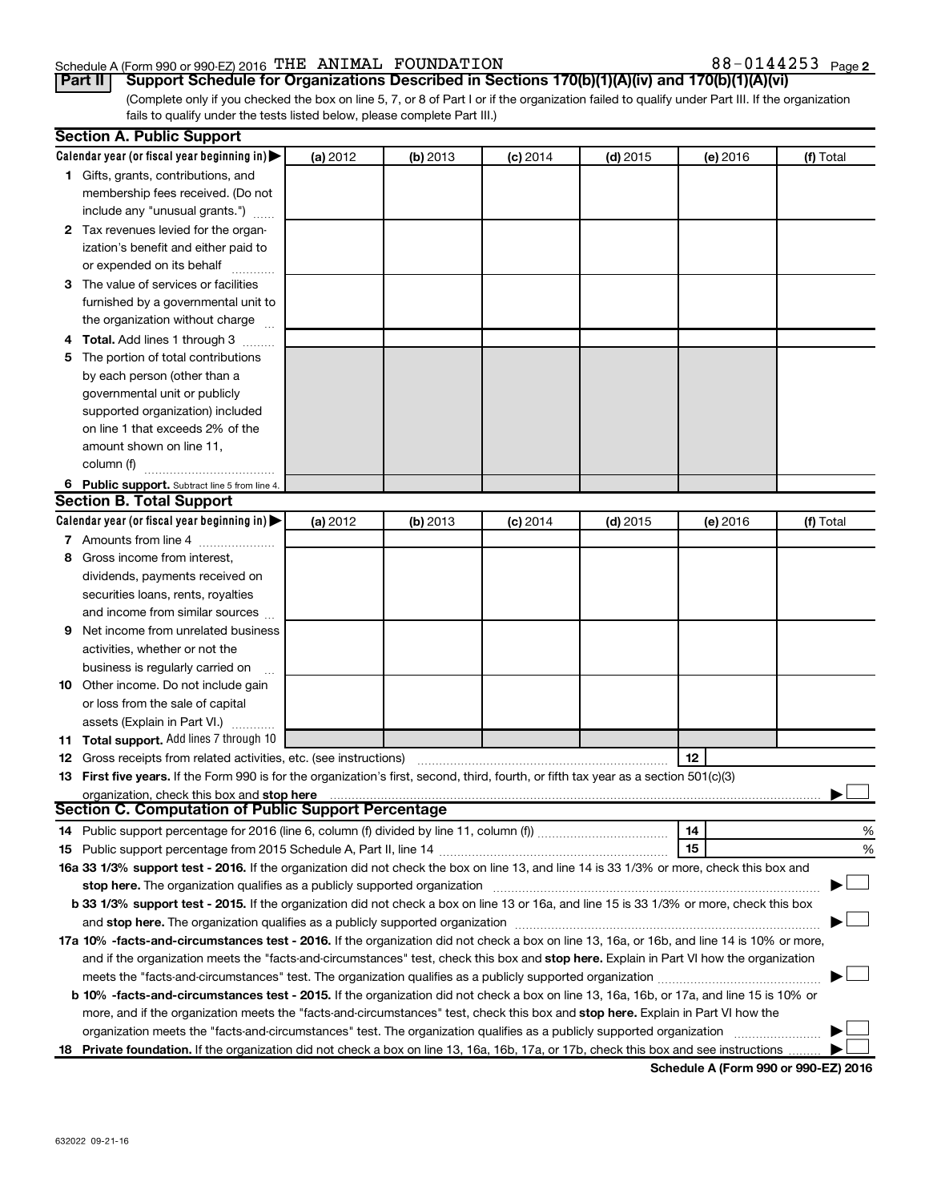Schedule A (Form 990 or 990-EZ) 2016 THE ANIMAL FOUNDATION 88-0144253 Page 2

**Part II** **Support Schedule for Organizations Described in Sections 170(b)(1)(A)(iv) and 170(b)(1)(A)(vi)**

(Complete only if you checked the box on line 5, 7, or 8 of Part I or if the organization failed to qualify under Part III. If the organization fails to qualify under the tests listed below, please complete Part III.)

## Section A. Public Support

| Calendar year (or fiscal year beginning in) ▶ | (a) 2012 | (b) 2013 | (c) 2014 | (d) 2015 | (e) 2016 | (f) Total |
|---|---|---|---|---|---|---|
| **1** Gifts, grants, contributions, and membership fees received. (Do not include any "unusual grants.") | | | | | | |
| **2** Tax revenues levied for the organization's benefit and either paid to or expended on its behalf | | | | | | |
| **3** The value of services or facilities furnished by a governmental unit to the organization without charge | | | | | | |
| **4** **Total.** Add lines 1 through 3 | | | | | | |
| **5** The portion of total contributions by each person (other than a governmental unit or publicly supported organization) included on line 1 that exceeds 2% of the amount shown on line 11, column (f) | | | | | | |
| **6** **Public support.** Subtract line 5 from line 4. | | | | | | |

## Section B. Total Support

| Calendar year (or fiscal year beginning in) ▶ | (a) 2012 | (b) 2013 | (c) 2014 | (d) 2015 | (e) 2016 | (f) Total |
|---|---|---|---|---|---|---|
| **7** Amounts from line 4 | | | | | | |
| **8** Gross income from interest, dividends, payments received on securities loans, rents, royalties and income from similar sources | | | | | | |
| **9** Net income from unrelated business activities, whether or not the business is regularly carried on | | | | | | |
| **10** Other income. Do not include gain or loss from the sale of capital assets (Explain in Part VI.) | | | | | | |
| **11** **Total support.** Add lines 7 through 10 | | | | | | |

**12** Gross receipts from related activities, etc. (see instructions) **12**

**13** **First five years.** If the Form 990 is for the organization's first, second, third, fourth, or fifth tax year as a section 501(c)(3) organization, check this box and **stop here** ▶ ☐

## Section C. Computation of Public Support Percentage

**14** Public support percentage for 2016 (line 6, column (f) divided by line 11, column (f)) **14** %

**15** Public support percentage from 2015 Schedule A, Part II, line 14 **15** %

**16a** **33 1/3% support test - 2016.** If the organization did not check the box on line 13, and line 14 is 33 1/3% or more, check this box and **stop here.** The organization qualifies as a publicly supported organization ▶ ☐

**b** **33 1/3% support test - 2015.** If the organization did not check a box on line 13 or 16a, and line 15 is 33 1/3% or more, check this box and **stop here.** The organization qualifies as a publicly supported organization ▶ ☐

**17a** **10% -facts-and-circumstances test - 2016.** If the organization did not check a box on line 13, 16a, or 16b, and line 14 is 10% or more, and if the organization meets the "facts-and-circumstances" test, check this box and **stop here.** Explain in Part VI how the organization meets the "facts-and-circumstances" test. The organization qualifies as a publicly supported organization ▶ ☐

**b** **10% -facts-and-circumstances test - 2015.** If the organization did not check a box on line 13, 16a, 16b, or 17a, and line 15 is 10% or more, and if the organization meets the "facts-and-circumstances" test, check this box and **stop here.** Explain in Part VI how the organization meets the "facts-and-circumstances" test. The organization qualifies as a publicly supported organization ▶ ☐

**18** **Private foundation.** If the organization did not check a box on line 13, 16a, 16b, 17a, or 17b, check this box and see instructions ▶ ☐

**Schedule A (Form 990 or 990-EZ) 2016**

632022 09-21-16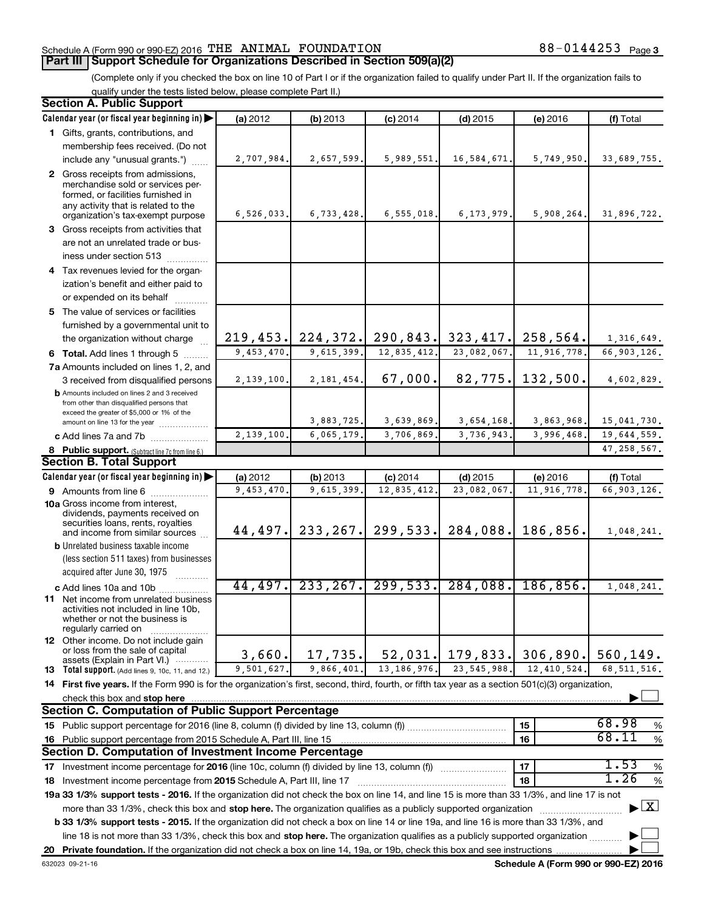Schedule A (Form 990 or 990-EZ) 2016 THE ANIMAL FOUNDATION 88-0144253 Page 3

## Part III Support Schedule for Organizations Described in Section 509(a)(2)

(Complete only if you checked the box on line 10 of Part I or if the organization failed to qualify under Part II. If the organization fails to qualify under the tests listed below, please complete Part II.)

### Section A. Public Support

| Calendar year (or fiscal year beginning in) ▶ | (a) 2012 | (b) 2013 | (c) 2014 | (d) 2015 | (e) 2016 | (f) Total |
|---|---|---|---|---|---|---|
| 1 Gifts, grants, contributions, and membership fees received. (Do not include any "unusual grants.") | 2,707,984. | 2,657,599. | 5,989,551. | 16,584,671. | 5,749,950. | 33,689,755. |
| 2 Gross receipts from admissions, merchandise sold or services performed, or facilities furnished in any activity that is related to the organization's tax-exempt purpose | 6,526,033. | 6,733,428. | 6,555,018. | 6,173,979. | 5,908,264. | 31,896,722. |
| 3 Gross receipts from activities that are not an unrelated trade or business under section 513 | | | | | | |
| 4 Tax revenues levied for the organization's benefit and either paid to or expended on its behalf | | | | | | |
| 5 The value of services or facilities furnished by a governmental unit to the organization without charge | 219,453. | 224,372. | 290,843. | 323,417. | 258,564. | 1,316,649. |
| 6 Total. Add lines 1 through 5 | 9,453,470. | 9,615,399. | 12,835,412. | 23,082,067. | 11,916,778. | 66,903,126. |
| 7a Amounts included on lines 1, 2, and 3 received from disqualified persons | 2,139,100. | 2,181,454. | 67,000. | 82,775. | 132,500. | 4,602,829. |
| b Amounts included on lines 2 and 3 received from other than disqualified persons that exceed the greater of $5,000 or 1% of the amount on line 13 for the year | | 3,883,725. | 3,639,869. | 3,654,168. | 3,863,968. | 15,041,730. |
| c Add lines 7a and 7b | 2,139,100. | 6,065,179. | 3,706,869. | 3,736,943. | 3,996,468. | 19,644,559. |
| 8 Public support. (Subtract line 7c from line 6.) | | | | | | 47,258,567. |

### Section B. Total Support

| Calendar year (or fiscal year beginning in) ▶ | (a) 2012 | (b) 2013 | (c) 2014 | (d) 2015 | (e) 2016 | (f) Total |
|---|---|---|---|---|---|---|
| 9 Amounts from line 6 | 9,453,470. | 9,615,399. | 12,835,412. | 23,082,067. | 11,916,778. | 66,903,126. |
| 10a Gross income from interest, dividends, payments received on securities loans, rents, royalties and income from similar sources | 44,497. | 233,267. | 299,533. | 284,088. | 186,856. | 1,048,241. |
| b Unrelated business taxable income (less section 511 taxes) from businesses acquired after June 30, 1975 | | | | | | |
| c Add lines 10a and 10b | 44,497. | 233,267. | 299,533. | 284,088. | 186,856. | 1,048,241. |
| 11 Net income from unrelated business activities not included in line 10b, whether or not the business is regularly carried on | | | | | | |
| 12 Other income. Do not include gain or loss from the sale of capital assets (Explain in Part VI.) | 3,660. | 17,735. | 52,031. | 179,833. | 306,890. | 560,149. |
| 13 Total support. (Add lines 9, 10c, 11, and 12.) | 9,501,627. | 9,866,401. | 13,186,976. | 23,545,988. | 12,410,524. | 68,511,516. |

14 **First five years.** If the Form 990 is for the organization's first, second, third, fourth, or fifth tax year as a section 501(c)(3) organization, check this box and **stop here** ▶ ☐

### Section C. Computation of Public Support Percentage

| | | | |
|---|---|---|---|
| 15 | Public support percentage for 2016 (line 8, column (f) divided by line 13, column (f)) | 15 | 68.98 % |
| 16 | Public support percentage from 2015 Schedule A, Part III, line 15 | 16 | 68.11 % |

### Section D. Computation of Investment Income Percentage

| | | | |
|---|---|---|---|
| 17 | Investment income percentage for **2016** (line 10c, column (f) divided by line 13, column (f)) | 17 | 1.53 % |
| 18 | Investment income percentage from **2015** Schedule A, Part III, line 17 | 18 | 1.26 % |

**19a 33 1/3% support tests - 2016.** If the organization did not check the box on line 14, and line 15 is more than 33 1/3%, and line 17 is not more than 33 1/3%, check this box and **stop here.** The organization qualifies as a publicly supported organization ▶ ☒

**b 33 1/3% support tests - 2015.** If the organization did not check a box on line 14 or line 19a, and line 16 is more than 33 1/3%, and line 18 is not more than 33 1/3%, check this box and **stop here.** The organization qualifies as a publicly supported organization ▶ ☐

**20 Private foundation.** If the organization did not check a box on line 14, 19a, or 19b, check this box and see instructions ▶ ☐

632023 09-21-16 **Schedule A (Form 990 or 990-EZ) 2016**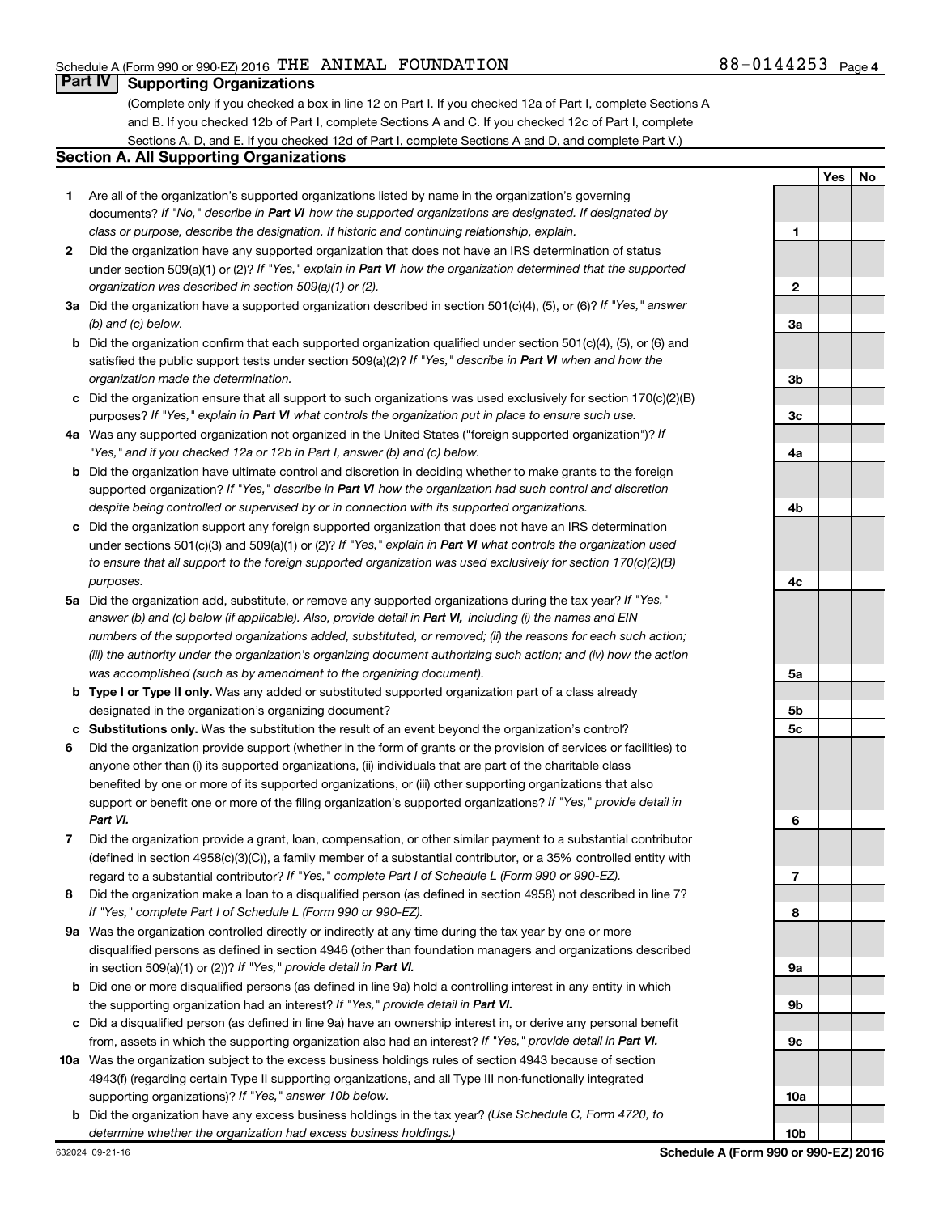Schedule A (Form 990 or 990-EZ) 2016 THE ANIMAL FOUNDATION 88-0144253 Page 4

## Part IV Supporting Organizations

(Complete only if you checked a box in line 12 on Part I. If you checked 12a of Part I, complete Sections A and B. If you checked 12b of Part I, complete Sections A and C. If you checked 12c of Part I, complete Sections A, D, and E. If you checked 12d of Part I, complete Sections A and D, and complete Part V.)

### Section A. All Supporting Organizations

| | | | Yes | No |
|---|---|---|---|---|
| **1** | Are all of the organization's supported organizations listed by name in the organization's governing documents? *If "No," describe in **Part VI** how the supported organizations are designated. If designated by class or purpose, describe the designation. If historic and continuing relationship, explain.* | 1 | | |
| **2** | Did the organization have any supported organization that does not have an IRS determination of status under section 509(a)(1) or (2)? *If "Yes," explain in **Part VI** how the organization determined that the supported organization was described in section 509(a)(1) or (2).* | 2 | | |
| **3a** | Did the organization have a supported organization described in section 501(c)(4), (5), or (6)? *If "Yes," answer (b) and (c) below.* | 3a | | |
| **b** | Did the organization confirm that each supported organization qualified under section 501(c)(4), (5), or (6) and satisfied the public support tests under section 509(a)(2)? *If "Yes," describe in **Part VI** when and how the organization made the determination.* | 3b | | |
| **c** | Did the organization ensure that all support to such organizations was used exclusively for section 170(c)(2)(B) purposes? *If "Yes," explain in **Part VI** what controls the organization put in place to ensure such use.* | 3c | | |
| **4a** | Was any supported organization not organized in the United States ("foreign supported organization")? *If "Yes," and if you checked 12a or 12b in Part I, answer (b) and (c) below.* | 4a | | |
| **b** | Did the organization have ultimate control and discretion in deciding whether to make grants to the foreign supported organization? *If "Yes," describe in **Part VI** how the organization had such control and discretion despite being controlled or supervised by or in connection with its supported organizations.* | 4b | | |
| **c** | Did the organization support any foreign supported organization that does not have an IRS determination under sections 501(c)(3) and 509(a)(1) or (2)? *If "Yes," explain in **Part VI** what controls the organization used to ensure that all support to the foreign supported organization was used exclusively for section 170(c)(2)(B) purposes.* | 4c | | |
| **5a** | Did the organization add, substitute, or remove any supported organizations during the tax year? *If "Yes," answer (b) and (c) below (if applicable). Also, provide detail in **Part VI,** including (i) the names and EIN numbers of the supported organizations added, substituted, or removed; (ii) the reasons for each such action; (iii) the authority under the organization's organizing document authorizing such action; and (iv) how the action was accomplished (such as by amendment to the organizing document).* | 5a | | |
| **b** | **Type I or Type II only.** Was any added or substituted supported organization part of a class already designated in the organization's organizing document? | 5b | | |
| **c** | **Substitutions only.** Was the substitution the result of an event beyond the organization's control? | 5c | | |
| **6** | Did the organization provide support (whether in the form of grants or the provision of services or facilities) to anyone other than (i) its supported organizations, (ii) individuals that are part of the charitable class benefited by one or more of its supported organizations, or (iii) other supporting organizations that also support or benefit one or more of the filing organization's supported organizations? *If "Yes," provide detail in **Part VI.*** | 6 | | |
| **7** | Did the organization provide a grant, loan, compensation, or other similar payment to a substantial contributor (defined in section 4958(c)(3)(C)), a family member of a substantial contributor, or a 35% controlled entity with regard to a substantial contributor? *If "Yes," complete Part I of Schedule L (Form 990 or 990-EZ).* | 7 | | |
| **8** | Did the organization make a loan to a disqualified person (as defined in section 4958) not described in line 7? *If "Yes," complete Part I of Schedule L (Form 990 or 990-EZ).* | 8 | | |
| **9a** | Was the organization controlled directly or indirectly at any time during the tax year by one or more disqualified persons as defined in section 4946 (other than foundation managers and organizations described in section 509(a)(1) or (2))? *If "Yes," provide detail in **Part VI.*** | 9a | | |
| **b** | Did one or more disqualified persons (as defined in line 9a) hold a controlling interest in any entity in which the supporting organization had an interest? *If "Yes," provide detail in **Part VI.*** | 9b | | |
| **c** | Did a disqualified person (as defined in line 9a) have an ownership interest in, or derive any personal benefit from, assets in which the supporting organization also had an interest? *If "Yes," provide detail in **Part VI.*** | 9c | | |
| **10a** | Was the organization subject to the excess business holdings rules of section 4943 because of section 4943(f) (regarding certain Type II supporting organizations, and all Type III non-functionally integrated supporting organizations)? *If "Yes," answer 10b below.* | 10a | | |
| **b** | Did the organization have any excess business holdings in the tax year? *(Use Schedule C, Form 4720, to determine whether the organization had excess business holdings.)* | 10b | | |

632024 09-21-16 **Schedule A (Form 990 or 990-EZ) 2016**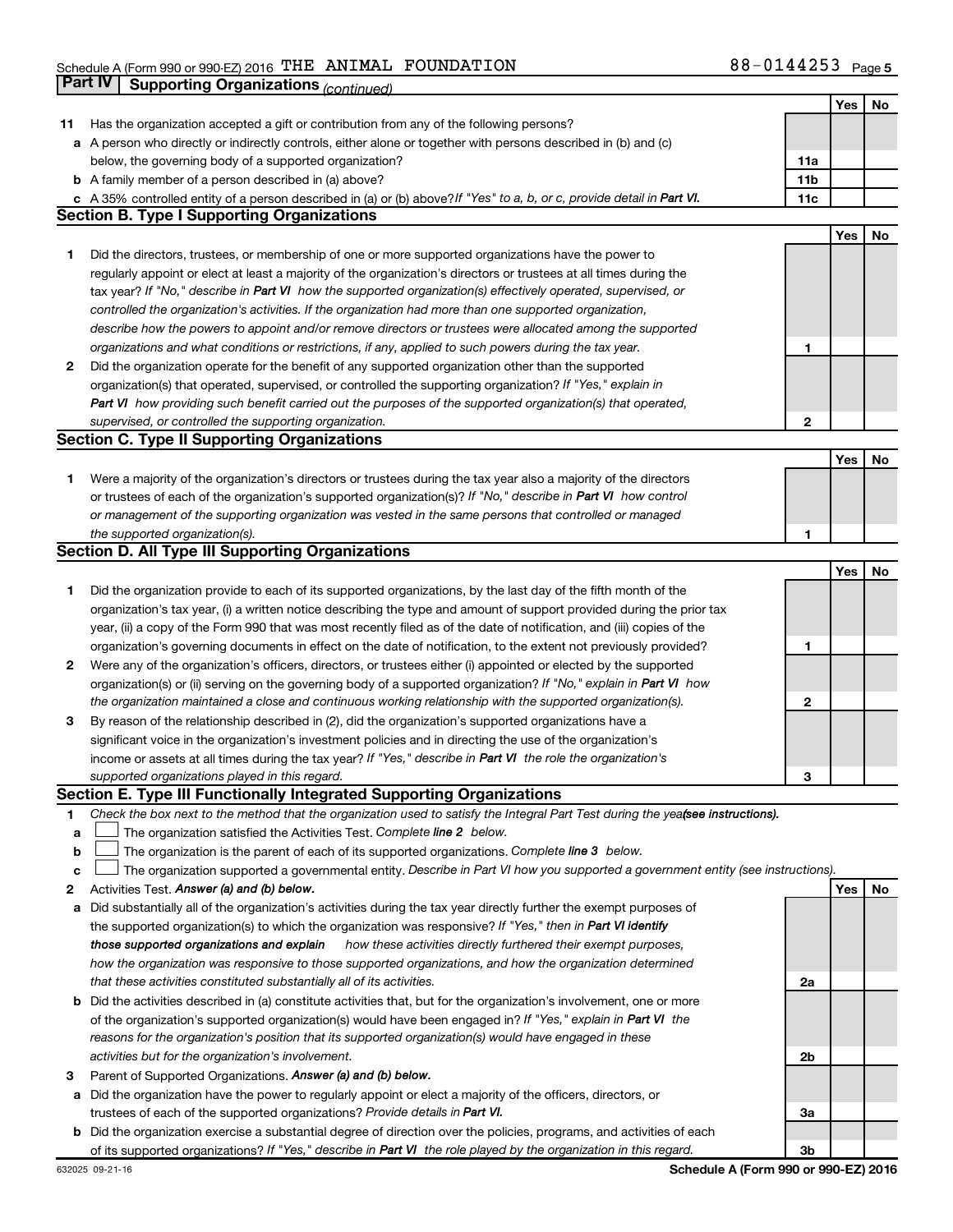Schedule A (Form 990 or 990-EZ) 2016 THE ANIMAL FOUNDATION 88-0144253 Page 5

## Part IV Supporting Organizations *(continued)*

| | | | Yes | No |
|---|---|---|---|---|
| 11 | Has the organization accepted a gift or contribution from any of the following persons? | | | |
| a | A person who directly or indirectly controls, either alone or together with persons described in (b) and (c) below, the governing body of a supported organization? | 11a | | |
| b | A family member of a person described in (a) above? | 11b | | |
| c | A 35% controlled entity of a person described in (a) or (b) above? *If "Yes" to a, b, or c, provide detail in **Part VI.*** | 11c | | |

### Section B. Type I Supporting Organizations

| | | | Yes | No |
|---|---|---|---|---|
| 1 | Did the directors, trustees, or membership of one or more supported organizations have the power to regularly appoint or elect at least a majority of the organization's directors or trustees at all times during the tax year? *If "No," describe in **Part VI** how the supported organization(s) effectively operated, supervised, or controlled the organization's activities. If the organization had more than one supported organization, describe how the powers to appoint and/or remove directors or trustees were allocated among the supported organizations and what conditions or restrictions, if any, applied to such powers during the tax year.* | 1 | | |
| 2 | Did the organization operate for the benefit of any supported organization other than the supported organization(s) that operated, supervised, or controlled the supporting organization? *If "Yes," explain in **Part VI** how providing such benefit carried out the purposes of the supported organization(s) that operated, supervised, or controlled the supporting organization.* | 2 | | |

### Section C. Type II Supporting Organizations

| | | | Yes | No |
|---|---|---|---|---|
| 1 | Were a majority of the organization's directors or trustees during the tax year also a majority of the directors or trustees of each of the organization's supported organization(s)? *If "No," describe in **Part VI** how control or management of the supporting organization was vested in the same persons that controlled or managed the supported organization(s).* | 1 | | |

### Section D. All Type III Supporting Organizations

| | | | Yes | No |
|---|---|---|---|---|
| 1 | Did the organization provide to each of its supported organizations, by the last day of the fifth month of the organization's tax year, (i) a written notice describing the type and amount of support provided during the prior tax year, (ii) a copy of the Form 990 that was most recently filed as of the date of notification, and (iii) copies of the organization's governing documents in effect on the date of notification, to the extent not previously provided? | 1 | | |
| 2 | Were any of the organization's officers, directors, or trustees either (i) appointed or elected by the supported organization(s) or (ii) serving on the governing body of a supported organization? *If "No," explain in **Part VI** how the organization maintained a close and continuous working relationship with the supported organization(s).* | 2 | | |
| 3 | By reason of the relationship described in (2), did the organization's supported organizations have a significant voice in the organization's investment policies and in directing the use of the organization's income or assets at all times during the tax year? *If "Yes," describe in **Part VI** the role the organization's supported organizations played in this regard.* | 3 | | |

### Section E. Type III Functionally Integrated Supporting Organizations

1 *Check the box next to the method that the organization used to satisfy the Integral Part Test during the year **(see instructions).***

- a ☐ The organization satisfied the Activities Test. *Complete **line 2** below.*
- b ☐ The organization is the parent of each of its supported organizations. *Complete **line 3** below.*
- c ☐ The organization supported a governmental entity. *Describe in Part VI how you supported a government entity (see instructions).*

| | | | Yes | No |
|---|---|---|---|---|
| 2 | Activities Test. ***Answer (a) and (b) below.*** | | | |
| a | Did substantially all of the organization's activities during the tax year directly further the exempt purposes of the supported organization(s) to which the organization was responsive? *If "Yes," then in **Part VI identify those supported organizations and explain** how these activities directly furthered their exempt purposes, how the organization was responsive to those supported organizations, and how the organization determined that these activities constituted substantially all of its activities.* | 2a | | |
| b | Did the activities described in (a) constitute activities that, but for the organization's involvement, one or more of the organization's supported organization(s) would have been engaged in? *If "Yes," explain in **Part VI** the reasons for the organization's position that its supported organization(s) would have engaged in these activities but for the organization's involvement.* | 2b | | |
| 3 | Parent of Supported Organizations. ***Answer (a) and (b) below.*** | | | |
| a | Did the organization have the power to regularly appoint or elect a majority of the officers, directors, or trustees of each of the supported organizations? *Provide details in **Part VI.*** | 3a | | |
| b | Did the organization exercise a substantial degree of direction over the policies, programs, and activities of each of its supported organizations? *If "Yes," describe in **Part VI** the role played by the organization in this regard.* | 3b | | |

632025 09-21-16 **Schedule A (Form 990 or 990-EZ) 2016**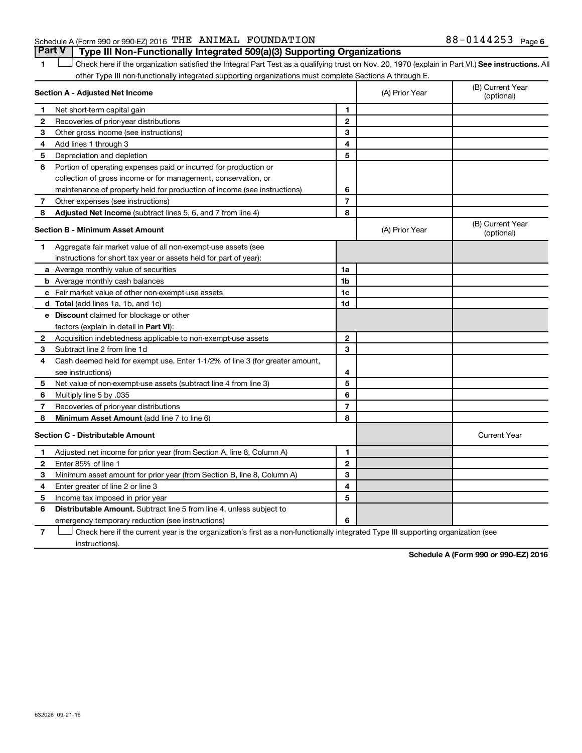Schedule A (Form 990 or 990-EZ) 2016 THE ANIMAL FOUNDATION 88-0144253

## Part V Type III Non-Functionally Integrated 509(a)(3) Supporting Organizations

1 ☐ Check here if the organization satisfied the Integral Part Test as a qualifying trust on Nov. 20, 1970 (explain in Part VI.) **See instructions.** All other Type III non-functionally integrated supporting organizations must complete Sections A through E.

| **Section A - Adjusted Net Income** | | (A) Prior Year | (B) Current Year (optional) |
|---|---|---|---|
| **1** Net short-term capital gain | 1 | | |
| **2** Recoveries of prior-year distributions | 2 | | |
| **3** Other gross income (see instructions) | 3 | | |
| **4** Add lines 1 through 3 | 4 | | |
| **5** Depreciation and depletion | 5 | | |
| **6** Portion of operating expenses paid or incurred for production or collection of gross income or for management, conservation, or maintenance of property held for production of income (see instructions) | 6 | | |
| **7** Other expenses (see instructions) | 7 | | |
| **8** **Adjusted Net Income** (subtract lines 5, 6, and 7 from line 4) | 8 | | |

| **Section B - Minimum Asset Amount** | | (A) Prior Year | (B) Current Year (optional) |
|---|---|---|---|
| **1** Aggregate fair market value of all non-exempt-use assets (see instructions for short tax year or assets held for part of year): | | | |
| **a** Average monthly value of securities | 1a | | |
| **b** Average monthly cash balances | 1b | | |
| **c** Fair market value of other non-exempt-use assets | 1c | | |
| **d** **Total** (add lines 1a, 1b, and 1c) | 1d | | |
| **e** **Discount** claimed for blockage or other factors (explain in detail in **Part VI**): | | | |
| **2** Acquisition indebtedness applicable to non-exempt-use assets | 2 | | |
| **3** Subtract line 2 from line 1d | 3 | | |
| **4** Cash deemed held for exempt use. Enter 1-1/2% of line 3 (for greater amount, see instructions) | 4 | | |
| **5** Net value of non-exempt-use assets (subtract line 4 from line 3) | 5 | | |
| **6** Multiply line 5 by .035 | 6 | | |
| **7** Recoveries of prior-year distributions | 7 | | |
| **8** **Minimum Asset Amount** (add line 7 to line 6) | 8 | | |

| **Section C - Distributable Amount** | | | Current Year |
|---|---|---|---|
| **1** Adjusted net income for prior year (from Section A, line 8, Column A) | 1 | | |
| **2** Enter 85% of line 1 | 2 | | |
| **3** Minimum asset amount for prior year (from Section B, line 8, Column A) | 3 | | |
| **4** Enter greater of line 2 or line 3 | 4 | | |
| **5** Income tax imposed in prior year | 5 | | |
| **6** **Distributable Amount.** Subtract line 5 from line 4, unless subject to emergency temporary reduction (see instructions) | 6 | | |

7 ☐ Check here if the current year is the organization's first as a non-functionally integrated Type III supporting organization (see instructions).

**Schedule A (Form 990 or 990-EZ) 2016**

632026 09-21-16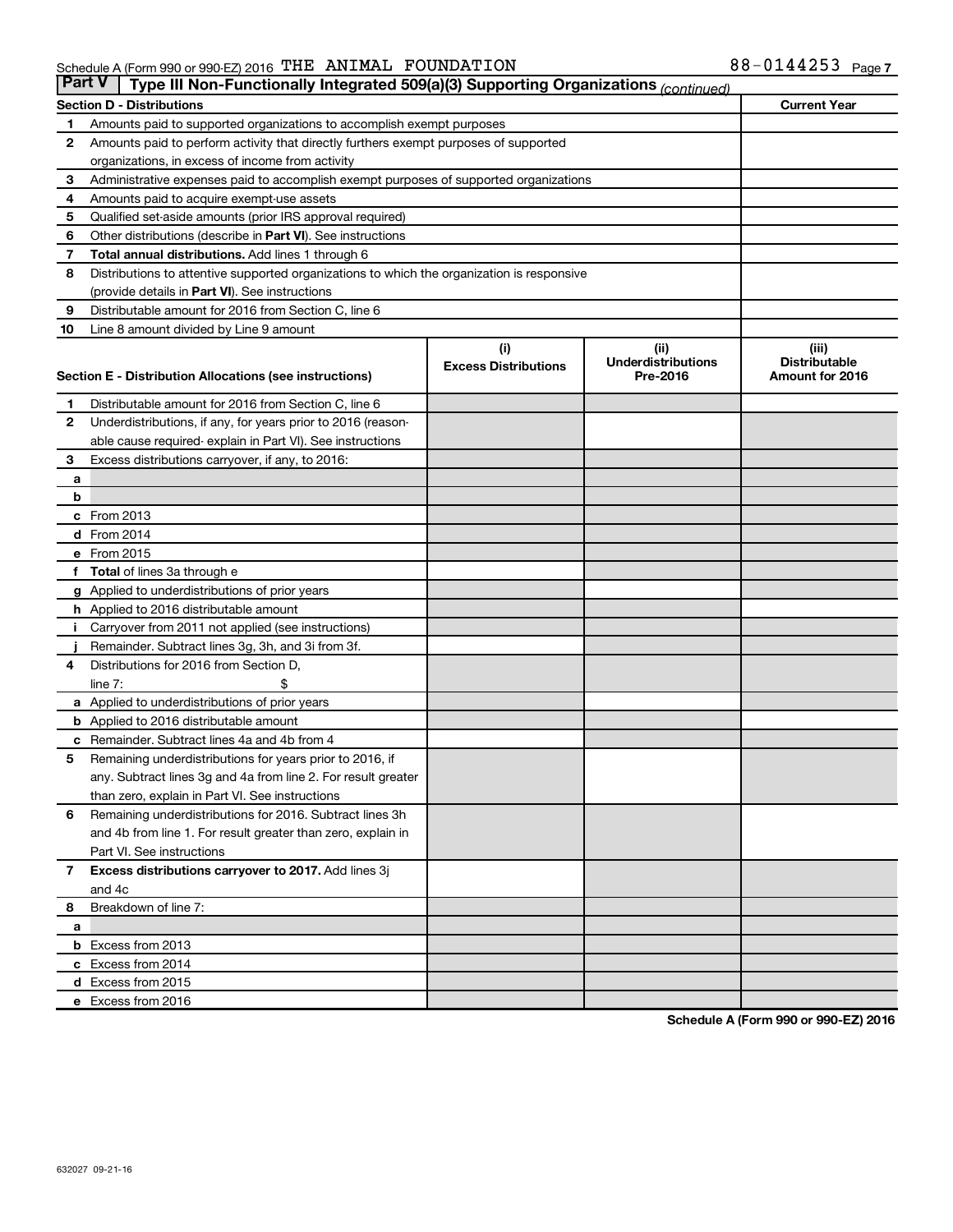Schedule A (Form 990 or 990-EZ) 2016 THE ANIMAL FOUNDATION 88-0144253

## Part V Type III Non-Functionally Integrated 509(a)(3) Supporting Organizations *(continued)*

| Section D - Distributions | | Current Year |
|---|---|---|
| 1 | Amounts paid to supported organizations to accomplish exempt purposes | |
| 2 | Amounts paid to perform activity that directly furthers exempt purposes of supported organizations, in excess of income from activity | |
| 3 | Administrative expenses paid to accomplish exempt purposes of supported organizations | |
| 4 | Amounts paid to acquire exempt-use assets | |
| 5 | Qualified set-aside amounts (prior IRS approval required) | |
| 6 | Other distributions (describe in **Part VI**). See instructions | |
| 7 | **Total annual distributions.** Add lines 1 through 6 | |
| 8 | Distributions to attentive supported organizations to which the organization is responsive (provide details in **Part VI**). See instructions | |
| 9 | Distributable amount for 2016 from Section C, line 6 | |
| 10 | Line 8 amount divided by Line 9 amount | |

| Section E - Distribution Allocations (see instructions) | (i) Excess Distributions | (ii) Underdistributions Pre-2016 | (iii) Distributable Amount for 2016 |
|---|---|---|---|
| **1** Distributable amount for 2016 from Section C, line 6 | | | |
| **2** Underdistributions, if any, for years prior to 2016 (reasonable cause required- explain in Part VI). See instructions | | | |
| **3** Excess distributions carryover, if any, to 2016: | | | |
| **a** | | | |
| **b** | | | |
| **c** From 2013 | | | |
| **d** From 2014 | | | |
| **e** From 2015 | | | |
| **f** **Total** of lines 3a through e | | | |
| **g** Applied to underdistributions of prior years | | | |
| **h** Applied to 2016 distributable amount | | | |
| **i** Carryover from 2011 not applied (see instructions) | | | |
| **j** Remainder. Subtract lines 3g, 3h, and 3i from 3f. | | | |
| **4** Distributions for 2016 from Section D, line 7: $ | | | |
| **a** Applied to underdistributions of prior years | | | |
| **b** Applied to 2016 distributable amount | | | |
| **c** Remainder. Subtract lines 4a and 4b from 4 | | | |
| **5** Remaining underdistributions for years prior to 2016, if any. Subtract lines 3g and 4a from line 2. For result greater than zero, explain in Part VI. See instructions | | | |
| **6** Remaining underdistributions for 2016. Subtract lines 3h and 4b from line 1. For result greater than zero, explain in Part VI. See instructions | | | |
| **7** **Excess distributions carryover to 2017.** Add lines 3j and 4c | | | |
| **8** Breakdown of line 7: | | | |
| **a** | | | |
| **b** Excess from 2013 | | | |
| **c** Excess from 2014 | | | |
| **d** Excess from 2015 | | | |
| **e** Excess from 2016 | | | |

Schedule A (Form 990 or 990-EZ) 2016

632027 09-21-16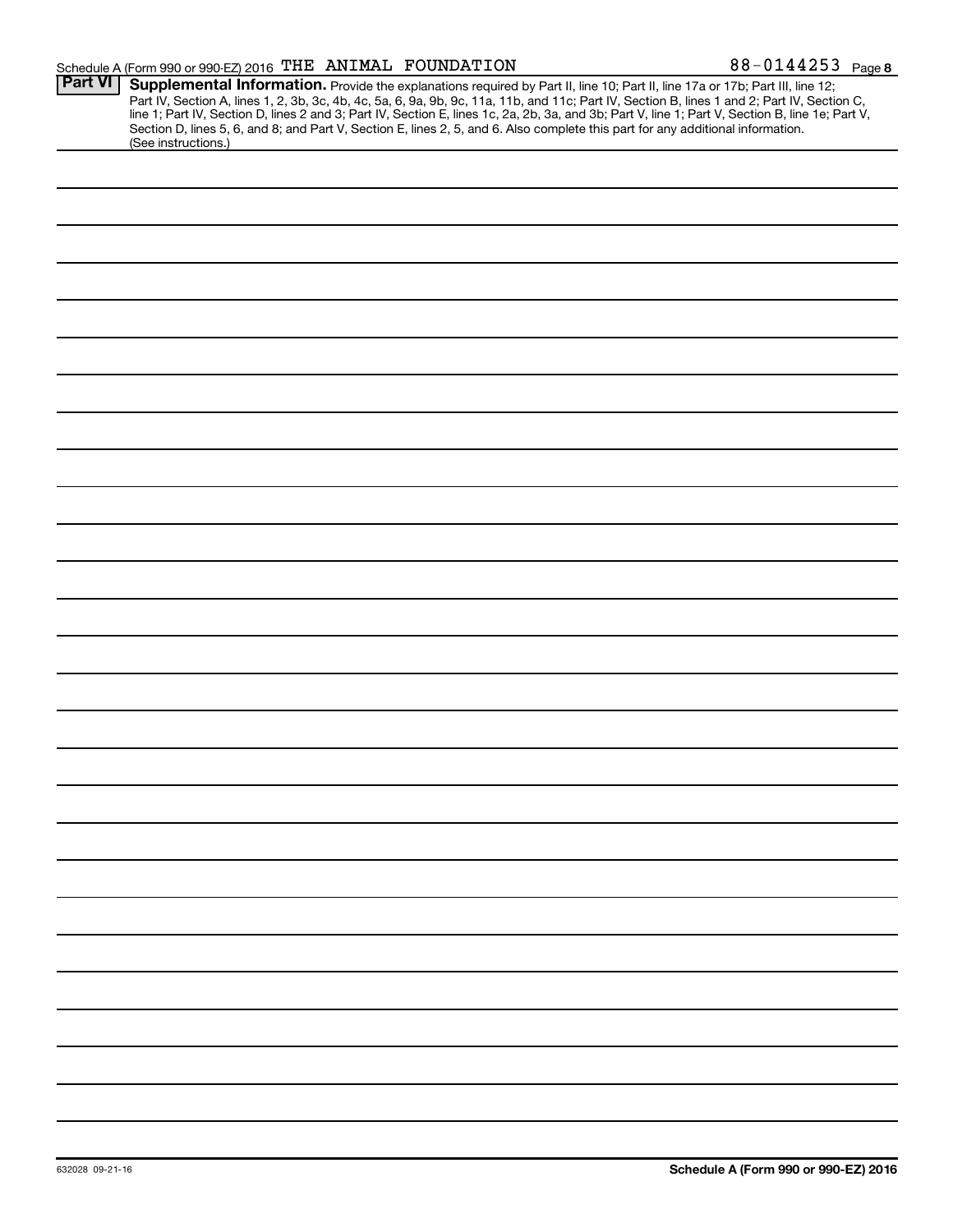Schedule A (Form 990 or 990-EZ) 2016 THE ANIMAL FOUNDATION 88-0144253 Page 8

**Part VI** **Supplemental Information.** Provide the explanations required by Part II, line 10; Part II, line 17a or 17b; Part III, line 12; Part IV, Section A, lines 1, 2, 3b, 3c, 4b, 4c, 5a, 6, 9a, 9b, 9c, 11a, 11b, and 11c; Part IV, Section B, lines 1 and 2; Part IV, Section C, line 1; Part IV, Section D, lines 2 and 3; Part IV, Section E, lines 1c, 2a, 2b, 3a, and 3b; Part V, line 1; Part V, Section B, line 1e; Part V, Section D, lines 5, 6, and 8; and Part V, Section E, lines 2, 5, and 6. Also complete this part for any additional information. (See instructions.)

632028 09-21-16 **Schedule A (Form 990 or 990-EZ) 2016**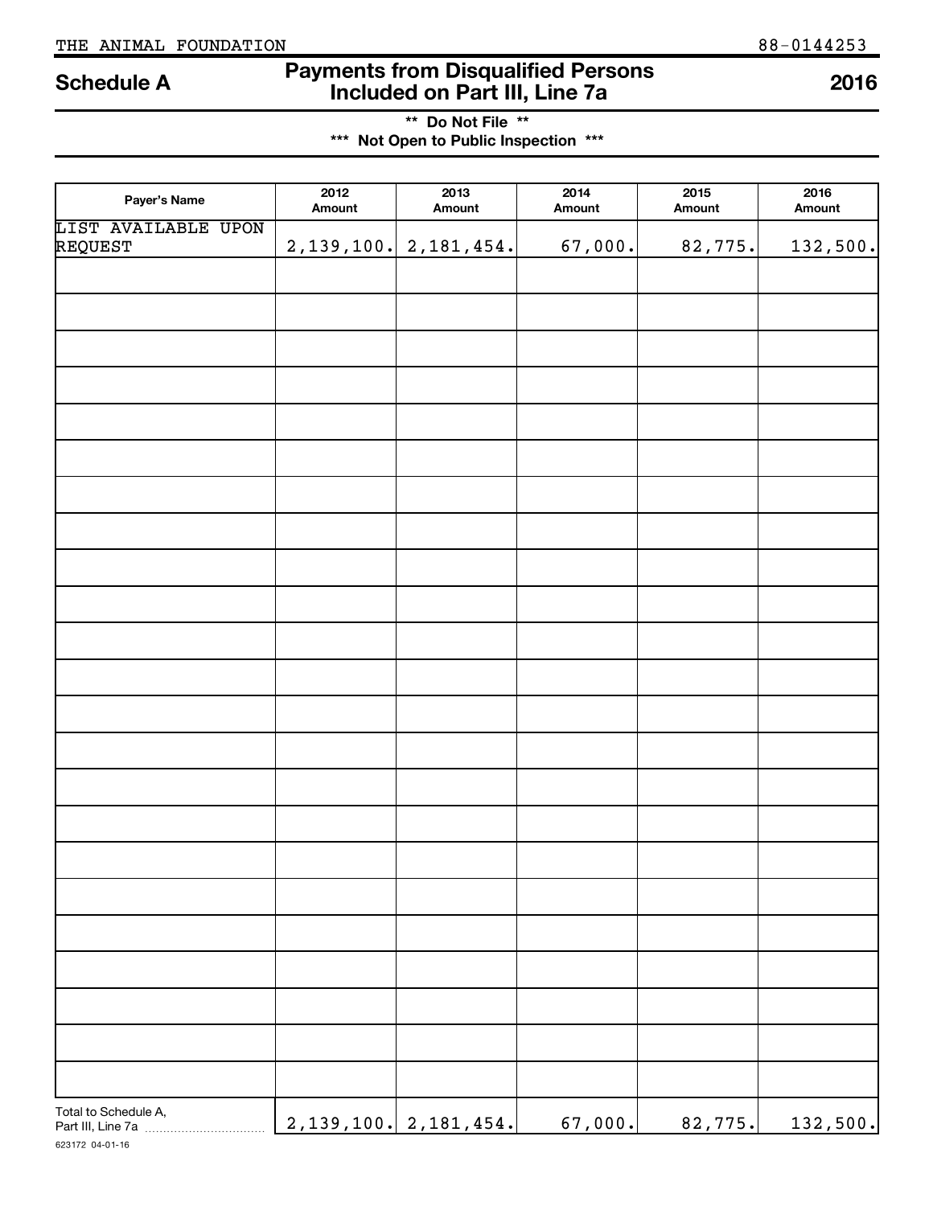THE ANIMAL FOUNDATION 88-0144253

# Schedule A — Payments from Disqualified Persons Included on Part III, Line 7a — 2016

**\*\* Do Not File \*\***

**\*\*\* Not Open to Public Inspection \*\*\***

| Payer's Name | 2012 Amount | 2013 Amount | 2014 Amount | 2015 Amount | 2016 Amount |
|---|---|---|---|---|---|
| LIST AVAILABLE UPON REQUEST | 2,139,100. | 2,181,454. | 67,000. | 82,775. | 132,500. |
| | | | | | |
| | | | | | |
| | | | | | |
| | | | | | |
| | | | | | |
| | | | | | |
| | | | | | |
| | | | | | |
| | | | | | |
| | | | | | |
| | | | | | |
| | | | | | |
| | | | | | |
| | | | | | |
| | | | | | |
| | | | | | |
| | | | | | |
| | | | | | |
| | | | | | |
| | | | | | |
| | | | | | |
| | | | | | |
| | | | | | |
| Total to Schedule A, Part III, Line 7a | 2,139,100. | 2,181,454. | 67,000. | 82,775. | 132,500. |

623172 04-01-16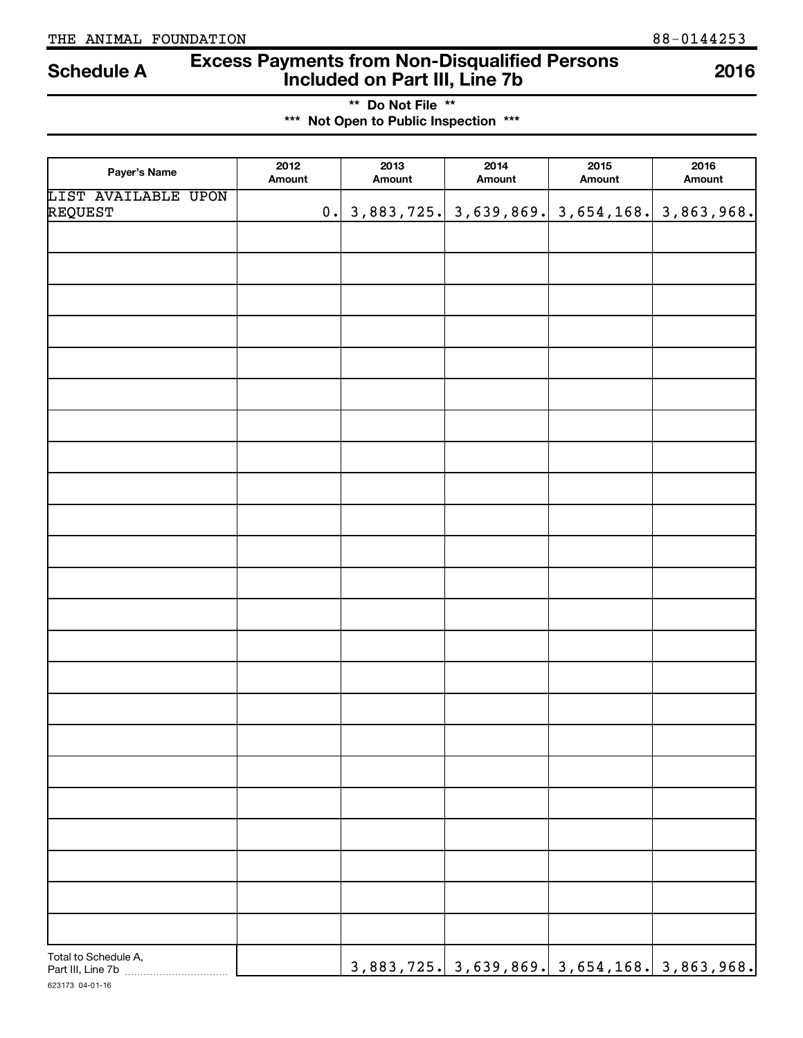THE ANIMAL FOUNDATION 88-0144253

# Schedule A — Excess Payments from Non-Disqualified Persons Included on Part III, Line 7b — 2016

**\*\* Do Not File \*\***
**\*\*\* Not Open to Public Inspection \*\*\***

| Payer's Name | 2012 Amount | 2013 Amount | 2014 Amount | 2015 Amount | 2016 Amount |
|---|---|---|---|---|---|
| LIST AVAILABLE UPON REQUEST | 0. | 3,883,725. | 3,639,869. | 3,654,168. | 3,863,968. |
| | | | | | |
| | | | | | |
| | | | | | |
| | | | | | |
| | | | | | |
| | | | | | |
| | | | | | |
| | | | | | |
| | | | | | |
| | | | | | |
| | | | | | |
| | | | | | |
| | | | | | |
| | | | | | |
| | | | | | |
| | | | | | |
| | | | | | |
| | | | | | |
| | | | | | |
| | | | | | |
| | | | | | |
| | | | | | |
| | | | | | |
| Total to Schedule A, Part III, Line 7b | | 3,883,725. | 3,639,869. | 3,654,168. | 3,863,968. |

623173 04-01-16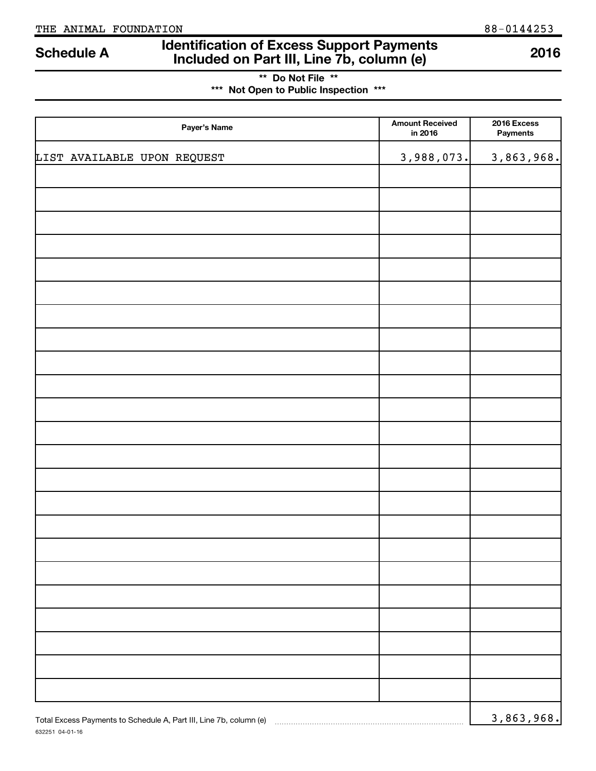THE ANIMAL FOUNDATION 88-0144253

# Schedule A — Identification of Excess Support Payments Included on Part III, Line 7b, column (e) — 2016

**\*\* Do Not File \*\***

**\*\*\* Not Open to Public Inspection \*\*\***

| Payer's Name | Amount Received in 2016 | 2016 Excess Payments |
|---|---|---|
| LIST AVAILABLE UPON REQUEST | 3,988,073. | 3,863,968. |
| | | |
| | | |
| | | |
| | | |
| | | |
| | | |
| | | |
| | | |
| | | |
| | | |
| | | |
| | | |
| | | |
| | | |
| | | |
| | | |
| | | |
| | | |
| | | |
| | | |
| | | |
| | | |
| | | |

Total Excess Payments to Schedule A, Part III, Line 7b, column (e) ........ 3,863,968.

632251 04-01-16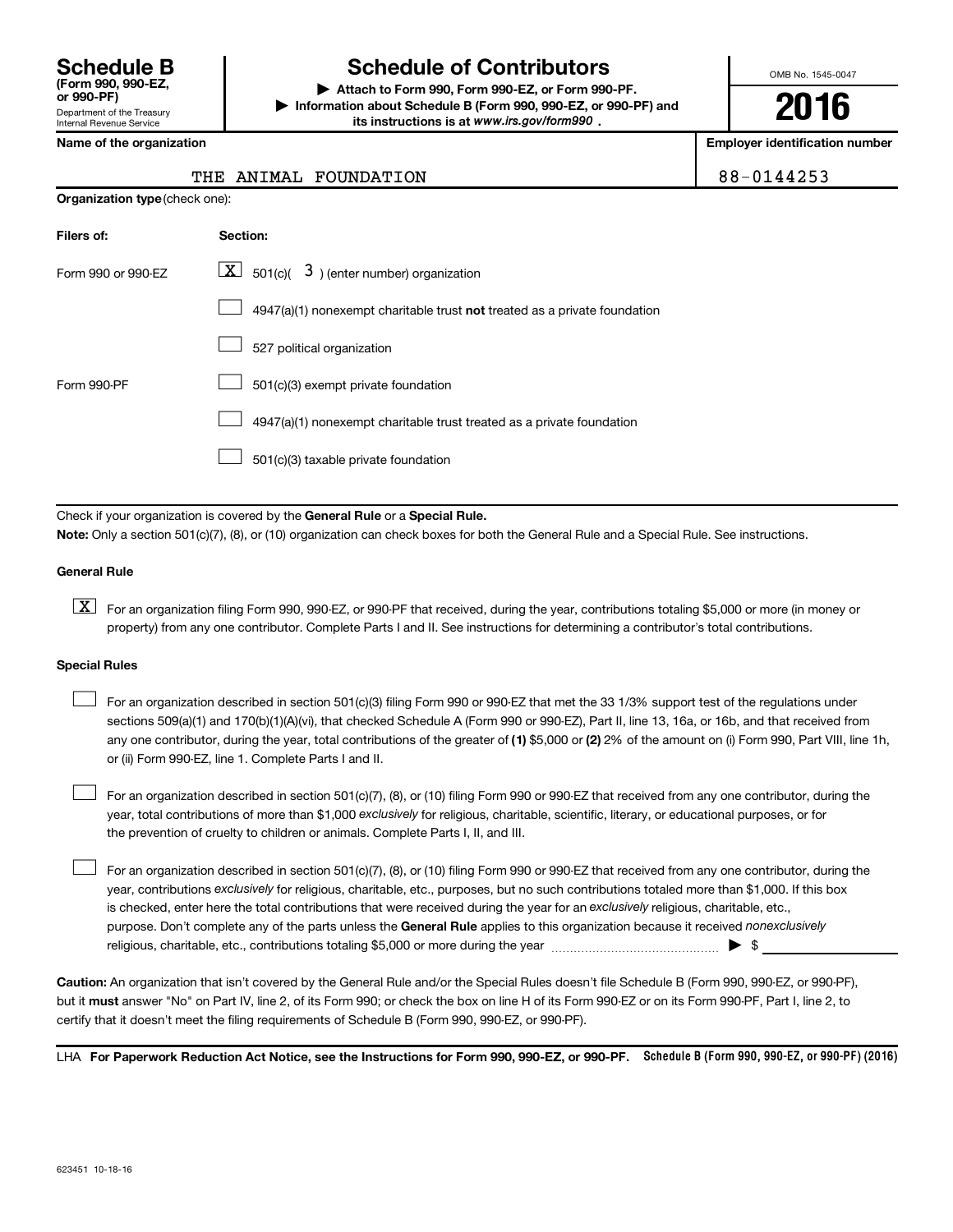# Schedule B (Form 990, 990-EZ, or 990-PF)

Department of the Treasury
Internal Revenue Service

## Schedule of Contributors

▶ **Attach to Form 990, Form 990-EZ, or Form 990-PF.**

▶ **Information about Schedule B (Form 990, 990-EZ, or 990-PF) and its instructions is at** ***www.irs.gov/form990*****.**

OMB No. 1545-0047

**2016**

| **Name of the organization** | **Employer identification number** |
|---|---|
| THE ANIMAL FOUNDATION | 88-0144253 |

**Organization type** (check one):

| **Filers of:** | **Section:** |
|---|---|
| Form 990 or 990-EZ | [X] 501(c)( 3 ) (enter number) organization |
| | [ ] 4947(a)(1) nonexempt charitable trust **not** treated as a private foundation |
| | [ ] 527 political organization |
| Form 990-PF | [ ] 501(c)(3) exempt private foundation |
| | [ ] 4947(a)(1) nonexempt charitable trust treated as a private foundation |
| | [ ] 501(c)(3) taxable private foundation |

Check if your organization is covered by the **General Rule** or a **Special Rule.**

**Note:** Only a section 501(c)(7), (8), or (10) organization can check boxes for both the General Rule and a Special Rule. See instructions.

### General Rule

[X] For an organization filing Form 990, 990-EZ, or 990-PF that received, during the year, contributions totaling $5,000 or more (in money or property) from any one contributor. Complete Parts I and II. See instructions for determining a contributor's total contributions.

### Special Rules

[ ] For an organization described in section 501(c)(3) filing Form 990 or 990-EZ that met the 33 1/3% support test of the regulations under sections 509(a)(1) and 170(b)(1)(A)(vi), that checked Schedule A (Form 990 or 990-EZ), Part II, line 13, 16a, or 16b, and that received from any one contributor, during the year, total contributions of the greater of **(1)** $5,000 or **(2)** 2% of the amount on (i) Form 990, Part VIII, line 1h, or (ii) Form 990-EZ, line 1. Complete Parts I and II.

[ ] For an organization described in section 501(c)(7), (8), or (10) filing Form 990 or 990-EZ that received from any one contributor, during the year, total contributions of more than $1,000 *exclusively* for religious, charitable, scientific, literary, or educational purposes, or for the prevention of cruelty to children or animals. Complete Parts I, II, and III.

[ ] For an organization described in section 501(c)(7), (8), or (10) filing Form 990 or 990-EZ that received from any one contributor, during the year, contributions *exclusively* for religious, charitable, etc., purposes, but no such contributions totaled more than $1,000. If this box is checked, enter here the total contributions that were received during the year for an *exclusively* religious, charitable, etc., purpose. Don't complete any of the parts unless the **General Rule** applies to this organization because it received *nonexclusively* religious, charitable, etc., contributions totaling $5,000 or more during the year ▶ $

**Caution:** An organization that isn't covered by the General Rule and/or the Special Rules doesn't file Schedule B (Form 990, 990-EZ, or 990-PF), but it **must** answer "No" on Part IV, line 2, of its Form 990; or check the box on line H of its Form 990-EZ or on its Form 990-PF, Part I, line 2, to certify that it doesn't meet the filing requirements of Schedule B (Form 990, 990-EZ, or 990-PF).

LHA **For Paperwork Reduction Act Notice, see the Instructions for Form 990, 990-EZ, or 990-PF.** **Schedule B (Form 990, 990-EZ, or 990-PF) (2016)**

623451 10-18-16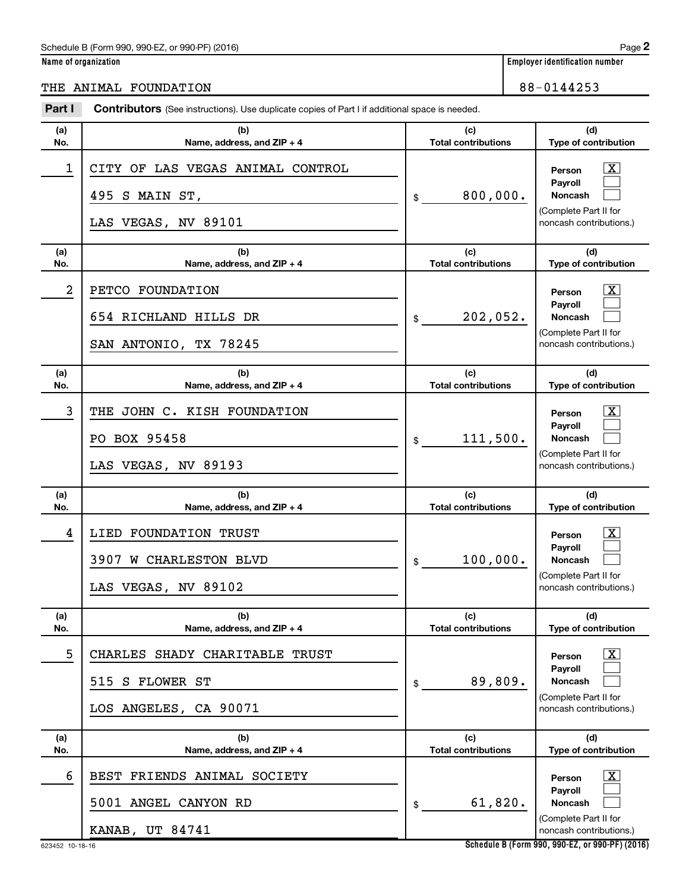Name of organization

THE ANIMAL FOUNDATION

Employer identification number

88-0144253

**Part I** **Contributors** (See instructions). Use duplicate copies of Part I if additional space is needed.

| (a) No. | (b) Name, address, and ZIP + 4 | (c) Total contributions | (d) Type of contribution |
|---|---|---|---|
| 1 | CITY OF LAS VEGAS ANIMAL CONTROL<br>495 S MAIN ST,<br>LAS VEGAS, NV 89101 | $ 800,000. | Person [X]<br>Payroll [ ]<br>Noncash [ ]<br>(Complete Part II for noncash contributions.) |
| 2 | PETCO FOUNDATION<br>654 RICHLAND HILLS DR<br>SAN ANTONIO, TX 78245 | $ 202,052. | Person [X]<br>Payroll [ ]<br>Noncash [ ]<br>(Complete Part II for noncash contributions.) |
| 3 | THE JOHN C. KISH FOUNDATION<br>PO BOX 95458<br>LAS VEGAS, NV 89193 | $ 111,500. | Person [X]<br>Payroll [ ]<br>Noncash [ ]<br>(Complete Part II for noncash contributions.) |
| 4 | LIED FOUNDATION TRUST<br>3907 W CHARLESTON BLVD<br>LAS VEGAS, NV 89102 | $ 100,000. | Person [X]<br>Payroll [ ]<br>Noncash [ ]<br>(Complete Part II for noncash contributions.) |
| 5 | CHARLES SHADY CHARITABLE TRUST<br>515 S FLOWER ST<br>LOS ANGELES, CA 90071 | $ 89,809. | Person [X]<br>Payroll [ ]<br>Noncash [ ]<br>(Complete Part II for noncash contributions.) |
| 6 | BEST FRIENDS ANIMAL SOCIETY<br>5001 ANGEL CANYON RD<br>KANAB, UT 84741 | $ 61,820. | Person [X]<br>Payroll [ ]<br>Noncash [ ]<br>(Complete Part II for noncash contributions.) |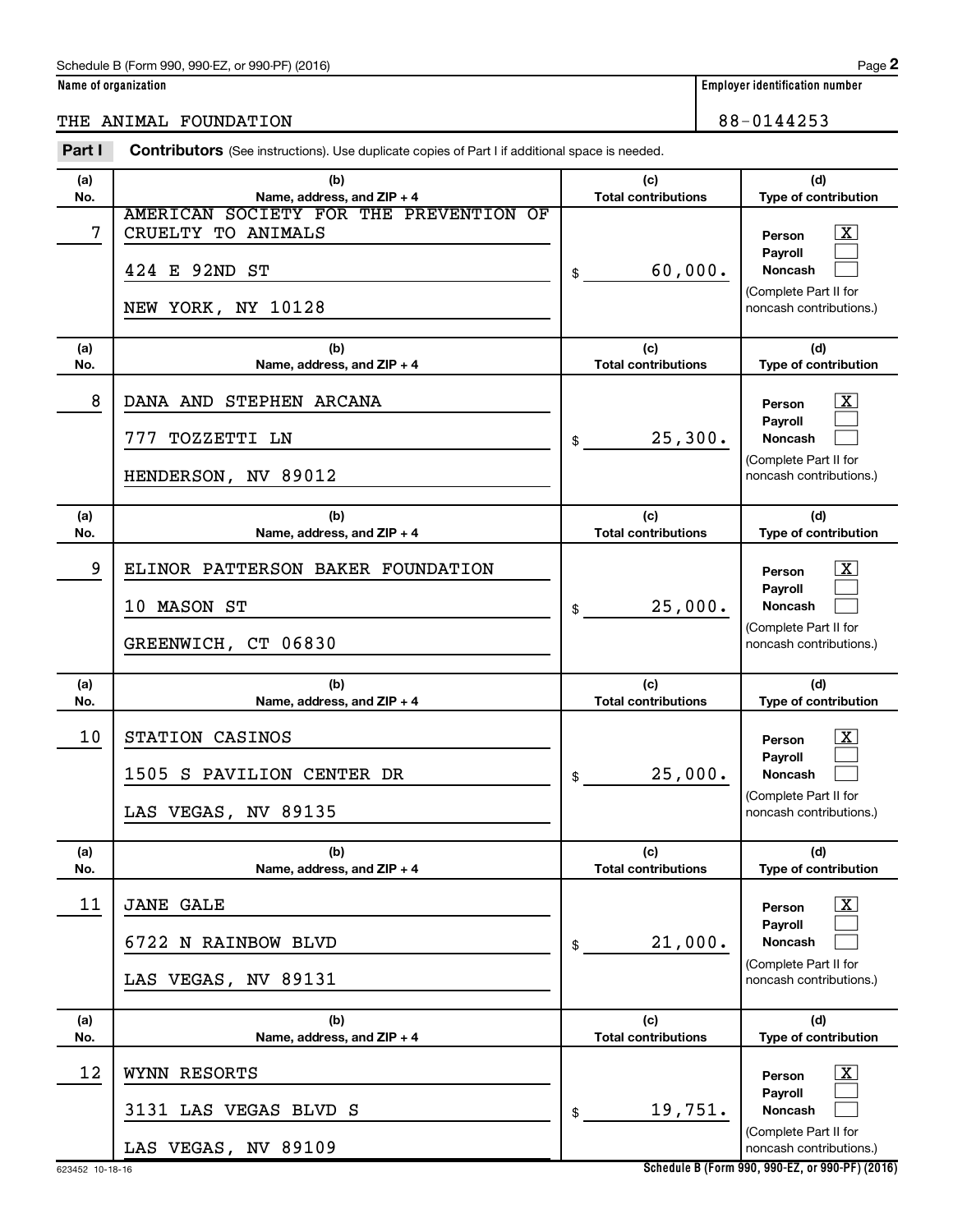Schedule B (Form 990, 990-EZ, or 990-PF) (2016)

**Name of organization**

THE ANIMAL FOUNDATION

**Employer identification number**

88-0144253

**Part I** **Contributors** (See instructions). Use duplicate copies of Part I if additional space is needed.

| (a) No. | (b) Name, address, and ZIP + 4 | (c) Total contributions | (d) Type of contribution |
|---|---|---|---|
| 7 | AMERICAN SOCIETY FOR THE PREVENTION OF CRUELTY TO ANIMALS<br>424 E 92ND ST<br>NEW YORK, NY 10128 | $ 60,000. | Person [X]<br>Payroll [ ]<br>Noncash [ ]<br>(Complete Part II for noncash contributions.) |
| 8 | DANA AND STEPHEN ARCANA<br>777 TOZZETTI LN<br>HENDERSON, NV 89012 | $ 25,300. | Person [X]<br>Payroll [ ]<br>Noncash [ ]<br>(Complete Part II for noncash contributions.) |
| 9 | ELINOR PATTERSON BAKER FOUNDATION<br>10 MASON ST<br>GREENWICH, CT 06830 | $ 25,000. | Person [X]<br>Payroll [ ]<br>Noncash [ ]<br>(Complete Part II for noncash contributions.) |
| 10 | STATION CASINOS<br>1505 S PAVILION CENTER DR<br>LAS VEGAS, NV 89135 | $ 25,000. | Person [X]<br>Payroll [ ]<br>Noncash [ ]<br>(Complete Part II for noncash contributions.) |
| 11 | JANE GALE<br>6722 N RAINBOW BLVD<br>LAS VEGAS, NV 89131 | $ 21,000. | Person [X]<br>Payroll [ ]<br>Noncash [ ]<br>(Complete Part II for noncash contributions.) |
| 12 | WYNN RESORTS<br>3131 LAS VEGAS BLVD S<br>LAS VEGAS, NV 89109 | $ 19,751. | Person [X]<br>Payroll [ ]<br>Noncash [ ]<br>(Complete Part II for noncash contributions.) |

623452 10-18-16

**Schedule B (Form 990, 990-EZ, or 990-PF) (2016)**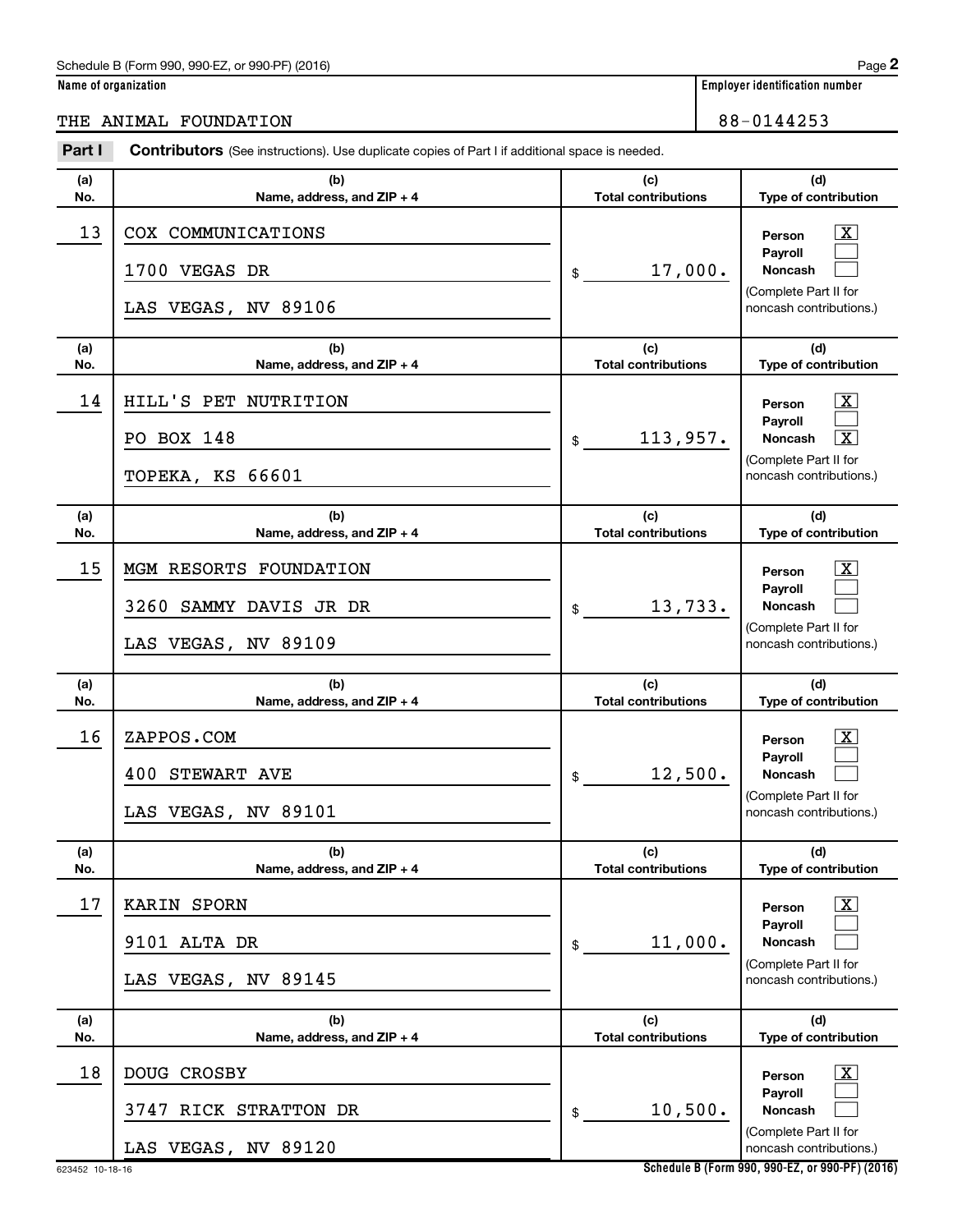Name of organization: THE ANIMAL FOUNDATION

Employer identification number: 88-0144253

**Part I** **Contributors** (See instructions). Use duplicate copies of Part I if additional space is needed.

| (a) No. | (b) Name, address, and ZIP + 4 | (c) Total contributions | (d) Type of contribution |
|---|---|---|---|
| 13 | COX COMMUNICATIONS<br>1700 VEGAS DR<br>LAS VEGAS, NV 89106 | $ 17,000. | Person [X]<br>Payroll [ ]<br>Noncash [ ]<br>(Complete Part II for noncash contributions.) |
| 14 | HILL'S PET NUTRITION<br>PO BOX 148<br>TOPEKA, KS 66601 | $ 113,957. | Person [X]<br>Payroll [ ]<br>Noncash [X]<br>(Complete Part II for noncash contributions.) |
| 15 | MGM RESORTS FOUNDATION<br>3260 SAMMY DAVIS JR DR<br>LAS VEGAS, NV 89109 | $ 13,733. | Person [X]<br>Payroll [ ]<br>Noncash [ ]<br>(Complete Part II for noncash contributions.) |
| 16 | ZAPPOS.COM<br>400 STEWART AVE<br>LAS VEGAS, NV 89101 | $ 12,500. | Person [X]<br>Payroll [ ]<br>Noncash [ ]<br>(Complete Part II for noncash contributions.) |
| 17 | KARIN SPORN<br>9101 ALTA DR<br>LAS VEGAS, NV 89145 | $ 11,000. | Person [X]<br>Payroll [ ]<br>Noncash [ ]<br>(Complete Part II for noncash contributions.) |
| 18 | DOUG CROSBY<br>3747 RICK STRATTON DR<br>LAS VEGAS, NV 89120 | $ 10,500. | Person [X]<br>Payroll [ ]<br>Noncash [ ]<br>(Complete Part II for noncash contributions.) |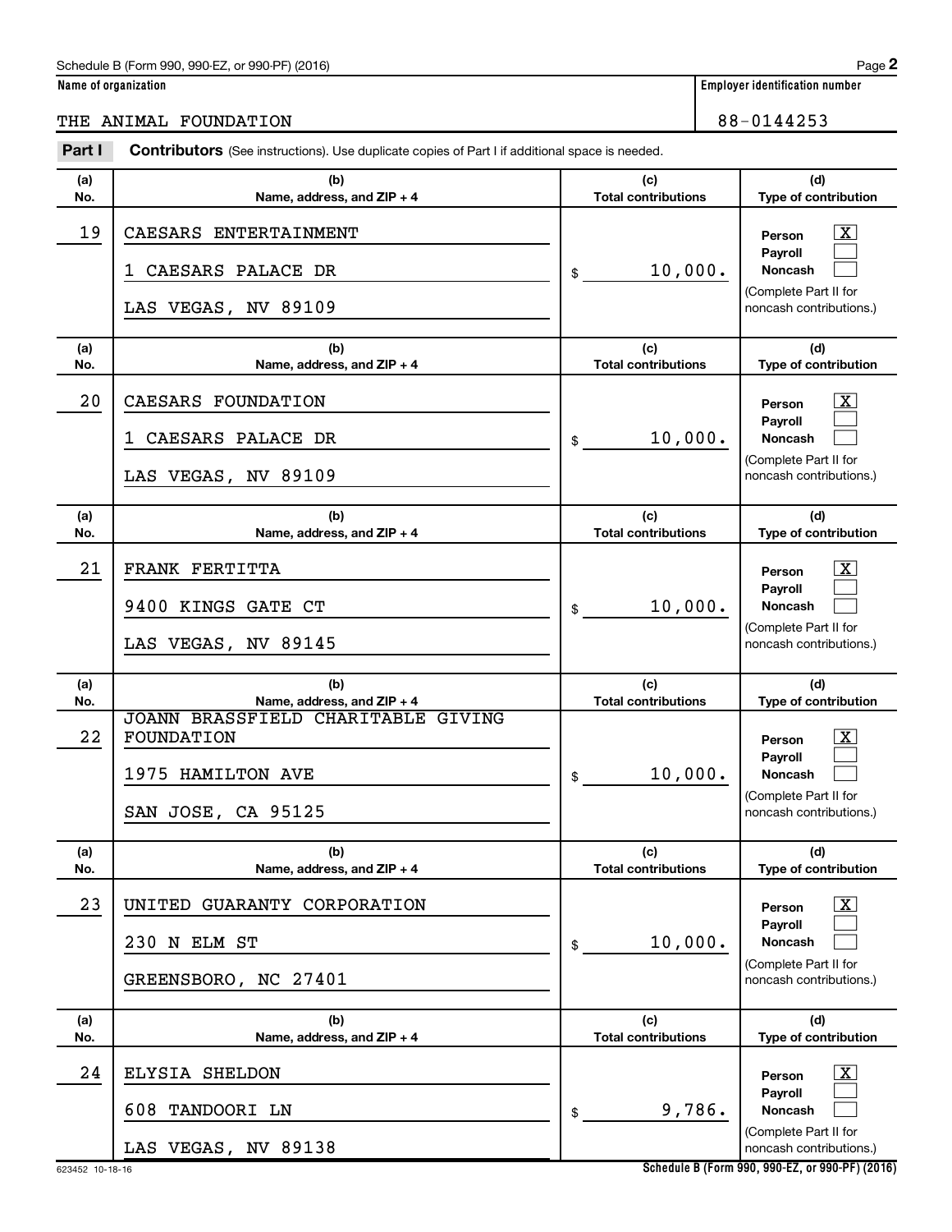Schedule B (Form 990, 990-EZ, or 990-PF) (2016)

**Name of organization**

THE ANIMAL FOUNDATION

**Employer identification number**

88-0144253

**Part I** **Contributors** (See instructions). Use duplicate copies of Part I if additional space is needed.

| (a) No. | (b) Name, address, and ZIP + 4 | (c) Total contributions | (d) Type of contribution |
|---|---|---|---|
| 19 | CAESARS ENTERTAINMENT<br>1 CAESARS PALACE DR<br>LAS VEGAS, NV 89109 | $ 10,000. | Person [X]<br>Payroll [ ]<br>Noncash [ ]<br>(Complete Part II for noncash contributions.) |
| 20 | CAESARS FOUNDATION<br>1 CAESARS PALACE DR<br>LAS VEGAS, NV 89109 | $ 10,000. | Person [X]<br>Payroll [ ]<br>Noncash [ ]<br>(Complete Part II for noncash contributions.) |
| 21 | FRANK FERTITTA<br>9400 KINGS GATE CT<br>LAS VEGAS, NV 89145 | $ 10,000. | Person [X]<br>Payroll [ ]<br>Noncash [ ]<br>(Complete Part II for noncash contributions.) |
| 22 | JOANN BRASSFIELD CHARITABLE GIVING FOUNDATION<br>1975 HAMILTON AVE<br>SAN JOSE, CA 95125 | $ 10,000. | Person [X]<br>Payroll [ ]<br>Noncash [ ]<br>(Complete Part II for noncash contributions.) |
| 23 | UNITED GUARANTY CORPORATION<br>230 N ELM ST<br>GREENSBORO, NC 27401 | $ 10,000. | Person [X]<br>Payroll [ ]<br>Noncash [ ]<br>(Complete Part II for noncash contributions.) |
| 24 | ELYSIA SHELDON<br>608 TANDOORI LN<br>LAS VEGAS, NV 89138 | $ 9,786. | Person [X]<br>Payroll [ ]<br>Noncash [ ]<br>(Complete Part II for noncash contributions.) |

623452 10-18-16

**Schedule B (Form 990, 990-EZ, or 990-PF) (2016)**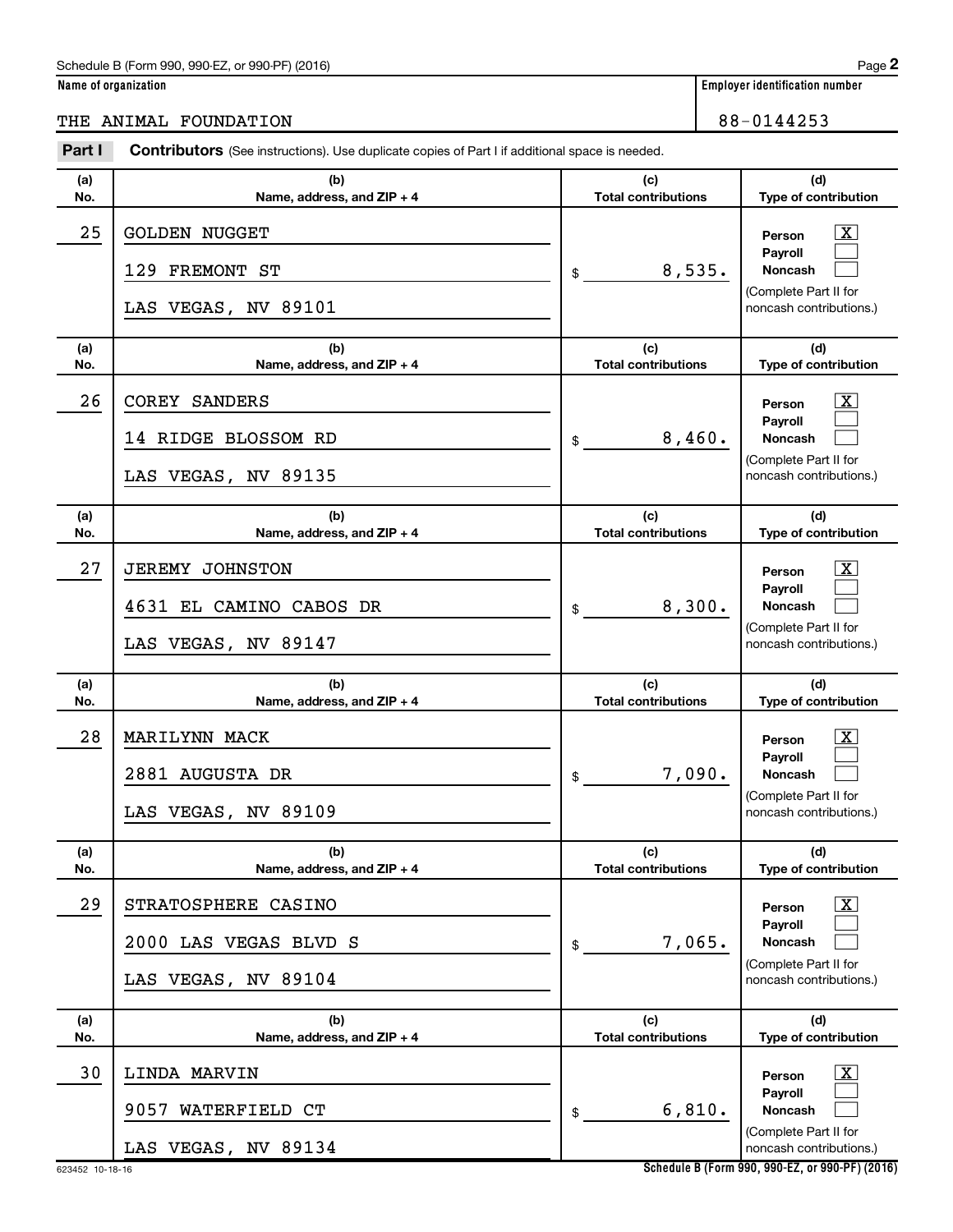Schedule B (Form 990, 990-EZ, or 990-PF) (2016)

**Name of organization**

THE ANIMAL FOUNDATION

**Employer identification number**

88-0144253

**Part I** **Contributors** (See instructions). Use duplicate copies of Part I if additional space is needed.

| (a) No. | (b) Name, address, and ZIP + 4 | (c) Total contributions | (d) Type of contribution |
|---|---|---|---|
| 25 | GOLDEN NUGGET<br>129 FREMONT ST<br>LAS VEGAS, NV 89101 | $ 8,535. | Person [X]<br>Payroll [ ]<br>Noncash [ ]<br>(Complete Part II for noncash contributions.) |
| 26 | COREY SANDERS<br>14 RIDGE BLOSSOM RD<br>LAS VEGAS, NV 89135 | $ 8,460. | Person [X]<br>Payroll [ ]<br>Noncash [ ]<br>(Complete Part II for noncash contributions.) |
| 27 | JEREMY JOHNSTON<br>4631 EL CAMINO CABOS DR<br>LAS VEGAS, NV 89147 | $ 8,300. | Person [X]<br>Payroll [ ]<br>Noncash [ ]<br>(Complete Part II for noncash contributions.) |
| 28 | MARILYNN MACK<br>2881 AUGUSTA DR<br>LAS VEGAS, NV 89109 | $ 7,090. | Person [X]<br>Payroll [ ]<br>Noncash [ ]<br>(Complete Part II for noncash contributions.) |
| 29 | STRATOSPHERE CASINO<br>2000 LAS VEGAS BLVD S<br>LAS VEGAS, NV 89104 | $ 7,065. | Person [X]<br>Payroll [ ]<br>Noncash [ ]<br>(Complete Part II for noncash contributions.) |
| 30 | LINDA MARVIN<br>9057 WATERFIELD CT<br>LAS VEGAS, NV 89134 | $ 6,810. | Person [X]<br>Payroll [ ]<br>Noncash [ ]<br>(Complete Part II for noncash contributions.) |

623452 10-18-16

Schedule B (Form 990, 990-EZ, or 990-PF) (2016)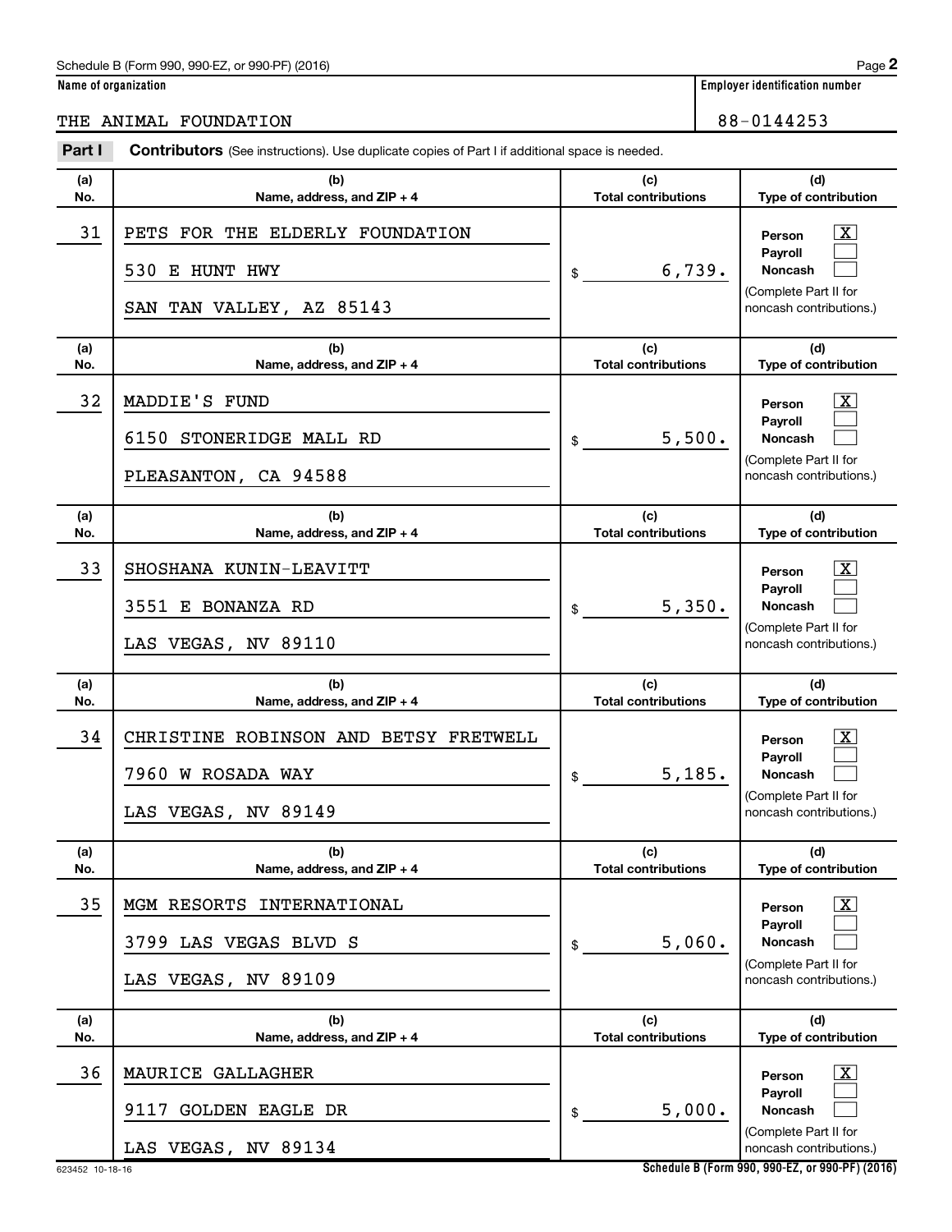Schedule B (Form 990, 990-EZ, or 990-PF) (2016)

**Name of organization**

THE ANIMAL FOUNDATION

**Employer identification number**

88-0144253

**Part I** **Contributors** (See instructions). Use duplicate copies of Part I if additional space is needed.

| (a) No. | (b) Name, address, and ZIP + 4 | (c) Total contributions | (d) Type of contribution |
|---|---|---|---|
| 31 | PETS FOR THE ELDERLY FOUNDATION<br>530 E HUNT HWY<br>SAN TAN VALLEY, AZ 85143 | $ 6,739. | Person [X]<br>Payroll [ ]<br>Noncash [ ]<br>(Complete Part II for noncash contributions.) |
| 32 | MADDIE'S FUND<br>6150 STONERIDGE MALL RD<br>PLEASANTON, CA 94588 | $ 5,500. | Person [X]<br>Payroll [ ]<br>Noncash [ ]<br>(Complete Part II for noncash contributions.) |
| 33 | SHOSHANA KUNIN-LEAVITT<br>3551 E BONANZA RD<br>LAS VEGAS, NV 89110 | $ 5,350. | Person [X]<br>Payroll [ ]<br>Noncash [ ]<br>(Complete Part II for noncash contributions.) |
| 34 | CHRISTINE ROBINSON AND BETSY FRETWELL<br>7960 W ROSADA WAY<br>LAS VEGAS, NV 89149 | $ 5,185. | Person [X]<br>Payroll [ ]<br>Noncash [ ]<br>(Complete Part II for noncash contributions.) |
| 35 | MGM RESORTS INTERNATIONAL<br>3799 LAS VEGAS BLVD S<br>LAS VEGAS, NV 89109 | $ 5,060. | Person [X]<br>Payroll [ ]<br>Noncash [ ]<br>(Complete Part II for noncash contributions.) |
| 36 | MAURICE GALLAGHER<br>9117 GOLDEN EAGLE DR<br>LAS VEGAS, NV 89134 | $ 5,000. | Person [X]<br>Payroll [ ]<br>Noncash [ ]<br>(Complete Part II for noncash contributions.) |

623452 10-18-16

Schedule B (Form 990, 990-EZ, or 990-PF) (2016)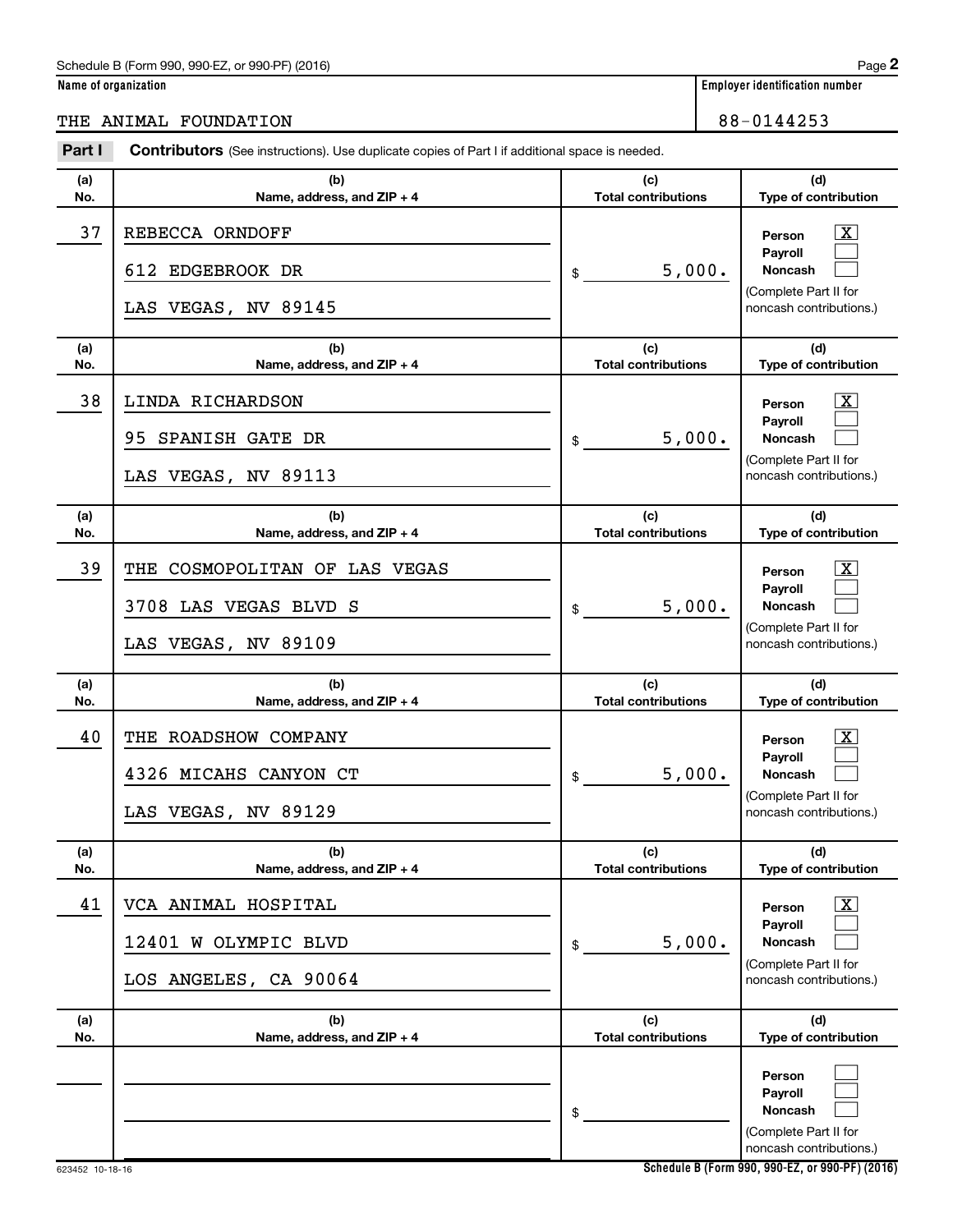Schedule B (Form 990, 990-EZ, or 990-PF) (2016)

**Name of organization**

THE ANIMAL FOUNDATION

**Employer identification number**

88-0144253

## Part I Contributors (See instructions). Use duplicate copies of Part I if additional space is needed.

| (a) No. | (b) Name, address, and ZIP + 4 | (c) Total contributions | (d) Type of contribution |
|---|---|---|---|
| 37 | REBECCA ORNDOFF<br>612 EDGEBROOK DR<br>LAS VEGAS, NV 89145 | $ 5,000. | Person [X]<br>Payroll [ ]<br>Noncash [ ]<br>(Complete Part II for noncash contributions.) |
| 38 | LINDA RICHARDSON<br>95 SPANISH GATE DR<br>LAS VEGAS, NV 89113 | $ 5,000. | Person [X]<br>Payroll [ ]<br>Noncash [ ]<br>(Complete Part II for noncash contributions.) |
| 39 | THE COSMOPOLITAN OF LAS VEGAS<br>3708 LAS VEGAS BLVD S<br>LAS VEGAS, NV 89109 | $ 5,000. | Person [X]<br>Payroll [ ]<br>Noncash [ ]<br>(Complete Part II for noncash contributions.) |
| 40 | THE ROADSHOW COMPANY<br>4326 MICAHS CANYON CT<br>LAS VEGAS, NV 89129 | $ 5,000. | Person [X]<br>Payroll [ ]<br>Noncash [ ]<br>(Complete Part II for noncash contributions.) |
| 41 | VCA ANIMAL HOSPITAL<br>12401 W OLYMPIC BLVD<br>LOS ANGELES, CA 90064 | $ 5,000. | Person [X]<br>Payroll [ ]<br>Noncash [ ]<br>(Complete Part II for noncash contributions.) |
| | | $ | Person [ ]<br>Payroll [ ]<br>Noncash [ ]<br>(Complete Part II for noncash contributions.) |

623452 10-18-16

Schedule B (Form 990, 990-EZ, or 990-PF) (2016)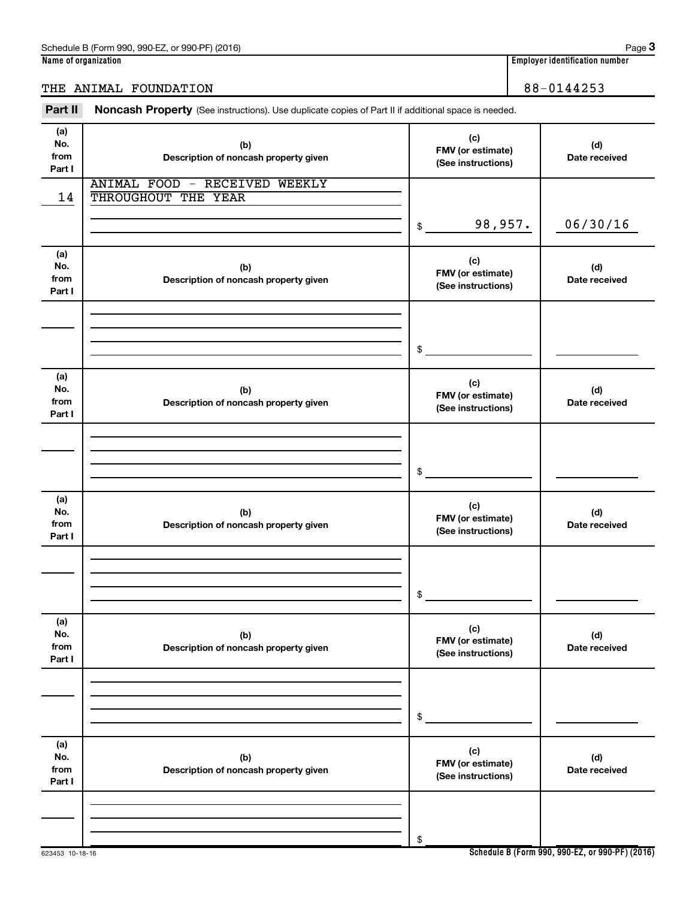Schedule B (Form 990, 990-EZ, or 990-PF) (2016) Page 3

**Name of organization**

THE ANIMAL FOUNDATION

**Employer identification number**

88-0144253

**Part II** **Noncash Property** (See instructions). Use duplicate copies of Part II if additional space is needed.

| (a) No. from Part I | (b) Description of noncash property given | (c) FMV (or estimate) (See instructions) | (d) Date received |
|---|---|---|---|
| 14 | ANIMAL FOOD - RECEIVED WEEKLY THROUGHOUT THE YEAR | $ 98,957. | 06/30/16 |

| (a) No. from Part I | (b) Description of noncash property given | (c) FMV (or estimate) (See instructions) | (d) Date received |
|---|---|---|---|
| | | $ | |

| (a) No. from Part I | (b) Description of noncash property given | (c) FMV (or estimate) (See instructions) | (d) Date received |
|---|---|---|---|
| | | $ | |

| (a) No. from Part I | (b) Description of noncash property given | (c) FMV (or estimate) (See instructions) | (d) Date received |
|---|---|---|---|
| | | $ | |

| (a) No. from Part I | (b) Description of noncash property given | (c) FMV (or estimate) (See instructions) | (d) Date received |
|---|---|---|---|
| | | $ | |

| (a) No. from Part I | (b) Description of noncash property given | (c) FMV (or estimate) (See instructions) | (d) Date received |
|---|---|---|---|
| | | $ | |

623453 10-18-16 **Schedule B (Form 990, 990-EZ, or 990-PF) (2016)**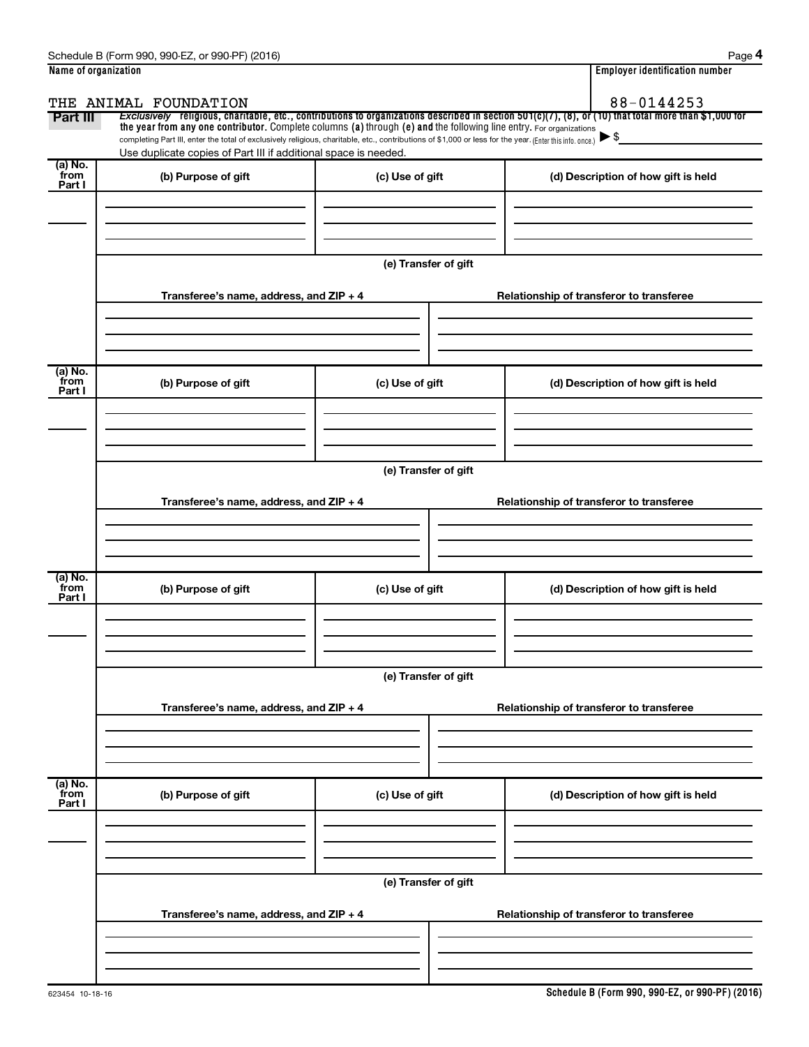Schedule B (Form 990, 990-EZ, or 990-PF) (2016)

**Name of organization**

THE ANIMAL FOUNDATION

**Employer identification number**

88-0144253

**Part III** *Exclusively* religious, charitable, etc., contributions to organizations described in section 501(c)(7), (8), or (10) that total more than $1,000 for the year from any one contributor. Complete columns (a) through (e) and the following line entry. For organizations completing Part III, enter the total of exclusively religious, charitable, etc., contributions of $1,000 or less for the year. (Enter this info. once.) ▶ $

Use duplicate copies of Part III if additional space is needed.

| (a) No. from Part I | (b) Purpose of gift | (c) Use of gift | (d) Description of how gift is held |
|---|---|---|---|
| | | | |

(e) Transfer of gift

| Transferee's name, address, and ZIP + 4 | Relationship of transferor to transferee |
|---|---|
| | |

| (a) No. from Part I | (b) Purpose of gift | (c) Use of gift | (d) Description of how gift is held |
|---|---|---|---|
| | | | |

(e) Transfer of gift

| Transferee's name, address, and ZIP + 4 | Relationship of transferor to transferee |
|---|---|
| | |

| (a) No. from Part I | (b) Purpose of gift | (c) Use of gift | (d) Description of how gift is held |
|---|---|---|---|
| | | | |

(e) Transfer of gift

| Transferee's name, address, and ZIP + 4 | Relationship of transferor to transferee |
|---|---|
| | |

| (a) No. from Part I | (b) Purpose of gift | (c) Use of gift | (d) Description of how gift is held |
|---|---|---|---|
| | | | |

(e) Transfer of gift

| Transferee's name, address, and ZIP + 4 | Relationship of transferor to transferee |
|---|---|
| | |

623454 10-18-16

Schedule B (Form 990, 990-EZ, or 990-PF) (2016)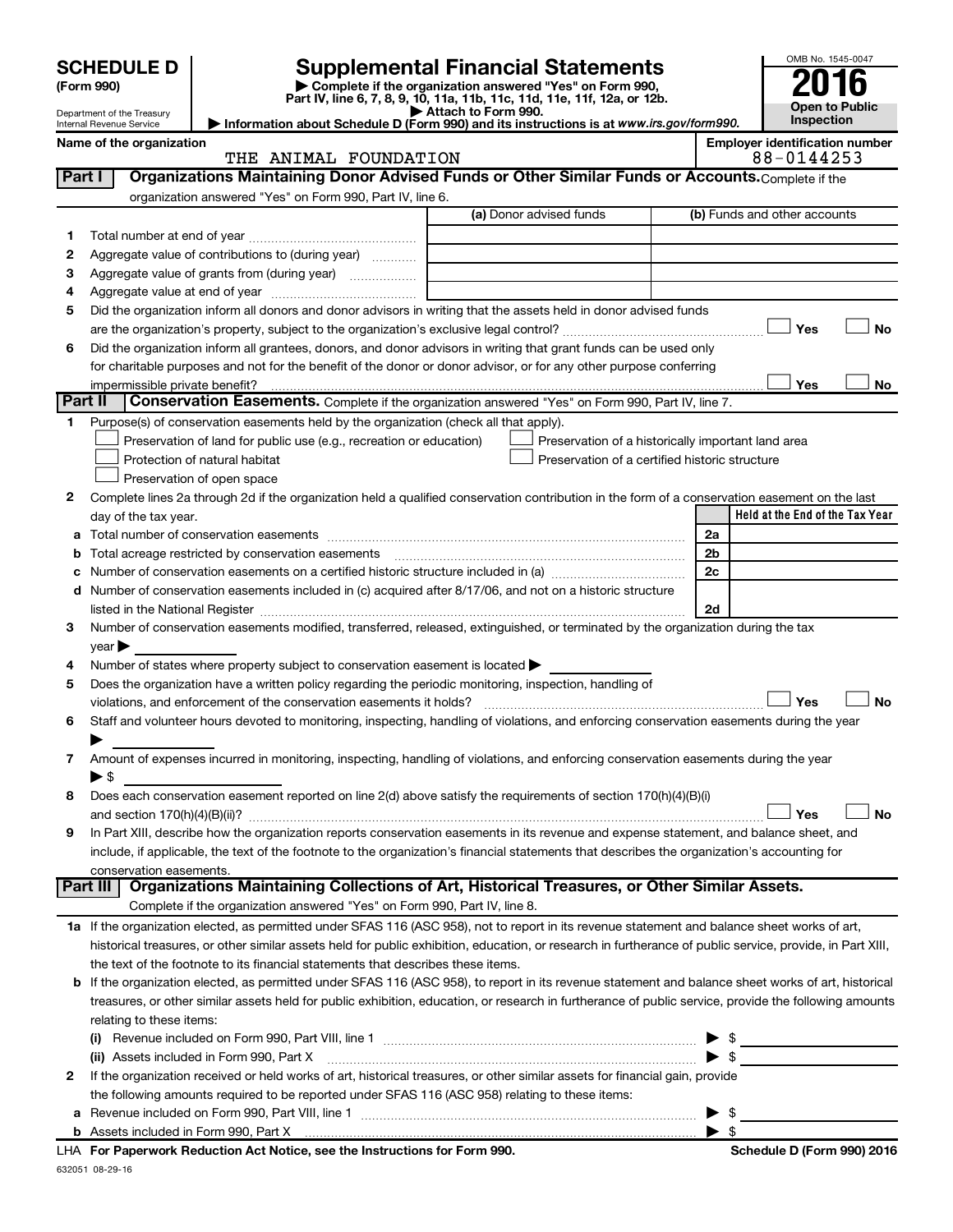**SCHEDULE D**
**(Form 990)**

Department of the Treasury
Internal Revenue Service

# Supplemental Financial Statements

▶ Complete if the organization answered "Yes" on Form 990, Part IV, line 6, 7, 8, 9, 10, 11a, 11b, 11c, 11d, 11e, 11f, 12a, or 12b.
▶ Attach to Form 990.
▶ Information about Schedule D (Form 990) and its instructions is at www.irs.gov/form990.

OMB No. 1545-0047
**2016**
**Open to Public Inspection**

**Name of the organization**
THE ANIMAL FOUNDATION

**Employer identification number**
88-0144253

## Part I Organizations Maintaining Donor Advised Funds or Other Similar Funds or Accounts.

Complete if the organization answered "Yes" on Form 990, Part IV, line 6.

| | | (a) Donor advised funds | (b) Funds and other accounts |
|---|---|---|---|
| 1 | Total number at end of year | | |
| 2 | Aggregate value of contributions to (during year) | | |
| 3 | Aggregate value of grants from (during year) | | |
| 4 | Aggregate value at end of year | | |

5 Did the organization inform all donors and donor advisors in writing that the assets held in donor advised funds are the organization's property, subject to the organization's exclusive legal control? ☐ Yes ☐ No

6 Did the organization inform all grantees, donors, and donor advisors in writing that grant funds can be used only for charitable purposes and not for the benefit of the donor or donor advisor, or for any other purpose conferring impermissible private benefit? ☐ Yes ☐ No

## Part II Conservation Easements.

Complete if the organization answered "Yes" on Form 990, Part IV, line 7.

1 Purpose(s) of conservation easements held by the organization (check all that apply).

- ☐ Preservation of land for public use (e.g., recreation or education)
- ☐ Protection of natural habitat
- ☐ Preservation of open space
- ☐ Preservation of a historically important land area
- ☐ Preservation of a certified historic structure

2 Complete lines 2a through 2d if the organization held a qualified conservation contribution in the form of a conservation easement on the last day of the tax year.

| | | | Held at the End of the Tax Year |
|---|---|---|---|
| a | Total number of conservation easements | 2a | |
| b | Total acreage restricted by conservation easements | 2b | |
| c | Number of conservation easements on a certified historic structure included in (a) | 2c | |
| d | Number of conservation easements included in (c) acquired after 8/17/06, and not on a historic structure listed in the National Register | 2d | |

3 Number of conservation easements modified, transferred, released, extinguished, or terminated by the organization during the tax year ▶

4 Number of states where property subject to conservation easement is located ▶

5 Does the organization have a written policy regarding the periodic monitoring, inspection, handling of violations, and enforcement of the conservation easements it holds? ☐ Yes ☐ No

6 Staff and volunteer hours devoted to monitoring, inspecting, handling of violations, and enforcing conservation easements during the year ▶

7 Amount of expenses incurred in monitoring, inspecting, handling of violations, and enforcing conservation easements during the year ▶ $

8 Does each conservation easement reported on line 2(d) above satisfy the requirements of section 170(h)(4)(B)(i) and section 170(h)(4)(B)(ii)? ☐ Yes ☐ No

9 In Part XIII, describe how the organization reports conservation easements in its revenue and expense statement, and balance sheet, and include, if applicable, the text of the footnote to the organization's financial statements that describes the organization's accounting for conservation easements.

## Part III Organizations Maintaining Collections of Art, Historical Treasures, or Other Similar Assets.

Complete if the organization answered "Yes" on Form 990, Part IV, line 8.

1a If the organization elected, as permitted under SFAS 116 (ASC 958), not to report in its revenue statement and balance sheet works of art, historical treasures, or other similar assets held for public exhibition, education, or research in furtherance of public service, provide, in Part XIII, the text of the footnote to its financial statements that describes these items.

b If the organization elected, as permitted under SFAS 116 (ASC 958), to report in its revenue statement and balance sheet works of art, historical treasures, or other similar assets held for public exhibition, education, or research in furtherance of public service, provide the following amounts relating to these items:

(i) Revenue included on Form 990, Part VIII, line 1 ▶ $

(ii) Assets included in Form 990, Part X ▶ $

2 If the organization received or held works of art, historical treasures, or other similar assets for financial gain, provide the following amounts required to be reported under SFAS 116 (ASC 958) relating to these items:

a Revenue included on Form 990, Part VIII, line 1 ▶ $

b Assets included in Form 990, Part X ▶ $

LHA For Paperwork Reduction Act Notice, see the Instructions for Form 990. Schedule D (Form 990) 2016

632051 08-29-16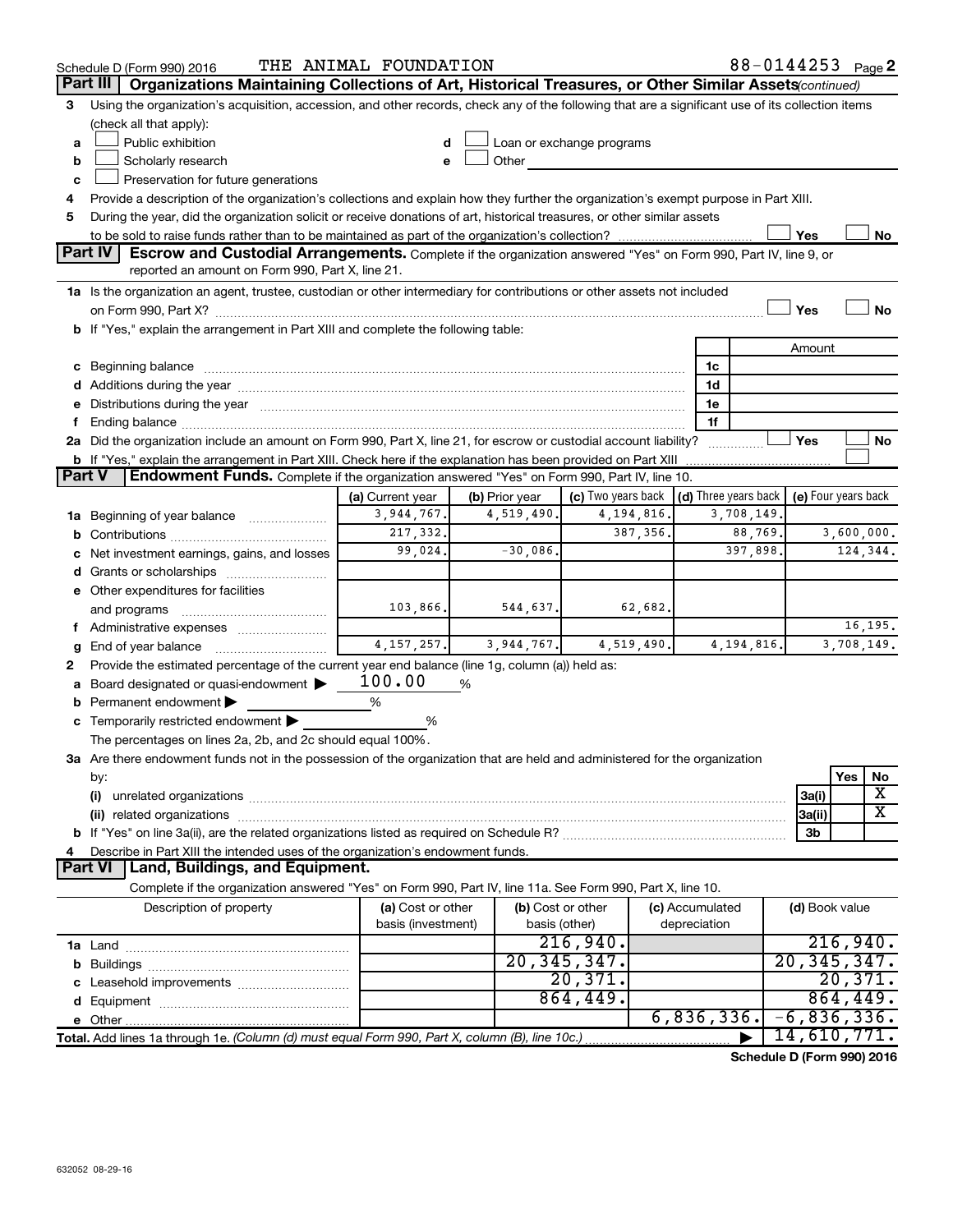Schedule D (Form 990) 2016 THE ANIMAL FOUNDATION 88-0144253 Page 2

## Part III | Organizations Maintaining Collections of Art, Historical Treasures, or Other Similar Assets *(continued)*

**3** Using the organization's acquisition, accession, and other records, check any of the following that are a significant use of its collection items (check all that apply):

- **a** ☐ Public exhibition
- **b** ☐ Scholarly research
- **c** ☐ Preservation for future generations
- **d** ☐ Loan or exchange programs
- **e** ☐ Other

**4** Provide a description of the organization's collections and explain how they further the organization's exempt purpose in Part XIII.

**5** During the year, did the organization solicit or receive donations of art, historical treasures, or other similar assets to be sold to raise funds rather than to be maintained as part of the organization's collection? ☐ Yes ☐ No

## Part IV | Escrow and Custodial Arrangements.

Complete if the organization answered "Yes" on Form 990, Part IV, line 9, or reported an amount on Form 990, Part X, line 21.

**1a** Is the organization an agent, trustee, custodian or other intermediary for contributions or other assets not included on Form 990, Part X? ☐ Yes ☐ No

**b** If "Yes," explain the arrangement in Part XIII and complete the following table:

| | | Amount |
|---|---|---|
| **c** Beginning balance | 1c | |
| **d** Additions during the year | 1d | |
| **e** Distributions during the year | 1e | |
| **f** Ending balance | 1f | |

**2a** Did the organization include an amount on Form 990, Part X, line 21, for escrow or custodial account liability? ☐ Yes ☐ No

**b** If "Yes," explain the arrangement in Part XIII. Check here if the explanation has been provided on Part XIII ☐

## Part V | Endowment Funds.

Complete if the organization answered "Yes" on Form 990, Part IV, line 10.

| | (a) Current year | (b) Prior year | (c) Two years back | (d) Three years back | (e) Four years back |
|---|---|---|---|---|---|
| **1a** Beginning of year balance | 3,944,767. | 4,519,490. | 4,194,816. | 3,708,149. | |
| **b** Contributions | 217,332. | | 387,356. | 88,769. | 3,600,000. |
| **c** Net investment earnings, gains, and losses | 99,024. | -30,086. | | 397,898. | 124,344. |
| **d** Grants or scholarships | | | | | |
| **e** Other expenditures for facilities and programs | 103,866. | 544,637. | 62,682. | | |
| **f** Administrative expenses | | | | | 16,195. |
| **g** End of year balance | 4,157,257. | 3,944,767. | 4,519,490. | 4,194,816. | 3,708,149. |

**2** Provide the estimated percentage of the current year end balance (line 1g, column (a)) held as:

- **a** Board designated or quasi-endowment ▶ 100.00 %
- **b** Permanent endowment ▶ %
- **c** Temporarily restricted endowment ▶ %

The percentages on lines 2a, 2b, and 2c should equal 100%.

**3a** Are there endowment funds not in the possession of the organization that are held and administered for the organization by:

| | | Yes | No |
|---|---|---|---|
| **(i)** unrelated organizations | 3a(i) | | X |
| **(ii)** related organizations | 3a(ii) | | X |
| **b** If "Yes" on line 3a(ii), are the related organizations listed as required on Schedule R? | 3b | | |

**4** Describe in Part XIII the intended uses of the organization's endowment funds.

## Part VI | Land, Buildings, and Equipment.

Complete if the organization answered "Yes" on Form 990, Part IV, line 11a. See Form 990, Part X, line 10.

| Description of property | (a) Cost or other basis (investment) | (b) Cost or other basis (other) | (c) Accumulated depreciation | (d) Book value |
|---|---|---|---|---|
| **1a** Land | | 216,940. | | 216,940. |
| **b** Buildings | | 20,345,347. | | 20,345,347. |
| **c** Leasehold improvements | | 20,371. | | 20,371. |
| **d** Equipment | | 864,449. | | 864,449. |
| **e** Other | | | 6,836,336. | -6,836,336. |
| **Total.** Add lines 1a through 1e. *(Column (d) must equal Form 990, Part X, column (B), line 10c.)* | | | ▶ | 14,610,771. |

**Schedule D (Form 990) 2016**

632052 08-29-16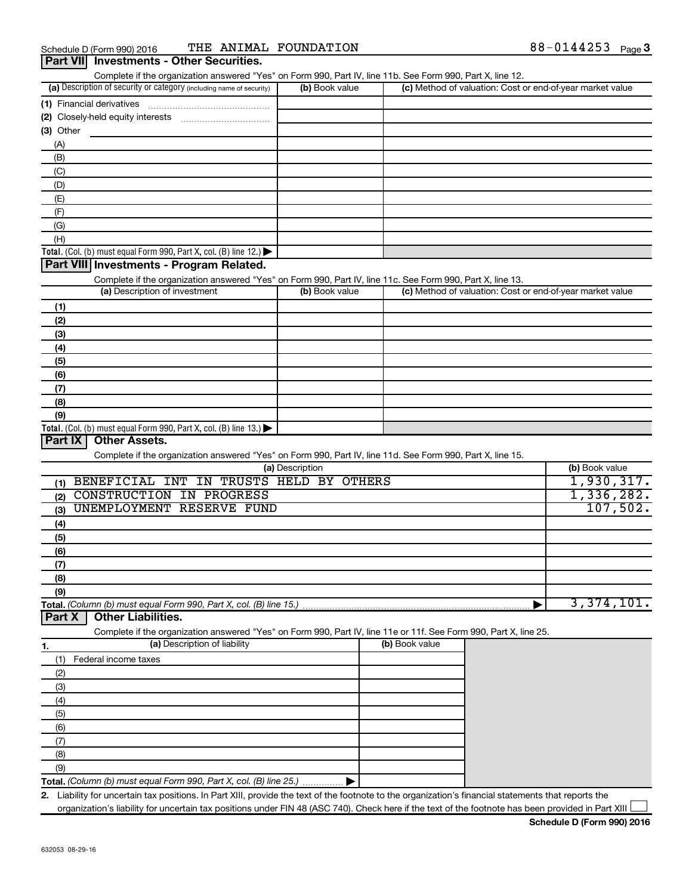Schedule D (Form 990) 2016 THE ANIMAL FOUNDATION 88-0144253 Page 3

## Part VII Investments - Other Securities.

Complete if the organization answered "Yes" on Form 990, Part IV, line 11b. See Form 990, Part X, line 12.

| (a) Description of security or category (including name of security) | (b) Book value | (c) Method of valuation: Cost or end-of-year market value |
|---|---|---|
| (1) Financial derivatives | | |
| (2) Closely-held equity interests | | |
| (3) Other | | |
| (A) | | |
| (B) | | |
| (C) | | |
| (D) | | |
| (E) | | |
| (F) | | |
| (G) | | |
| (H) | | |
| **Total.** (Col. (b) must equal Form 990, Part X, col. (B) line 12.) ▶ | | |

## Part VIII Investments - Program Related.

Complete if the organization answered "Yes" on Form 990, Part IV, line 11c. See Form 990, Part X, line 13.

| (a) Description of investment | (b) Book value | (c) Method of valuation: Cost or end-of-year market value |
|---|---|---|
| (1) | | |
| (2) | | |
| (3) | | |
| (4) | | |
| (5) | | |
| (6) | | |
| (7) | | |
| (8) | | |
| (9) | | |
| **Total.** (Col. (b) must equal Form 990, Part X, col. (B) line 13.) ▶ | | |

## Part IX Other Assets.

Complete if the organization answered "Yes" on Form 990, Part IV, line 11d. See Form 990, Part X, line 15.

| (a) Description | (b) Book value |
|---|---|
| (1) BENEFICIAL INT IN TRUSTS HELD BY OTHERS | 1,930,317. |
| (2) CONSTRUCTION IN PROGRESS | 1,336,282. |
| (3) UNEMPLOYMENT RESERVE FUND | 107,502. |
| (4) | |
| (5) | |
| (6) | |
| (7) | |
| (8) | |
| (9) | |
| **Total.** *(Column (b) must equal Form 990, Part X, col. (B) line 15.)* ▶ | 3,374,101. |

## Part X Other Liabilities.

Complete if the organization answered "Yes" on Form 990, Part IV, line 11e or 11f. See Form 990, Part X, line 25.

| 1. (a) Description of liability | (b) Book value |
|---|---|
| (1) Federal income taxes | |
| (2) | |
| (3) | |
| (4) | |
| (5) | |
| (6) | |
| (7) | |
| (8) | |
| (9) | |
| **Total.** *(Column (b) must equal Form 990, Part X, col. (B) line 25.)* ▶ | |

2. Liability for uncertain tax positions. In Part XIII, provide the text of the footnote to the organization's financial statements that reports the organization's liability for uncertain tax positions under FIN 48 (ASC 740). Check here if the text of the footnote has been provided in Part XIII ☐

Schedule D (Form 990) 2016

632053 08-29-16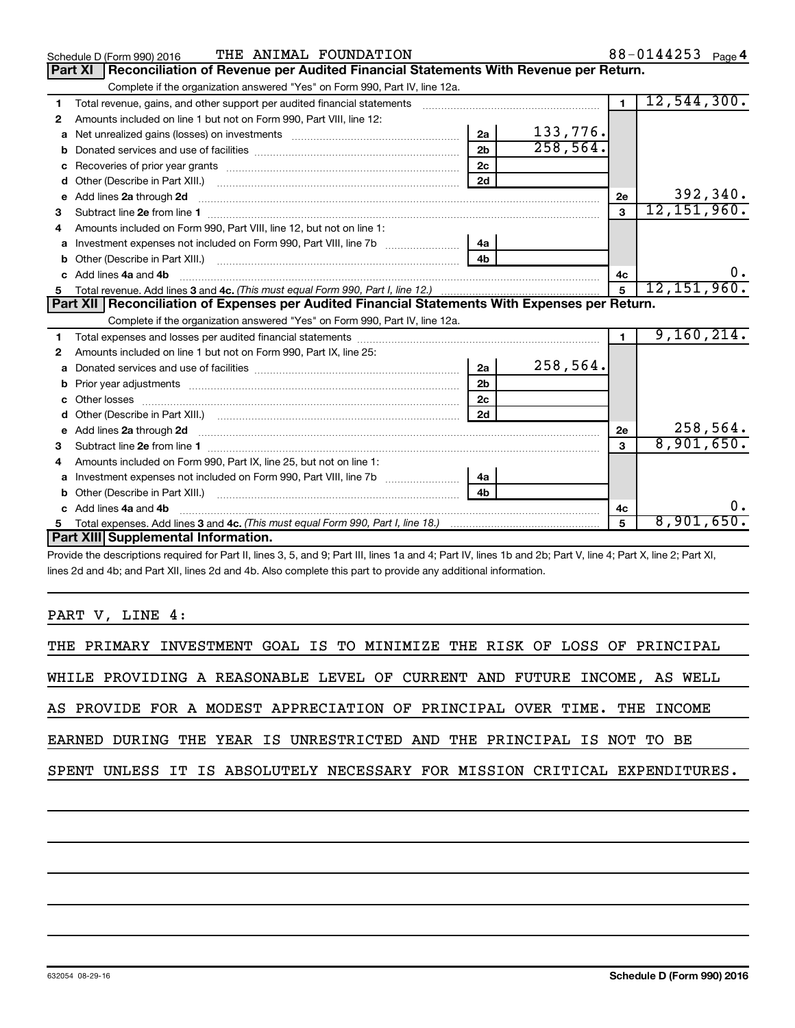Schedule D (Form 990) 2016 THE ANIMAL FOUNDATION 88-0144253 Page 4

## Part XI Reconciliation of Revenue per Audited Financial Statements With Revenue per Return.

Complete if the organization answered "Yes" on Form 990, Part IV, line 12a.

| | | | | | |
|---|---|---|---|---|---|
| 1 | Total revenue, gains, and other support per audited financial statements | | | 1 | 12,544,300. |
| 2 | Amounts included on line 1 but not on Form 990, Part VIII, line 12: | | | | |
| a | Net unrealized gains (losses) on investments | 2a | 133,776. | | |
| b | Donated services and use of facilities | 2b | 258,564. | | |
| c | Recoveries of prior year grants | 2c | | | |
| d | Other (Describe in Part XIII.) | 2d | | | |
| e | Add lines 2a through 2d | | | 2e | 392,340. |
| 3 | Subtract line 2e from line 1 | | | 3 | 12,151,960. |
| 4 | Amounts included on Form 990, Part VIII, line 12, but not on line 1: | | | | |
| a | Investment expenses not included on Form 990, Part VIII, line 7b | 4a | | | |
| b | Other (Describe in Part XIII.) | 4b | | | |
| c | Add lines 4a and 4b | | | 4c | 0. |
| 5 | Total revenue. Add lines 3 and 4c. *(This must equal Form 990, Part I, line 12.)* | | | 5 | 12,151,960. |

## Part XII Reconciliation of Expenses per Audited Financial Statements With Expenses per Return.

Complete if the organization answered "Yes" on Form 990, Part IV, line 12a.

| | | | | | |
|---|---|---|---|---|---|
| 1 | Total expenses and losses per audited financial statements | | | 1 | 9,160,214. |
| 2 | Amounts included on line 1 but not on Form 990, Part IX, line 25: | | | | |
| a | Donated services and use of facilities | 2a | 258,564. | | |
| b | Prior year adjustments | 2b | | | |
| c | Other losses | 2c | | | |
| d | Other (Describe in Part XIII.) | 2d | | | |
| e | Add lines 2a through 2d | | | 2e | 258,564. |
| 3 | Subtract line 2e from line 1 | | | 3 | 8,901,650. |
| 4 | Amounts included on Form 990, Part IX, line 25, but not on line 1: | | | | |
| a | Investment expenses not included on Form 990, Part VIII, line 7b | 4a | | | |
| b | Other (Describe in Part XIII.) | 4b | | | |
| c | Add lines 4a and 4b | | | 4c | 0. |
| 5 | Total expenses. Add lines 3 and 4c. *(This must equal Form 990, Part I, line 18.)* | | | 5 | 8,901,650. |

## Part XIII Supplemental Information.

Provide the descriptions required for Part II, lines 3, 5, and 9; Part III, lines 1a and 4; Part IV, lines 1b and 2b; Part V, line 4; Part X, line 2; Part XI, lines 2d and 4b; and Part XII, lines 2d and 4b. Also complete this part to provide any additional information.

PART V, LINE 4:

THE PRIMARY INVESTMENT GOAL IS TO MINIMIZE THE RISK OF LOSS OF PRINCIPAL WHILE PROVIDING A REASONABLE LEVEL OF CURRENT AND FUTURE INCOME, AS WELL AS PROVIDE FOR A MODEST APPRECIATION OF PRINCIPAL OVER TIME. THE INCOME EARNED DURING THE YEAR IS UNRESTRICTED AND THE PRINCIPAL IS NOT TO BE SPENT UNLESS IT IS ABSOLUTELY NECESSARY FOR MISSION CRITICAL EXPENDITURES.

632054 08-29-16 **Schedule D (Form 990) 2016**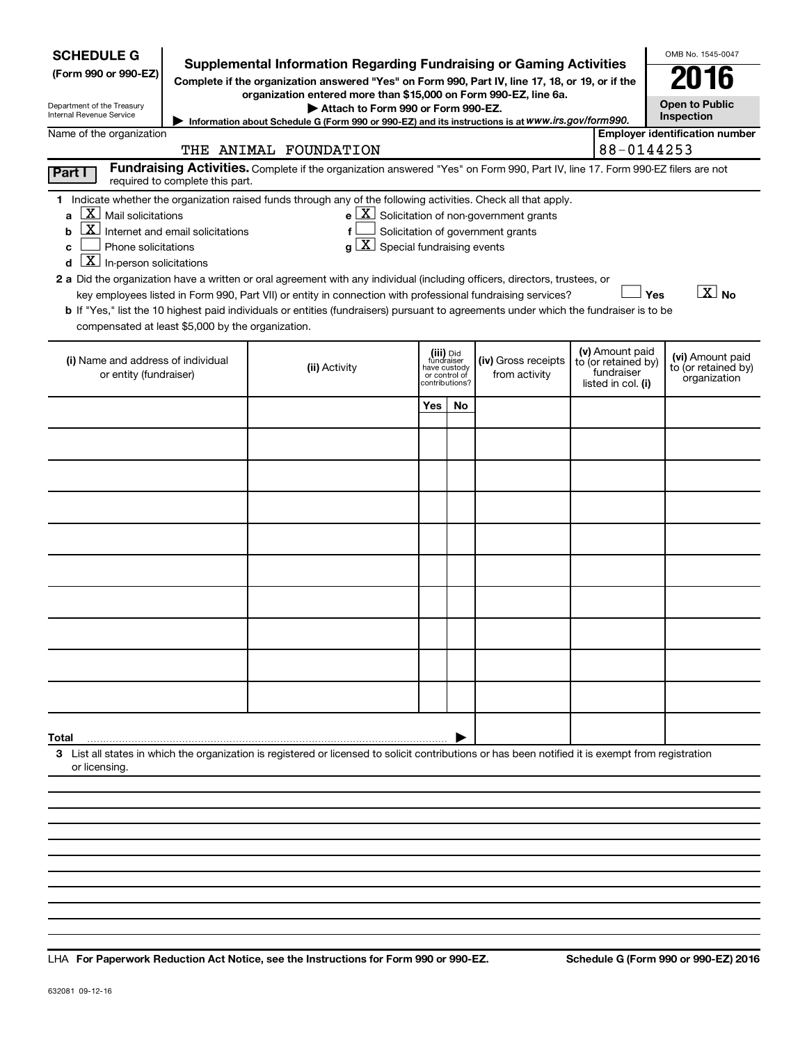**SCHEDULE G**
**(Form 990 or 990-EZ)**

Department of the Treasury
Internal Revenue Service

# Supplemental Information Regarding Fundraising or Gaming Activities

**Complete if the organization answered "Yes" on Form 990, Part IV, line 17, 18, or 19, or if the organization entered more than $15,000 on Form 990-EZ, line 6a.**

▶ **Attach to Form 990 or Form 990-EZ.**

▶ Information about Schedule G (Form 990 or 990-EZ) and its instructions is at *www.irs.gov/form990.*

OMB No. 1545-0047

**2016**

**Open to Public Inspection**

Name of the organization: THE ANIMAL FOUNDATION

**Employer identification number**: 88-0144253

**Part I** **Fundraising Activities.** Complete if the organization answered "Yes" on Form 990, Part IV, line 17. Form 990-EZ filers are not required to complete this part.

**1** Indicate whether the organization raised funds through any of the following activities. Check all that apply.

- **a** [X] Mail solicitations
- **b** [X] Internet and email solicitations
- **c** [ ] Phone solicitations
- **d** [X] In-person solicitations
- **e** [X] Solicitation of non-government grants
- **f** [ ] Solicitation of government grants
- **g** [X] Special fundraising events

**2 a** Did the organization have a written or oral agreement with any individual (including officers, directors, trustees, or key employees listed in Form 990, Part VII) or entity in connection with professional fundraising services? [ ] **Yes** [X] **No**

**b** If "Yes," list the 10 highest paid individuals or entities (fundraisers) pursuant to agreements under which the fundraiser is to be compensated at least $5,000 by the organization.

| (i) Name and address of individual or entity (fundraiser) | (ii) Activity | (iii) Did fundraiser have custody or control of contributions? | | (iv) Gross receipts from activity | (v) Amount paid to (or retained by) fundraiser listed in col. (i) | (vi) Amount paid to (or retained by) organization |
|---|---|---|---|---|---|---|
| | | Yes | No | | | |
| | | | | | | |
| | | | | | | |
| | | | | | | |
| | | | | | | |
| | | | | | | |
| | | | | | | |
| | | | | | | |
| | | | | | | |
| | | | | | | |
| | | | | | | |
| **Total** ▶ | | | | | | |

**3** List all states in which the organization is registered or licensed to solicit contributions or has been notified it is exempt from registration or licensing.

LHA **For Paperwork Reduction Act Notice, see the Instructions for Form 990 or 990-EZ.** **Schedule G (Form 990 or 990-EZ) 2016**

632081 09-12-16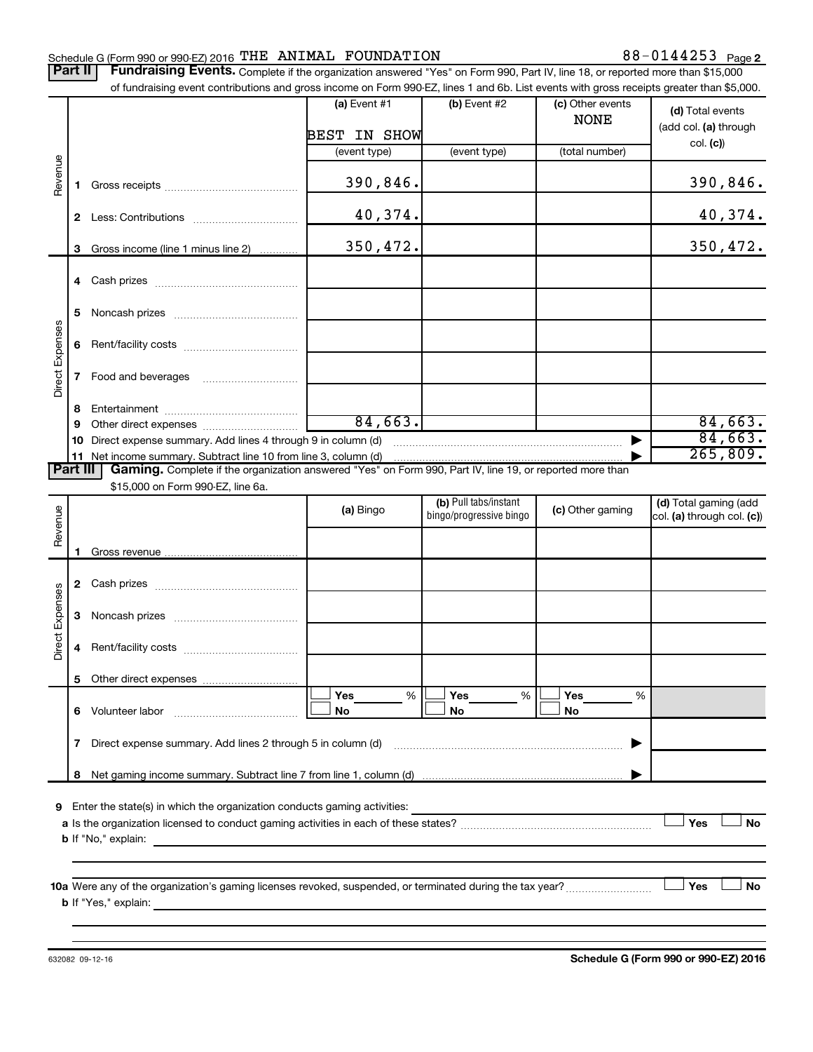Schedule G (Form 990 or 990-EZ) 2016 THE ANIMAL FOUNDATION 88-0144253 Page 2

**Part II** **Fundraising Events.** Complete if the organization answered "Yes" on Form 990, Part IV, line 18, or reported more than $15,000 of fundraising event contributions and gross income on Form 990-EZ, lines 1 and 6b. List events with gross receipts greater than $5,000.

| | | (a) Event #1 | (b) Event #2 | (c) Other events | (d) Total events (add col. (a) through col. (c)) |
|---|---|---|---|---|---|
| | | BEST IN SHOW | | NONE | |
| | | (event type) | (event type) | (total number) | |
| Revenue | 1 Gross receipts | 390,846. | | | 390,846. |
| | 2 Less: Contributions | 40,374. | | | 40,374. |
| | 3 Gross income (line 1 minus line 2) | 350,472. | | | 350,472. |
| Direct Expenses | 4 Cash prizes | | | | |
| | 5 Noncash prizes | | | | |
| | 6 Rent/facility costs | | | | |
| | 7 Food and beverages | | | | |
| | 8 Entertainment | | | | |
| | 9 Other direct expenses | 84,663. | | | 84,663. |
| | 10 Direct expense summary. Add lines 4 through 9 in column (d) | | | ▶ | 84,663. |
| | 11 Net income summary. Subtract line 10 from line 3, column (d) | | | ▶ | 265,809. |

**Part III** **Gaming.** Complete if the organization answered "Yes" on Form 990, Part IV, line 19, or reported more than $15,000 on Form 990-EZ, line 6a.

| | | (a) Bingo | (b) Pull tabs/instant bingo/progressive bingo | (c) Other gaming | (d) Total gaming (add col. (a) through col. (c)) |
|---|---|---|---|---|---|
| Revenue | 1 Gross revenue | | | | |
| Direct Expenses | 2 Cash prizes | | | | |
| | 3 Noncash prizes | | | | |
| | 4 Rent/facility costs | | | | |
| | 5 Other direct expenses | | | | |
| | 6 Volunteer labor | ☐ Yes ___ % ☐ No | ☐ Yes ___ % ☐ No | ☐ Yes ___ % ☐ No | |
| | 7 Direct expense summary. Add lines 2 through 5 in column (d) | | | ▶ | |
| | 8 Net gaming income summary. Subtract line 7 from line 1, column (d) | | | ▶ | |

9 Enter the state(s) in which the organization conducts gaming activities:

a Is the organization licensed to conduct gaming activities in each of these states? ☐ Yes ☐ No

b If "No," explain:

10a Were any of the organization's gaming licenses revoked, suspended, or terminated during the tax year? ☐ Yes ☐ No

b If "Yes," explain:

632082 09-12-16 **Schedule G (Form 990 or 990-EZ) 2016**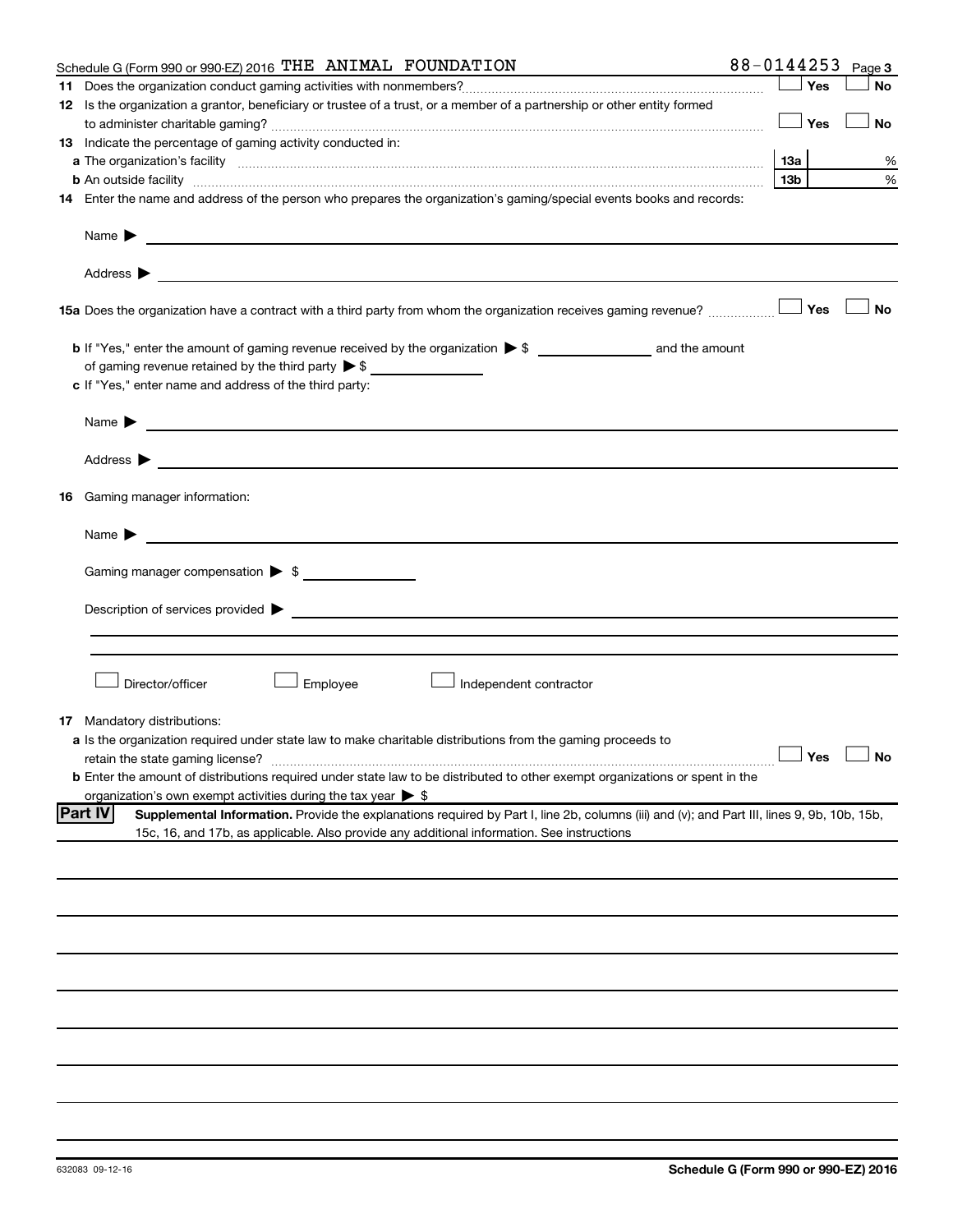Schedule G (Form 990 or 990-EZ) 2016 THE ANIMAL FOUNDATION 88-0144253

**11** Does the organization conduct gaming activities with nonmembers? ☐ Yes ☐ No

**12** Is the organization a grantor, beneficiary or trustee of a trust, or a member of a partnership or other entity formed to administer charitable gaming? ☐ Yes ☐ No

**13** Indicate the percentage of gaming activity conducted in:

**a** The organization's facility **13a** %

**b** An outside facility **13b** %

**14** Enter the name and address of the person who prepares the organization's gaming/special events books and records:

Name ▶

Address ▶

**15a** Does the organization have a contract with a third party from whom the organization receives gaming revenue? ☐ Yes ☐ No

**b** If "Yes," enter the amount of gaming revenue received by the organization ▶ $ \_\_\_\_\_\_\_\_ and the amount of gaming revenue retained by the third party ▶ $ \_\_\_\_\_\_\_\_

**c** If "Yes," enter name and address of the third party:

Name ▶

Address ▶

**16** Gaming manager information:

Name ▶

Gaming manager compensation ▶ $

Description of services provided ▶

☐ Director/officer ☐ Employee ☐ Independent contractor

**17** Mandatory distributions:

**a** Is the organization required under state law to make charitable distributions from the gaming proceeds to retain the state gaming license? ☐ Yes ☐ No

**b** Enter the amount of distributions required under state law to be distributed to other exempt organizations or spent in the organization's own exempt activities during the tax year ▶ $

**Part IV** **Supplemental Information.** Provide the explanations required by Part I, line 2b, columns (iii) and (v); and Part III, lines 9, 9b, 10b, 15b, 15c, 16, and 17b, as applicable. Also provide any additional information. See instructions

632083 09-12-16 **Schedule G (Form 990 or 990-EZ) 2016**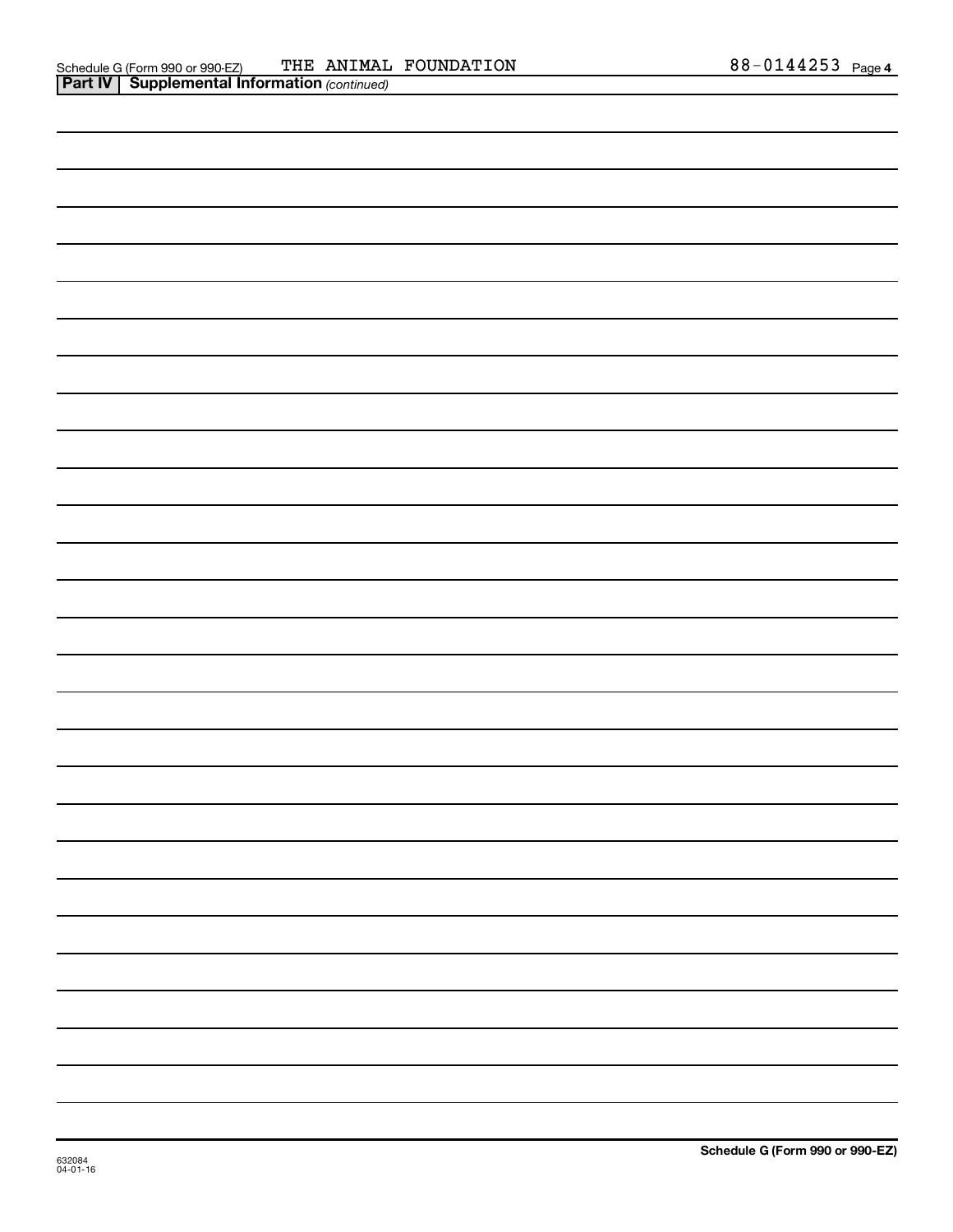Schedule G (Form 990 or 990-EZ) THE ANIMAL FOUNDATION 88-0144253 Page 4

**Part IV | Supplemental Information** *(continued)*

632084
04-01-16

**Schedule G (Form 990 or 990-EZ)**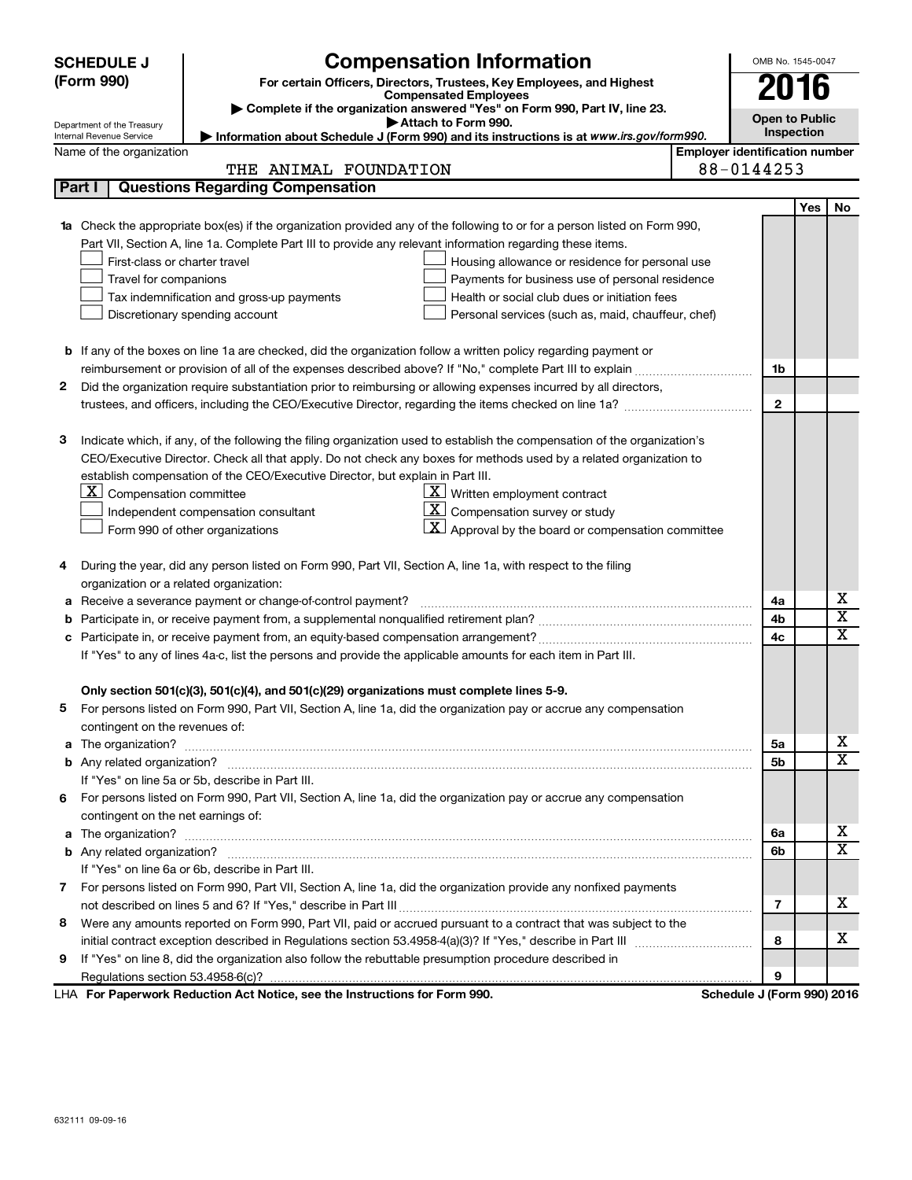# SCHEDULE J (Form 990)

## Compensation Information

**For certain Officers, Directors, Trustees, Key Employees, and Highest Compensated Employees**

▶ Complete if the organization answered "Yes" on Form 990, Part IV, line 23.

▶ Attach to Form 990.

▶ Information about Schedule J (Form 990) and its instructions is at *www.irs.gov/form990*.

Department of the Treasury
Internal Revenue Service

OMB No. 1545-0047

**2016**

**Open to Public Inspection**

Name of the organization: THE ANIMAL FOUNDATION

Employer identification number: 88-0144253

## Part I Questions Regarding Compensation

| | | | Yes | No |
|---|---|---|---|---|
| **1a** | Check the appropriate box(es) if the organization provided any of the following to or for a person listed on Form 990, Part VII, Section A, line 1a. Complete Part III to provide any relevant information regarding these items.<br>☐ First-class or charter travel ☐ Housing allowance or residence for personal use<br>☐ Travel for companions ☐ Payments for business use of personal residence<br>☐ Tax indemnification and gross-up payments ☐ Health or social club dues or initiation fees<br>☐ Discretionary spending account ☐ Personal services (such as, maid, chauffeur, chef) | | | |
| **b** | If any of the boxes on line 1a are checked, did the organization follow a written policy regarding payment or reimbursement or provision of all of the expenses described above? If "No," complete Part III to explain | 1b | | |
| **2** | Did the organization require substantiation prior to reimbursing or allowing expenses incurred by all directors, trustees, and officers, including the CEO/Executive Director, regarding the items checked on line 1a? | 2 | | |
| **3** | Indicate which, if any, of the following the filing organization used to establish the compensation of the organization's CEO/Executive Director. Check all that apply. Do not check any boxes for methods used by a related organization to establish compensation of the CEO/Executive Director, but explain in Part III.<br>☒ Compensation committee ☒ Written employment contract<br>☐ Independent compensation consultant ☒ Compensation survey or study<br>☐ Form 990 of other organizations ☒ Approval by the board or compensation committee | | | |
| **4** | During the year, did any person listed on Form 990, Part VII, Section A, line 1a, with respect to the filing organization or a related organization: | | | |
| **a** | Receive a severance payment or change-of-control payment? | 4a | | X |
| **b** | Participate in, or receive payment from, a supplemental nonqualified retirement plan? | 4b | | X |
| **c** | Participate in, or receive payment from, an equity-based compensation arrangement? | 4c | | X |
| | If "Yes" to any of lines 4a-c, list the persons and provide the applicable amounts for each item in Part III. | | | |
| | **Only section 501(c)(3), 501(c)(4), and 501(c)(29) organizations must complete lines 5-9.** | | | |
| **5** | For persons listed on Form 990, Part VII, Section A, line 1a, did the organization pay or accrue any compensation contingent on the revenues of: | | | |
| **a** | The organization? | 5a | | X |
| **b** | Any related organization? | 5b | | X |
| | If "Yes" on line 5a or 5b, describe in Part III. | | | |
| **6** | For persons listed on Form 990, Part VII, Section A, line 1a, did the organization pay or accrue any compensation contingent on the net earnings of: | | | |
| **a** | The organization? | 6a | | X |
| **b** | Any related organization? | 6b | | X |
| | If "Yes" on line 6a or 6b, describe in Part III. | | | |
| **7** | For persons listed on Form 990, Part VII, Section A, line 1a, did the organization provide any nonfixed payments not described on lines 5 and 6? If "Yes," describe in Part III | 7 | | X |
| **8** | Were any amounts reported on Form 990, Part VII, paid or accrued pursuant to a contract that was subject to the initial contract exception described in Regulations section 53.4958-4(a)(3)? If "Yes," describe in Part III | 8 | | X |
| **9** | If "Yes" on line 8, did the organization also follow the rebuttable presumption procedure described in Regulations section 53.4958-6(c)? | 9 | | |

LHA **For Paperwork Reduction Act Notice, see the Instructions for Form 990.** **Schedule J (Form 990) 2016**

632111 09-09-16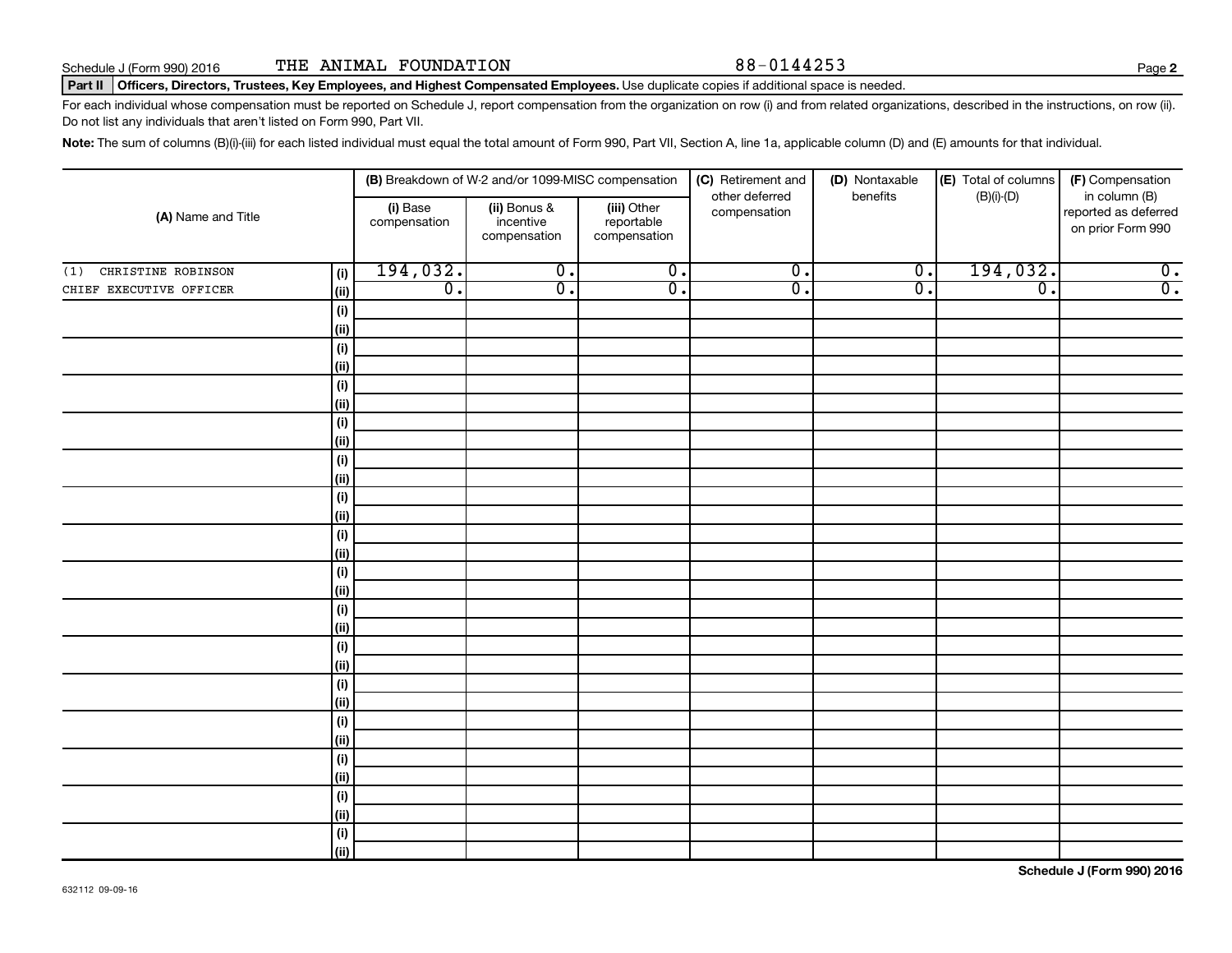Schedule J (Form 990) 2016 THE ANIMAL FOUNDATION 88-0144253

**Part II** **Officers, Directors, Trustees, Key Employees, and Highest Compensated Employees.** Use duplicate copies if additional space is needed.

For each individual whose compensation must be reported on Schedule J, report compensation from the organization on row (i) and from related organizations, described in the instructions, on row (ii). Do not list any individuals that aren't listed on Form 990, Part VII.

**Note:** The sum of columns (B)(i)-(iii) for each listed individual must equal the total amount of Form 990, Part VII, Section A, line 1a, applicable column (D) and (E) amounts for that individual.

| (A) Name and Title | | (B) Breakdown of W-2 and/or 1099-MISC compensation | | | (C) Retirement and other deferred compensation | (D) Nontaxable benefits | (E) Total of columns (B)(i)-(D) | (F) Compensation in column (B) reported as deferred on prior Form 990 |
|---|---|---|---|---|---|---|---|---|
| | | (i) Base compensation | (ii) Bonus & incentive compensation | (iii) Other reportable compensation | | | | |
| (1) CHRISTINE ROBINSON | (i) | 194,032. | 0. | 0. | 0. | 0. | 194,032. | 0. |
| CHIEF EXECUTIVE OFFICER | (ii) | 0. | 0. | 0. | 0. | 0. | 0. | 0. |
| | (i) | | | | | | | |
| | (ii) | | | | | | | |
| | (i) | | | | | | | |
| | (ii) | | | | | | | |
| | (i) | | | | | | | |
| | (ii) | | | | | | | |
| | (i) | | | | | | | |
| | (ii) | | | | | | | |
| | (i) | | | | | | | |
| | (ii) | | | | | | | |
| | (i) | | | | | | | |
| | (ii) | | | | | | | |
| | (i) | | | | | | | |
| | (ii) | | | | | | | |
| | (i) | | | | | | | |
| | (ii) | | | | | | | |
| | (i) | | | | | | | |
| | (ii) | | | | | | | |
| | (i) | | | | | | | |
| | (ii) | | | | | | | |
| | (i) | | | | | | | |
| | (ii) | | | | | | | |
| | (i) | | | | | | | |
| | (ii) | | | | | | | |
| | (i) | | | | | | | |
| | (ii) | | | | | | | |
| | (i) | | | | | | | |
| | (ii) | | | | | | | |
| | (i) | | | | | | | |
| | (ii) | | | | | | | |

**Schedule J (Form 990) 2016**

632112 09-09-16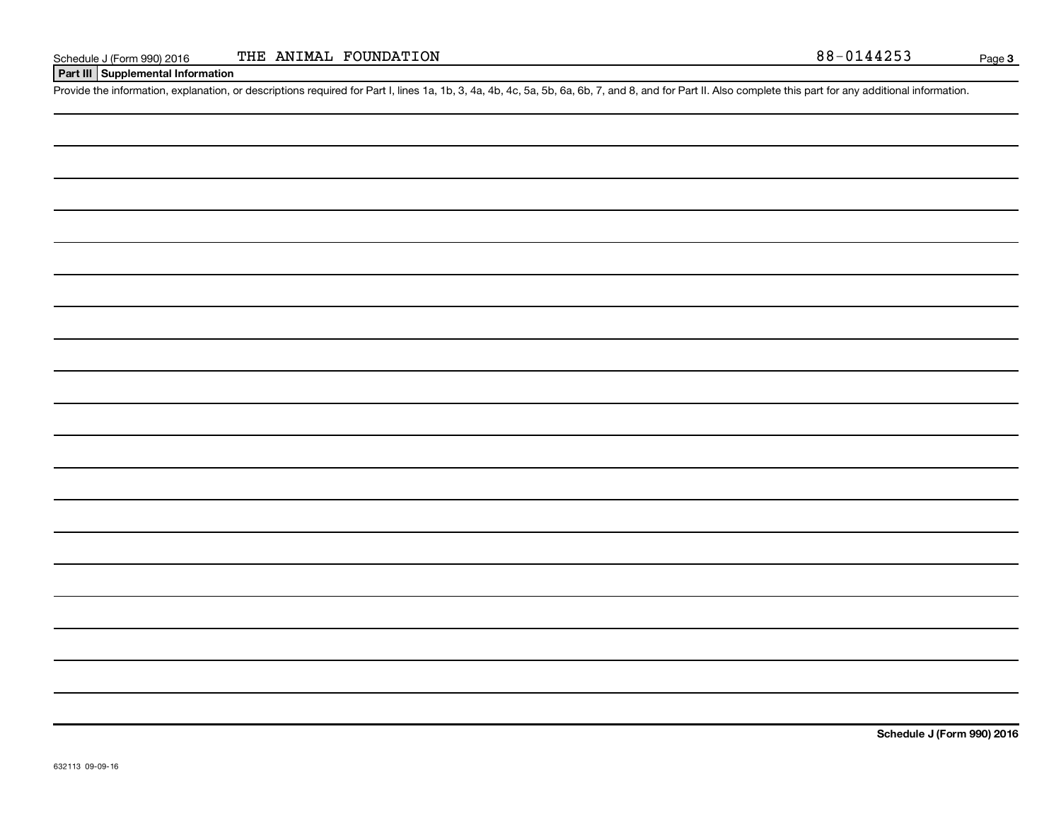Schedule J (Form 990) 2016 THE ANIMAL FOUNDATION 88-0144253

## Part III Supplemental Information

Provide the information, explanation, or descriptions required for Part I, lines 1a, 1b, 3, 4a, 4b, 4c, 5a, 5b, 6a, 6b, 7, and 8, and for Part II. Also complete this part for any additional information.

**Schedule J (Form 990) 2016**

632113 09-09-16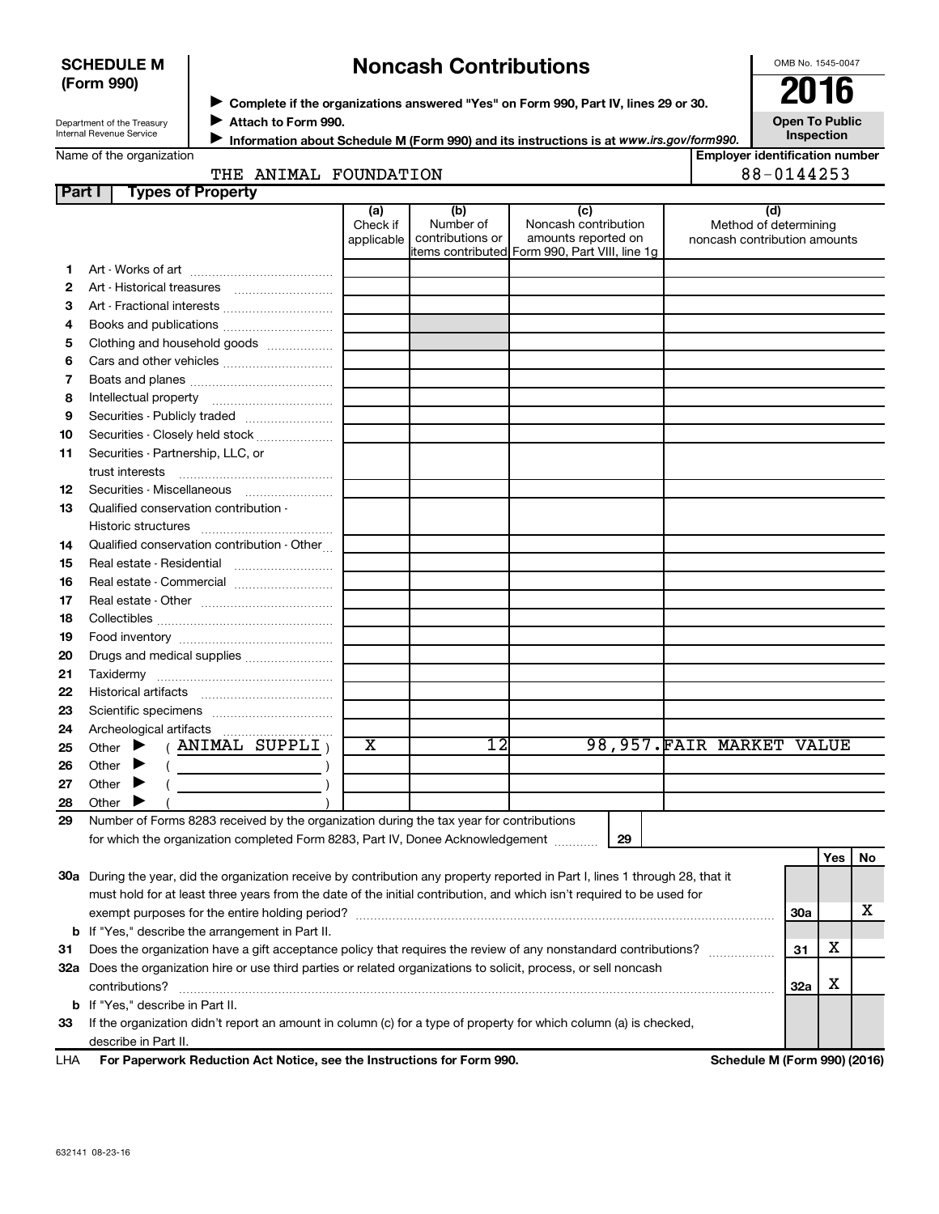**SCHEDULE M (Form 990)**

Department of the Treasury
Internal Revenue Service

# Noncash Contributions

▶ Complete if the organizations answered "Yes" on Form 990, Part IV, lines 29 or 30.
▶ Attach to Form 990.
▶ Information about Schedule M (Form 990) and its instructions is at *www.irs.gov/form990*.

OMB No. 1545-0047

**2016**

**Open To Public Inspection**

Name of the organization: THE ANIMAL FOUNDATION

Employer identification number: 88-0144253

## Part I Types of Property

| | | (a) Check if applicable | (b) Number of contributions or items contributed | (c) Noncash contribution amounts reported on Form 990, Part VIII, line 1g | (d) Method of determining noncash contribution amounts |
|---|---|---|---|---|---|
| 1 | Art - Works of art | | | | |
| 2 | Art - Historical treasures | | | | |
| 3 | Art - Fractional interests | | | | |
| 4 | Books and publications | | | | |
| 5 | Clothing and household goods | | | | |
| 6 | Cars and other vehicles | | | | |
| 7 | Boats and planes | | | | |
| 8 | Intellectual property | | | | |
| 9 | Securities - Publicly traded | | | | |
| 10 | Securities - Closely held stock | | | | |
| 11 | Securities - Partnership, LLC, or trust interests | | | | |
| 12 | Securities - Miscellaneous | | | | |
| 13 | Qualified conservation contribution - Historic structures | | | | |
| 14 | Qualified conservation contribution - Other | | | | |
| 15 | Real estate - Residential | | | | |
| 16 | Real estate - Commercial | | | | |
| 17 | Real estate - Other | | | | |
| 18 | Collectibles | | | | |
| 19 | Food inventory | | | | |
| 20 | Drugs and medical supplies | | | | |
| 21 | Taxidermy | | | | |
| 22 | Historical artifacts | | | | |
| 23 | Scientific specimens | | | | |
| 24 | Archeological artifacts | | | | |
| 25 | Other ▶ ( ANIMAL SUPPLI ) | X | 12 | 98,957. | FAIR MARKET VALUE |
| 26 | Other ▶ ( ) | | | | |
| 27 | Other ▶ ( ) | | | | |
| 28 | Other ▶ ( ) | | | | |

29 Number of Forms 8283 received by the organization during the tax year for contributions for which the organization completed Form 8283, Part IV, Donee Acknowledgement ..... 29

| | | | Yes | No |
|---|---|---|---|---|
| 30a | During the year, did the organization receive by contribution any property reported in Part I, lines 1 through 28, that it must hold for at least three years from the date of the initial contribution, and which isn't required to be used for exempt purposes for the entire holding period? | 30a | | X |
| b | If "Yes," describe the arrangement in Part II. | | | |
| 31 | Does the organization have a gift acceptance policy that requires the review of any nonstandard contributions? | 31 | X | |
| 32a | Does the organization hire or use third parties or related organizations to solicit, process, or sell noncash contributions? | 32a | X | |
| b | If "Yes," describe in Part II. | | | |
| 33 | If the organization didn't report an amount in column (c) for a type of property for which column (a) is checked, describe in Part II. | | | |

LHA **For Paperwork Reduction Act Notice, see the Instructions for Form 990.** **Schedule M (Form 990) (2016)**

632141 08-23-16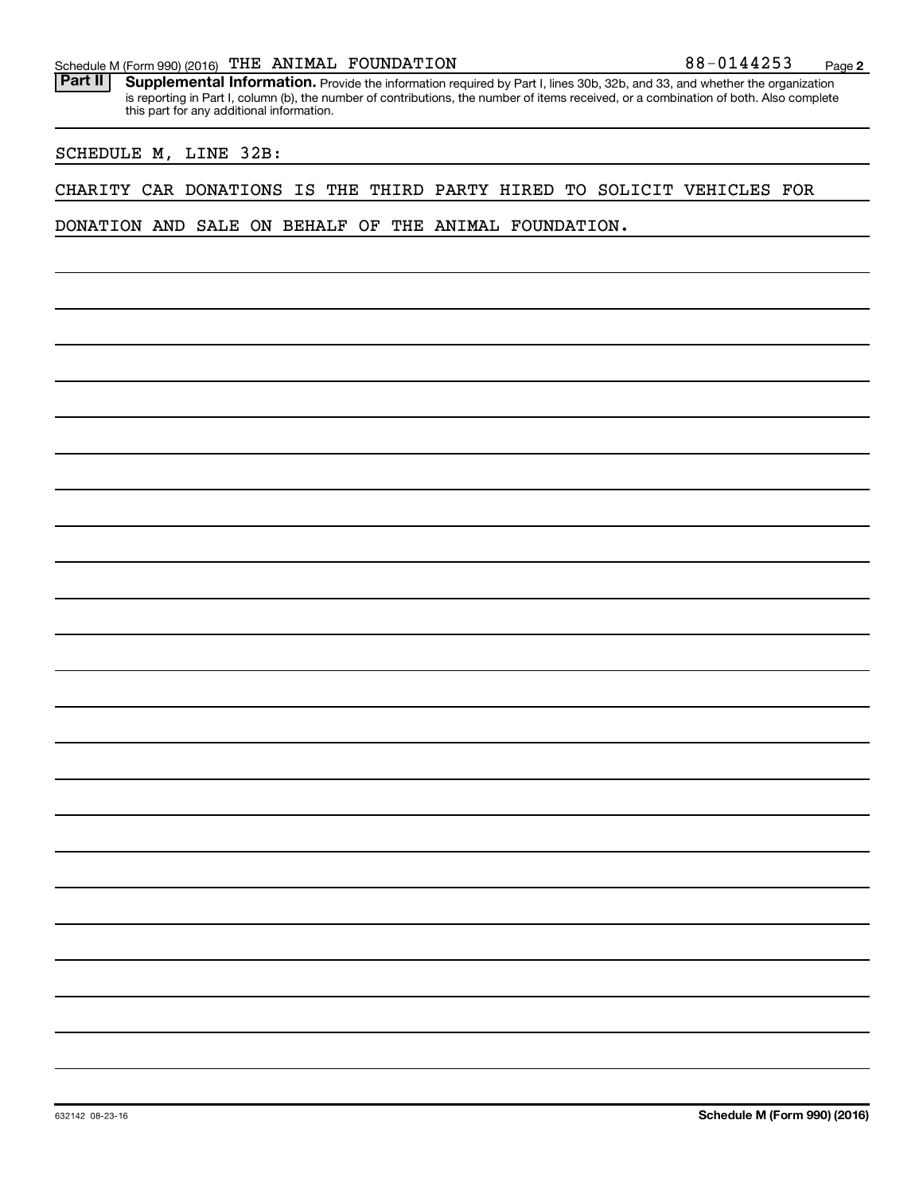**Part II** **Supplemental Information.** Provide the information required by Part I, lines 30b, 32b, and 33, and whether the organization is reporting in Part I, column (b), the number of contributions, the number of items received, or a combination of both. Also complete this part for any additional information.

SCHEDULE M, LINE 32B:

CHARITY CAR DONATIONS IS THE THIRD PARTY HIRED TO SOLICIT VEHICLES FOR DONATION AND SALE ON BEHALF OF THE ANIMAL FOUNDATION.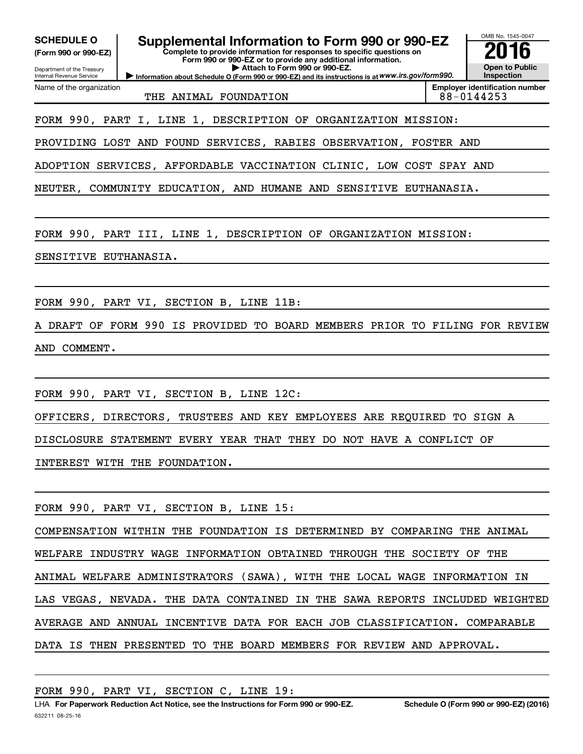**SCHEDULE O**
**(Form 990 or 990-EZ)**

Department of the Treasury
Internal Revenue Service

# Supplemental Information to Form 990 or 990-EZ

**Complete to provide information for responses to specific questions on Form 990 or 990-EZ or to provide any additional information.**
**▶ Attach to Form 990 or 990-EZ.**
**▶ Information about Schedule O (Form 990 or 990-EZ) and its instructions is at** *www.irs.gov/form990.*

OMB No. 1545-0047
**2016**
**Open to Public Inspection**

| Name of the organization | Employer identification number |
|---|---|
| THE ANIMAL FOUNDATION | 88-0144253 |

FORM 990, PART I, LINE 1, DESCRIPTION OF ORGANIZATION MISSION:

PROVIDING LOST AND FOUND SERVICES, RABIES OBSERVATION, FOSTER AND ADOPTION SERVICES, AFFORDABLE VACCINATION CLINIC, LOW COST SPAY AND NEUTER, COMMUNITY EDUCATION, AND HUMANE AND SENSITIVE EUTHANASIA.

FORM 990, PART III, LINE 1, DESCRIPTION OF ORGANIZATION MISSION:

SENSITIVE EUTHANASIA.

FORM 990, PART VI, SECTION B, LINE 11B:

A DRAFT OF FORM 990 IS PROVIDED TO BOARD MEMBERS PRIOR TO FILING FOR REVIEW AND COMMENT.

FORM 990, PART VI, SECTION B, LINE 12C:

OFFICERS, DIRECTORS, TRUSTEES AND KEY EMPLOYEES ARE REQUIRED TO SIGN A DISCLOSURE STATEMENT EVERY YEAR THAT THEY DO NOT HAVE A CONFLICT OF INTEREST WITH THE FOUNDATION.

FORM 990, PART VI, SECTION B, LINE 15:

COMPENSATION WITHIN THE FOUNDATION IS DETERMINED BY COMPARING THE ANIMAL WELFARE INDUSTRY WAGE INFORMATION OBTAINED THROUGH THE SOCIETY OF THE ANIMAL WELFARE ADMINISTRATORS (SAWA), WITH THE LOCAL WAGE INFORMATION IN LAS VEGAS, NEVADA. THE DATA CONTAINED IN THE SAWA REPORTS INCLUDED WEIGHTED AVERAGE AND ANNUAL INCENTIVE DATA FOR EACH JOB CLASSIFICATION. COMPARABLE DATA IS THEN PRESENTED TO THE BOARD MEMBERS FOR REVIEW AND APPROVAL.

FORM 990, PART VI, SECTION C, LINE 19:

LHA **For Paperwork Reduction Act Notice, see the Instructions for Form 990 or 990-EZ.** **Schedule O (Form 990 or 990-EZ) (2016)**
632211 08-25-16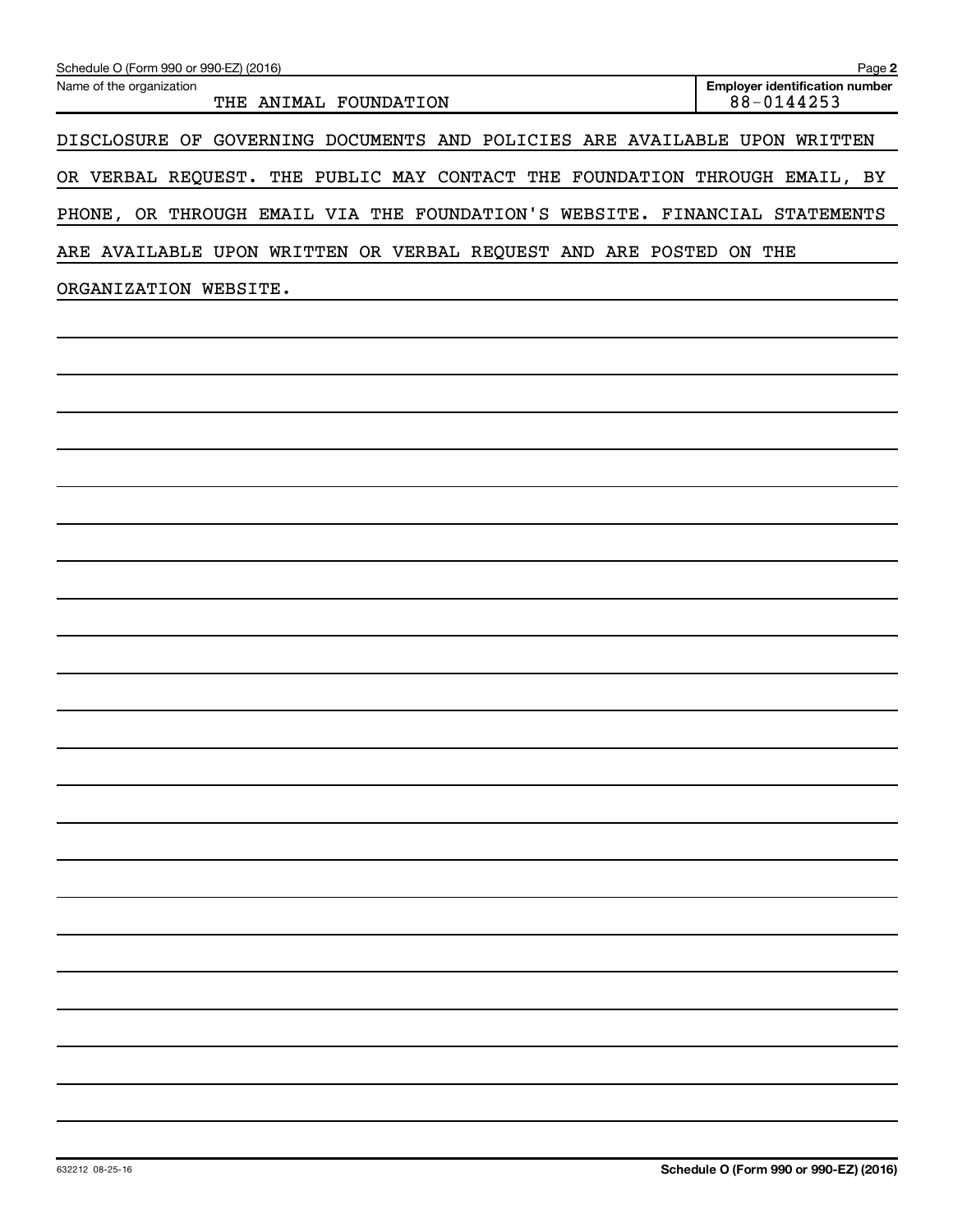Name of the organization: THE ANIMAL FOUNDATION

Employer identification number: 88-0144253

DISCLOSURE OF GOVERNING DOCUMENTS AND POLICIES ARE AVAILABLE UPON WRITTEN OR VERBAL REQUEST. THE PUBLIC MAY CONTACT THE FOUNDATION THROUGH EMAIL, BY PHONE, OR THROUGH EMAIL VIA THE FOUNDATION'S WEBSITE. FINANCIAL STATEMENTS ARE AVAILABLE UPON WRITTEN OR VERBAL REQUEST AND ARE POSTED ON THE ORGANIZATION WEBSITE.